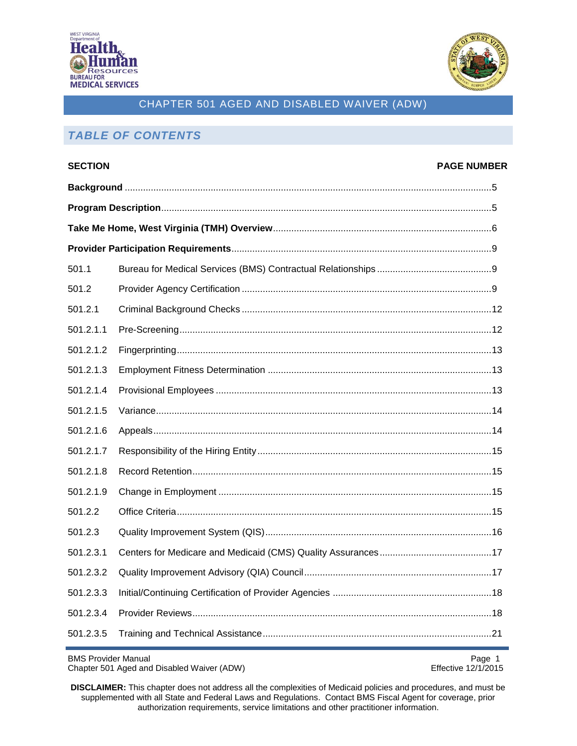# CHAPTER 501 AGED AND DISABLED WAIVER (ADW)

## *TABLE OF CONTENTS*

| SECTION | | PAGE NUMBER |
|---|---|---|
| **Background** | | 5 |
| **Program Description** | | 5 |
| **Take Me Home, West Virginia (TMH) Overview** | | 6 |
| **Provider Participation Requirements** | | 9 |
| 501.1 | Bureau for Medical Services (BMS) Contractual Relationships | 9 |
| 501.2 | Provider Agency Certification | 9 |
| 501.2.1 | Criminal Background Checks | 12 |
| 501.2.1.1 | Pre-Screening | 12 |
| 501.2.1.2 | Fingerprinting | 13 |
| 501.2.1.3 | Employment Fitness Determination | 13 |
| 501.2.1.4 | Provisional Employees | 13 |
| 501.2.1.5 | Variance | 14 |
| 501.2.1.6 | Appeals | 14 |
| 501.2.1.7 | Responsibility of the Hiring Entity | 15 |
| 501.2.1.8 | Record Retention | 15 |
| 501.2.1.9 | Change in Employment | 15 |
| 501.2.2 | Office Criteria | 15 |
| 501.2.3 | Quality Improvement System (QIS) | 16 |
| 501.2.3.1 | Centers for Medicare and Medicaid (CMS) Quality Assurances | 17 |
| 501.2.3.2 | Quality Improvement Advisory (QIA) Council | 17 |
| 501.2.3.3 | Initial/Continuing Certification of Provider Agencies | 18 |
| 501.2.3.4 | Provider Reviews | 18 |
| 501.2.3.5 | Training and Technical Assistance | 21 |

**DISCLAIMER:** This chapter does not address all the complexities of Medicaid policies and procedures, and must be supplemented with all State and Federal Laws and Regulations. Contact BMS Fiscal Agent for coverage, prior authorization requirements, service limitations and other practitioner information.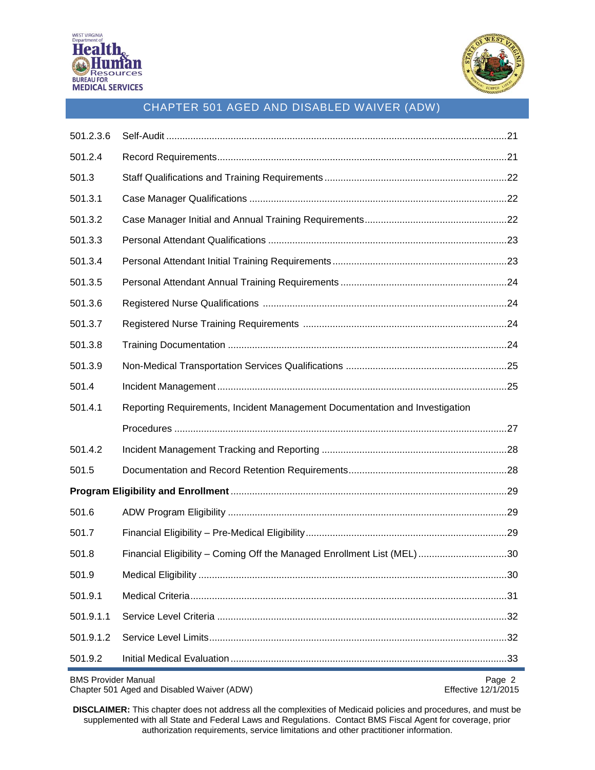| | | |
|---|---|---|
| 501.2.3.6 | Self-Audit | 21 |
| 501.2.4 | Record Requirements | 21 |
| 501.3 | Staff Qualifications and Training Requirements | 22 |
| 501.3.1 | Case Manager Qualifications | 22 |
| 501.3.2 | Case Manager Initial and Annual Training Requirements | 22 |
| 501.3.3 | Personal Attendant Qualifications | 23 |
| 501.3.4 | Personal Attendant Initial Training Requirements | 23 |
| 501.3.5 | Personal Attendant Annual Training Requirements | 24 |
| 501.3.6 | Registered Nurse Qualifications | 24 |
| 501.3.7 | Registered Nurse Training Requirements | 24 |
| 501.3.8 | Training Documentation | 24 |
| 501.3.9 | Non-Medical Transportation Services Qualifications | 25 |
| 501.4 | Incident Management | 25 |
| 501.4.1 | Reporting Requirements, Incident Management Documentation and Investigation Procedures | 27 |
| 501.4.2 | Incident Management Tracking and Reporting | 28 |
| 501.5 | Documentation and Record Retention Requirements | 28 |
| **Program Eligibility and Enrollment** | | 29 |
| 501.6 | ADW Program Eligibility | 29 |
| 501.7 | Financial Eligibility – Pre-Medical Eligibility | 29 |
| 501.8 | Financial Eligibility – Coming Off the Managed Enrollment List (MEL) | 30 |
| 501.9 | Medical Eligibility | 30 |
| 501.9.1 | Medical Criteria | 31 |
| 501.9.1.1 | Service Level Criteria | 32 |
| 501.9.1.2 | Service Level Limits | 32 |
| 501.9.2 | Initial Medical Evaluation | 33 |

**DISCLAIMER:** This chapter does not address all the complexities of Medicaid policies and procedures, and must be supplemented with all State and Federal Laws and Regulations. Contact BMS Fiscal Agent for coverage, prior authorization requirements, service limitations and other practitioner information.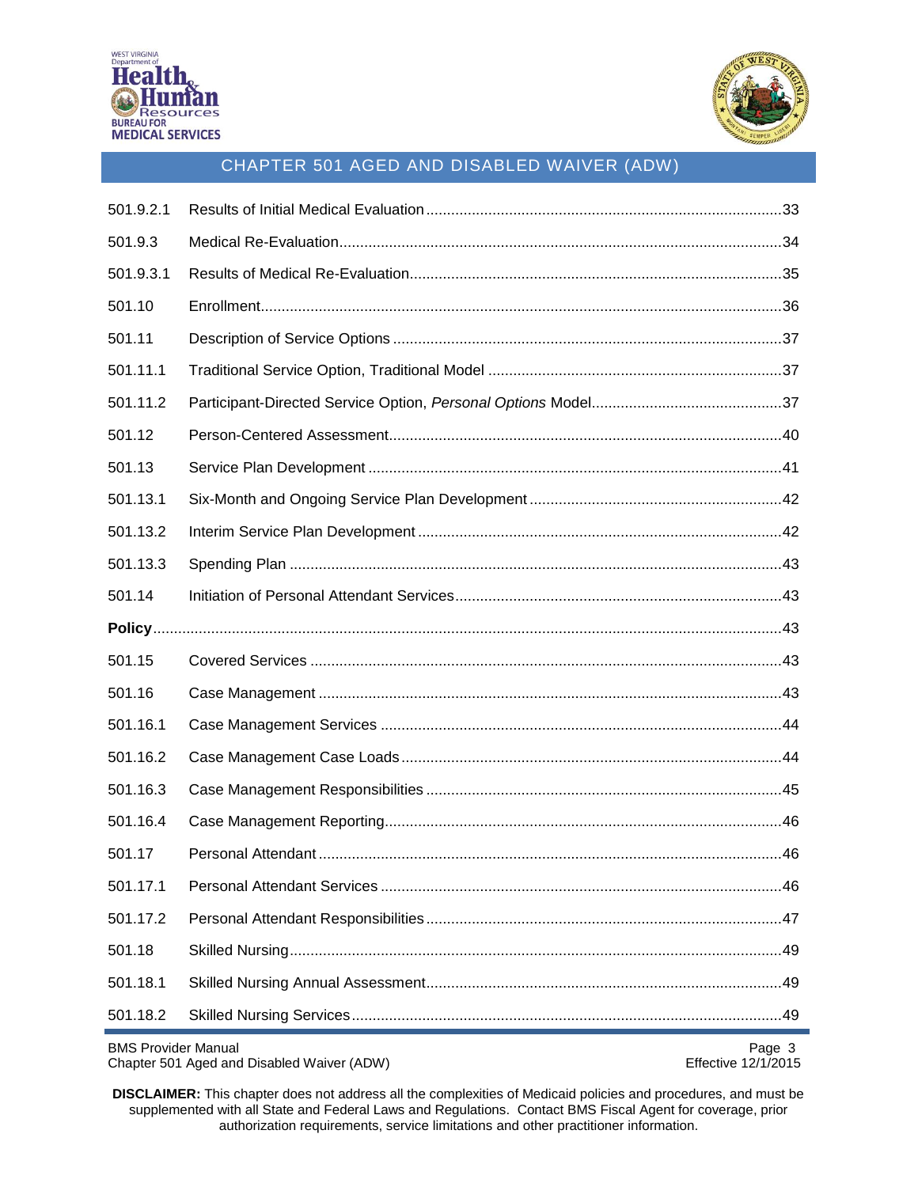| | | |
|---|---|---|
| 501.9.2.1 | Results of Initial Medical Evaluation | 33 |
| 501.9.3 | Medical Re-Evaluation | 34 |
| 501.9.3.1 | Results of Medical Re-Evaluation | 35 |
| 501.10 | Enrollment | 36 |
| 501.11 | Description of Service Options | 37 |
| 501.11.1 | Traditional Service Option, Traditional Model | 37 |
| 501.11.2 | Participant-Directed Service Option, *Personal Options* Model | 37 |
| 501.12 | Person-Centered Assessment | 40 |
| 501.13 | Service Plan Development | 41 |
| 501.13.1 | Six-Month and Ongoing Service Plan Development | 42 |
| 501.13.2 | Interim Service Plan Development | 42 |
| 501.13.3 | Spending Plan | 43 |
| 501.14 | Initiation of Personal Attendant Services | 43 |
| **Policy** | | 43 |
| 501.15 | Covered Services | 43 |
| 501.16 | Case Management | 43 |
| 501.16.1 | Case Management Services | 44 |
| 501.16.2 | Case Management Case Loads | 44 |
| 501.16.3 | Case Management Responsibilities | 45 |
| 501.16.4 | Case Management Reporting | 46 |
| 501.17 | Personal Attendant | 46 |
| 501.17.1 | Personal Attendant Services | 46 |
| 501.17.2 | Personal Attendant Responsibilities | 47 |
| 501.18 | Skilled Nursing | 49 |
| 501.18.1 | Skilled Nursing Annual Assessment | 49 |
| 501.18.2 | Skilled Nursing Services | 49 |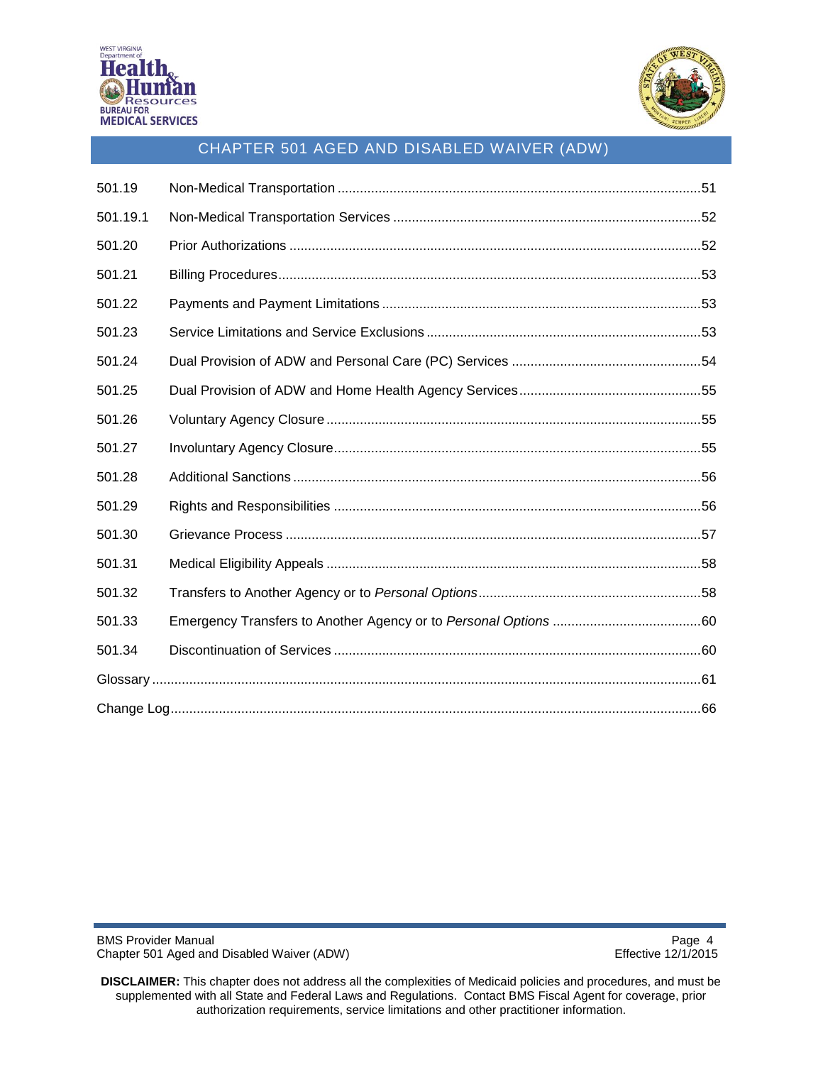| | | |
|---|---|---|
| 501.19 | Non-Medical Transportation | 51 |
| 501.19.1 | Non-Medical Transportation Services | 52 |
| 501.20 | Prior Authorizations | 52 |
| 501.21 | Billing Procedures | 53 |
| 501.22 | Payments and Payment Limitations | 53 |
| 501.23 | Service Limitations and Service Exclusions | 53 |
| 501.24 | Dual Provision of ADW and Personal Care (PC) Services | 54 |
| 501.25 | Dual Provision of ADW and Home Health Agency Services | 55 |
| 501.26 | Voluntary Agency Closure | 55 |
| 501.27 | Involuntary Agency Closure | 55 |
| 501.28 | Additional Sanctions | 56 |
| 501.29 | Rights and Responsibilities | 56 |
| 501.30 | Grievance Process | 57 |
| 501.31 | Medical Eligibility Appeals | 58 |
| 501.32 | Transfers to Another Agency or to *Personal Options* | 58 |
| 501.33 | Emergency Transfers to Another Agency or to *Personal Options* | 60 |
| 501.34 | Discontinuation of Services | 60 |
| Glossary | | 61 |
| Change Log | | 66 |

**DISCLAIMER:** This chapter does not address all the complexities of Medicaid policies and procedures, and must be supplemented with all State and Federal Laws and Regulations. Contact BMS Fiscal Agent for coverage, prior authorization requirements, service limitations and other practitioner information.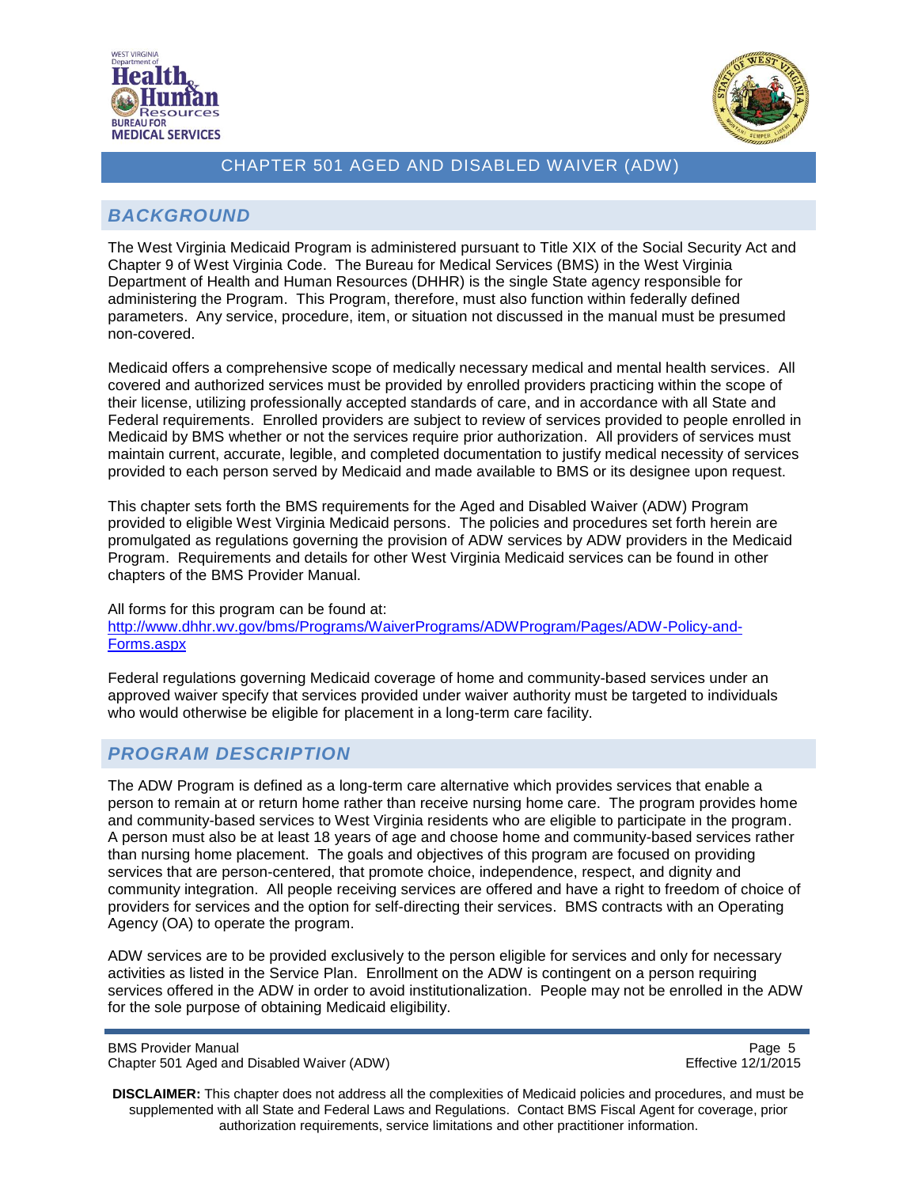## BACKGROUND

The West Virginia Medicaid Program is administered pursuant to Title XIX of the Social Security Act and Chapter 9 of West Virginia Code. The Bureau for Medical Services (BMS) in the West Virginia Department of Health and Human Resources (DHHR) is the single State agency responsible for administering the Program. This Program, therefore, must also function within federally defined parameters. Any service, procedure, item, or situation not discussed in the manual must be presumed non-covered.

Medicaid offers a comprehensive scope of medically necessary medical and mental health services. All covered and authorized services must be provided by enrolled providers practicing within the scope of their license, utilizing professionally accepted standards of care, and in accordance with all State and Federal requirements. Enrolled providers are subject to review of services provided to people enrolled in Medicaid by BMS whether or not the services require prior authorization. All providers of services must maintain current, accurate, legible, and completed documentation to justify medical necessity of services provided to each person served by Medicaid and made available to BMS or its designee upon request.

This chapter sets forth the BMS requirements for the Aged and Disabled Waiver (ADW) Program provided to eligible West Virginia Medicaid persons. The policies and procedures set forth herein are promulgated as regulations governing the provision of ADW services by ADW providers in the Medicaid Program. Requirements and details for other West Virginia Medicaid services can be found in other chapters of the BMS Provider Manual.

All forms for this program can be found at:
[http://www.dhhr.wv.gov/bms/Programs/WaiverPrograms/ADWProgram/Pages/ADW-Policy-and-Forms.aspx](http://www.dhhr.wv.gov/bms/Programs/WaiverPrograms/ADWProgram/Pages/ADW-Policy-and-Forms.aspx)

Federal regulations governing Medicaid coverage of home and community-based services under an approved waiver specify that services provided under waiver authority must be targeted to individuals who would otherwise be eligible for placement in a long-term care facility.

## PROGRAM DESCRIPTION

The ADW Program is defined as a long-term care alternative which provides services that enable a person to remain at or return home rather than receive nursing home care. The program provides home and community-based services to West Virginia residents who are eligible to participate in the program. A person must also be at least 18 years of age and choose home and community-based services rather than nursing home placement. The goals and objectives of this program are focused on providing services that are person-centered, that promote choice, independence, respect, and dignity and community integration. All people receiving services are offered and have a right to freedom of choice of providers for services and the option for self-directing their services. BMS contracts with an Operating Agency (OA) to operate the program.

ADW services are to be provided exclusively to the person eligible for services and only for necessary activities as listed in the Service Plan. Enrollment on the ADW is contingent on a person requiring services offered in the ADW in order to avoid institutionalization. People may not be enrolled in the ADW for the sole purpose of obtaining Medicaid eligibility.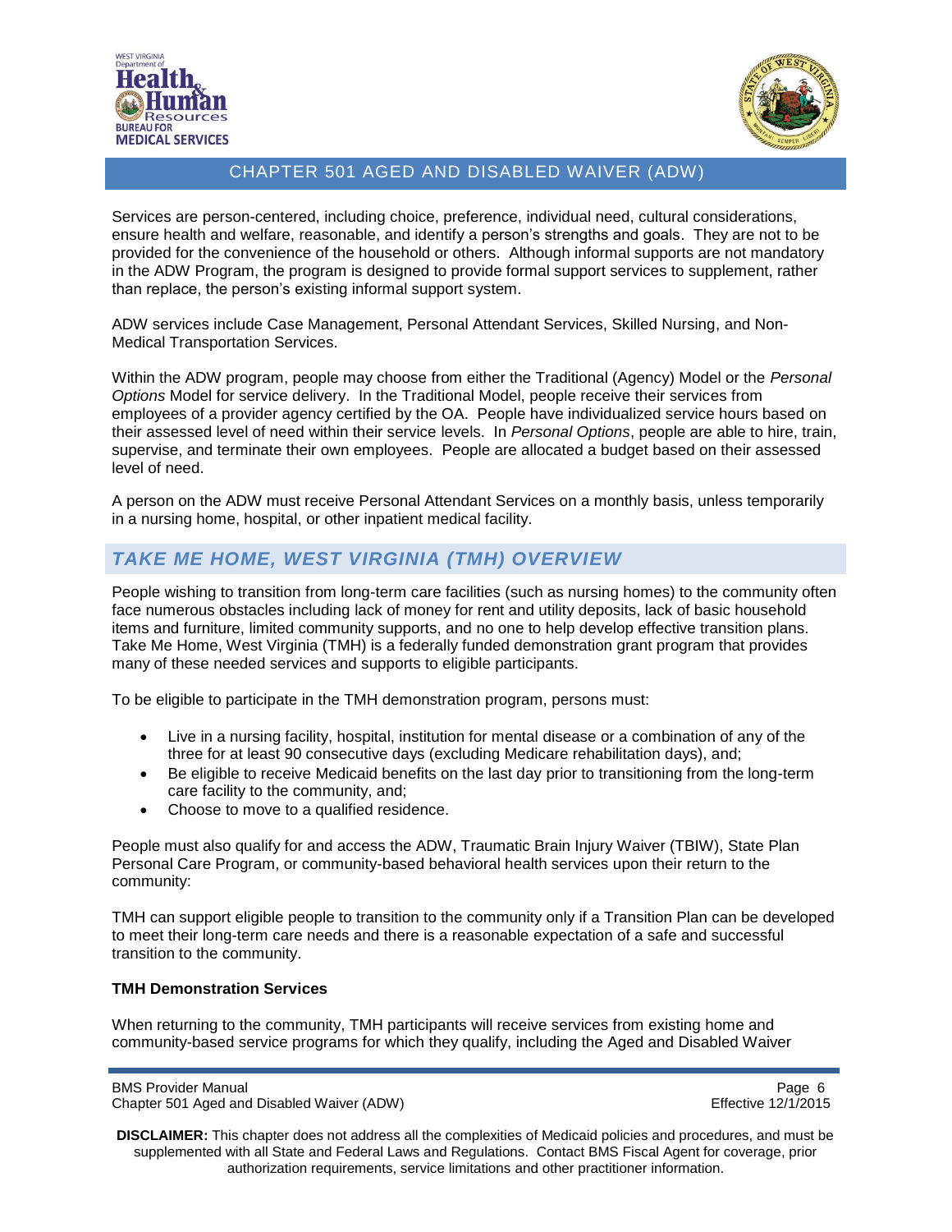Services are person-centered, including choice, preference, individual need, cultural considerations, ensure health and welfare, reasonable, and identify a person's strengths and goals. They are not to be provided for the convenience of the household or others. Although informal supports are not mandatory in the ADW Program, the program is designed to provide formal support services to supplement, rather than replace, the person's existing informal support system.

ADW services include Case Management, Personal Attendant Services, Skilled Nursing, and Non-Medical Transportation Services.

Within the ADW program, people may choose from either the Traditional (Agency) Model or the *Personal Options* Model for service delivery. In the Traditional Model, people receive their services from employees of a provider agency certified by the OA. People have individualized service hours based on their assessed level of need within their service levels. In *Personal Options*, people are able to hire, train, supervise, and terminate their own employees. People are allocated a budget based on their assessed level of need.

A person on the ADW must receive Personal Attendant Services on a monthly basis, unless temporarily in a nursing home, hospital, or other inpatient medical facility.

## *TAKE ME HOME, WEST VIRGINIA (TMH) OVERVIEW*

People wishing to transition from long-term care facilities (such as nursing homes) to the community often face numerous obstacles including lack of money for rent and utility deposits, lack of basic household items and furniture, limited community supports, and no one to help develop effective transition plans. Take Me Home, West Virginia (TMH) is a federally funded demonstration grant program that provides many of these needed services and supports to eligible participants.

To be eligible to participate in the TMH demonstration program, persons must:

- Live in a nursing facility, hospital, institution for mental disease or a combination of any of the three for at least 90 consecutive days (excluding Medicare rehabilitation days), and;
- Be eligible to receive Medicaid benefits on the last day prior to transitioning from the long-term care facility to the community, and;
- Choose to move to a qualified residence.

People must also qualify for and access the ADW, Traumatic Brain Injury Waiver (TBIW), State Plan Personal Care Program, or community-based behavioral health services upon their return to the community:

TMH can support eligible people to transition to the community only if a Transition Plan can be developed to meet their long-term care needs and there is a reasonable expectation of a safe and successful transition to the community.

**TMH Demonstration Services**

When returning to the community, TMH participants will receive services from existing home and community-based service programs for which they qualify, including the Aged and Disabled Waiver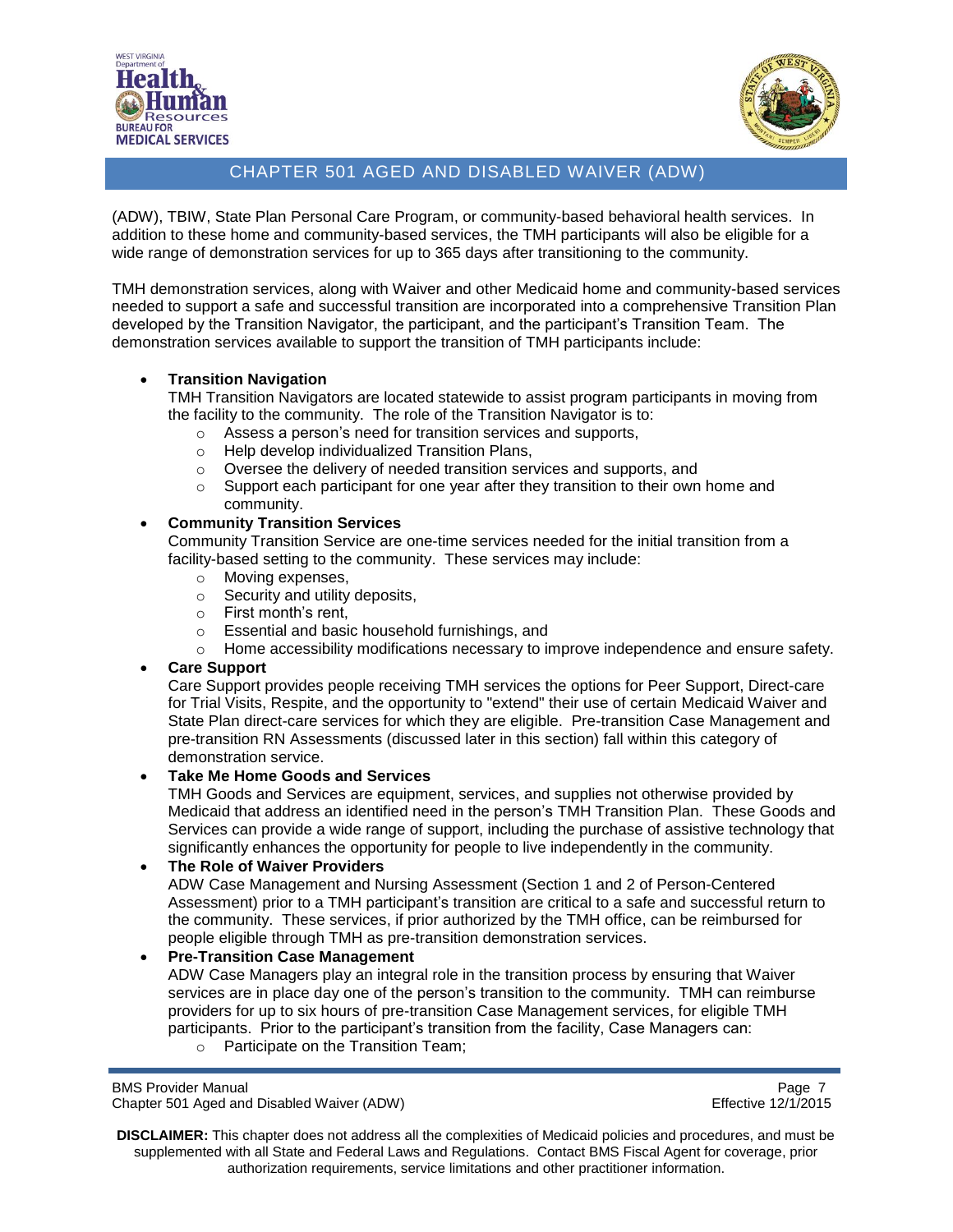(ADW), TBIW, State Plan Personal Care Program, or community-based behavioral health services. In addition to these home and community-based services, the TMH participants will also be eligible for a wide range of demonstration services for up to 365 days after transitioning to the community.

TMH demonstration services, along with Waiver and other Medicaid home and community-based services needed to support a safe and successful transition are incorporated into a comprehensive Transition Plan developed by the Transition Navigator, the participant, and the participant's Transition Team. The demonstration services available to support the transition of TMH participants include:

- **Transition Navigation**
  TMH Transition Navigators are located statewide to assist program participants in moving from the facility to the community. The role of the Transition Navigator is to:
  - Assess a person's need for transition services and supports,
  - Help develop individualized Transition Plans,
  - Oversee the delivery of needed transition services and supports, and
  - Support each participant for one year after they transition to their own home and community.
- **Community Transition Services**
  Community Transition Service are one-time services needed for the initial transition from a facility-based setting to the community. These services may include:
  - Moving expenses,
  - Security and utility deposits,
  - First month's rent,
  - Essential and basic household furnishings, and
  - Home accessibility modifications necessary to improve independence and ensure safety.
- **Care Support**
  Care Support provides people receiving TMH services the options for Peer Support, Direct-care for Trial Visits, Respite, and the opportunity to "extend" their use of certain Medicaid Waiver and State Plan direct-care services for which they are eligible. Pre-transition Case Management and pre-transition RN Assessments (discussed later in this section) fall within this category of demonstration service.
- **Take Me Home Goods and Services**
  TMH Goods and Services are equipment, services, and supplies not otherwise provided by Medicaid that address an identified need in the person's TMH Transition Plan. These Goods and Services can provide a wide range of support, including the purchase of assistive technology that significantly enhances the opportunity for people to live independently in the community.
- **The Role of Waiver Providers**
  ADW Case Management and Nursing Assessment (Section 1 and 2 of Person-Centered Assessment) prior to a TMH participant's transition are critical to a safe and successful return to the community. These services, if prior authorized by the TMH office, can be reimbursed for people eligible through TMH as pre-transition demonstration services.
- **Pre-Transition Case Management**
  ADW Case Managers play an integral role in the transition process by ensuring that Waiver services are in place day one of the person's transition to the community. TMH can reimburse providers for up to six hours of pre-transition Case Management services, for eligible TMH participants. Prior to the participant's transition from the facility, Case Managers can:
  - Participate on the Transition Team;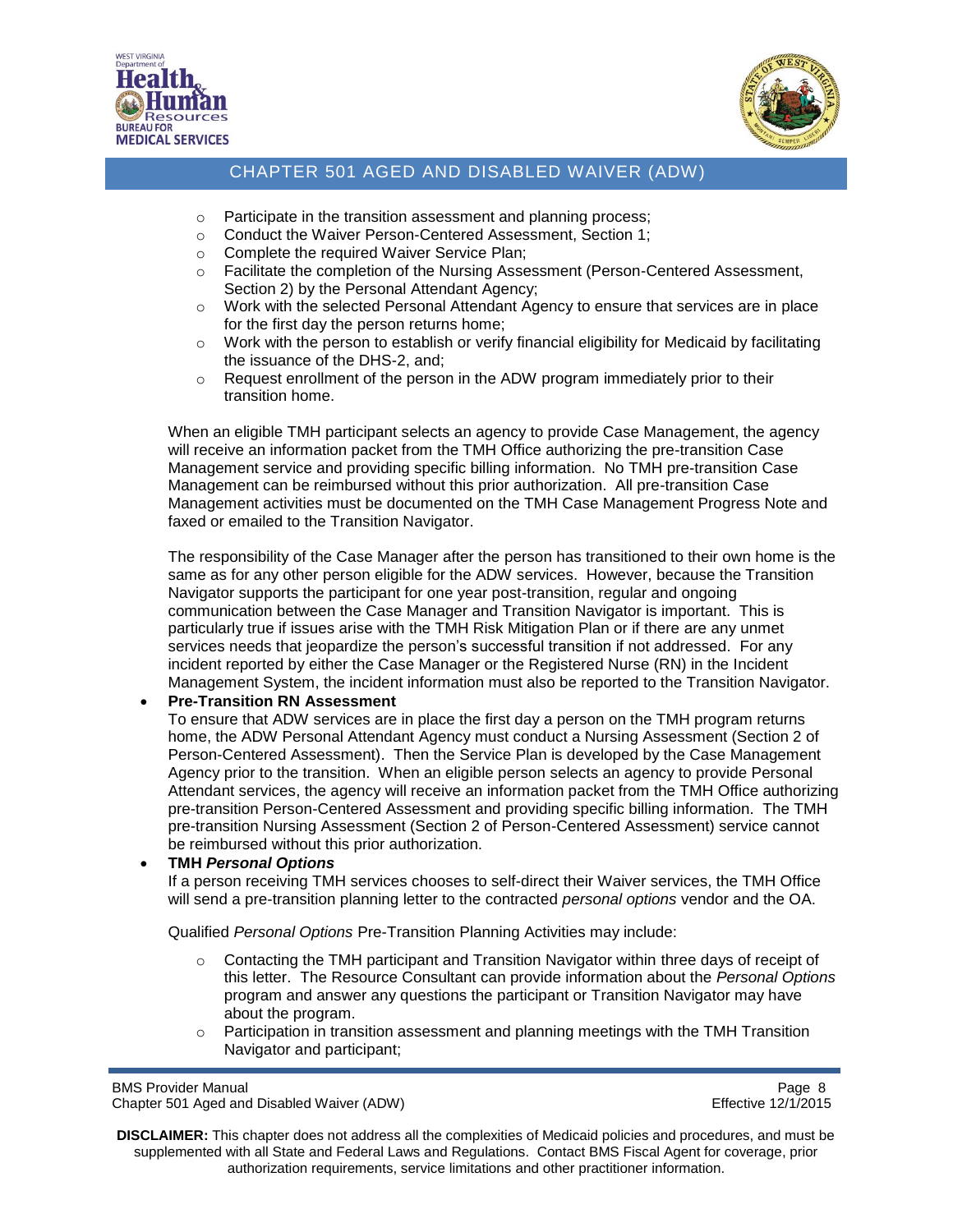- Participate in the transition assessment and planning process;
- Conduct the Waiver Person-Centered Assessment, Section 1;
- Complete the required Waiver Service Plan;
- Facilitate the completion of the Nursing Assessment (Person-Centered Assessment, Section 2) by the Personal Attendant Agency;
- Work with the selected Personal Attendant Agency to ensure that services are in place for the first day the person returns home;
- Work with the person to establish or verify financial eligibility for Medicaid by facilitating the issuance of the DHS-2, and;
- Request enrollment of the person in the ADW program immediately prior to their transition home.

When an eligible TMH participant selects an agency to provide Case Management, the agency will receive an information packet from the TMH Office authorizing the pre-transition Case Management service and providing specific billing information. No TMH pre-transition Case Management can be reimbursed without this prior authorization. All pre-transition Case Management activities must be documented on the TMH Case Management Progress Note and faxed or emailed to the Transition Navigator.

The responsibility of the Case Manager after the person has transitioned to their own home is the same as for any other person eligible for the ADW services. However, because the Transition Navigator supports the participant for one year post-transition, regular and ongoing communication between the Case Manager and Transition Navigator is important. This is particularly true if issues arise with the TMH Risk Mitigation Plan or if there are any unmet services needs that jeopardize the person's successful transition if not addressed. For any incident reported by either the Case Manager or the Registered Nurse (RN) in the Incident Management System, the incident information must also be reported to the Transition Navigator.

- **Pre-Transition RN Assessment**
  To ensure that ADW services are in place the first day a person on the TMH program returns home, the ADW Personal Attendant Agency must conduct a Nursing Assessment (Section 2 of Person-Centered Assessment). Then the Service Plan is developed by the Case Management Agency prior to the transition. When an eligible person selects an agency to provide Personal Attendant services, the agency will receive an information packet from the TMH Office authorizing pre-transition Person-Centered Assessment and providing specific billing information. The TMH pre-transition Nursing Assessment (Section 2 of Person-Centered Assessment) service cannot be reimbursed without this prior authorization.
- **TMH *Personal Options***
  If a person receiving TMH services chooses to self-direct their Waiver services, the TMH Office will send a pre-transition planning letter to the contracted *personal options* vendor and the OA.

  Qualified *Personal Options* Pre-Transition Planning Activities may include:

  - Contacting the TMH participant and Transition Navigator within three days of receipt of this letter. The Resource Consultant can provide information about the *Personal Options* program and answer any questions the participant or Transition Navigator may have about the program.
  - Participation in transition assessment and planning meetings with the TMH Transition Navigator and participant;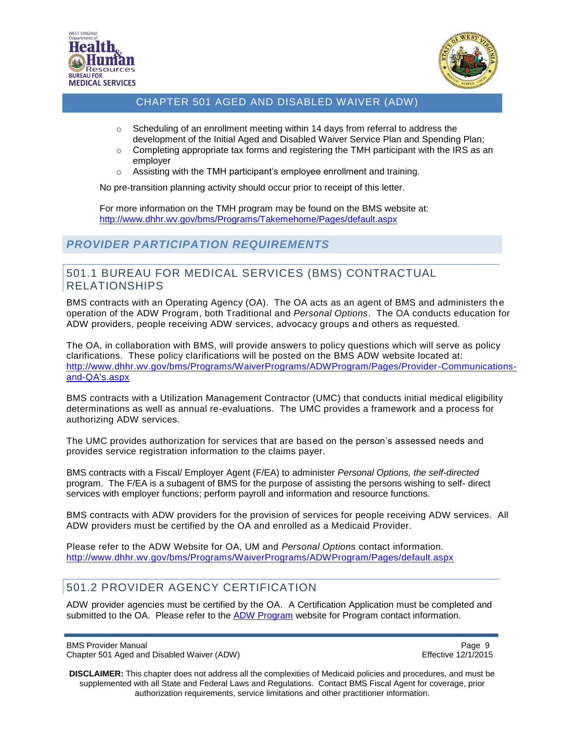- Scheduling of an enrollment meeting within 14 days from referral to address the development of the Initial Aged and Disabled Waiver Service Plan and Spending Plan;
- Completing appropriate tax forms and registering the TMH participant with the IRS as an employer
- Assisting with the TMH participant's employee enrollment and training.

No pre-transition planning activity should occur prior to receipt of this letter.

For more information on the TMH program may be found on the BMS website at: http://www.dhhr.wv.gov/bms/Programs/Takemehome/Pages/default.aspx

## *PROVIDER PARTICIPATION REQUIREMENTS*

### 501.1 BUREAU FOR MEDICAL SERVICES (BMS) CONTRACTUAL RELATIONSHIPS

BMS contracts with an Operating Agency (OA). The OA acts as an agent of BMS and administers the operation of the ADW Program, both Traditional and *Personal Options*. The OA conducts education for ADW providers, people receiving ADW services, advocacy groups and others as requested.

The OA, in collaboration with BMS, will provide answers to policy questions which will serve as policy clarifications. These policy clarifications will be posted on the BMS ADW website located at: http://www.dhhr.wv.gov/bms/Programs/WaiverPrograms/ADWProgram/Pages/Provider-Communications-and-QA's.aspx

BMS contracts with a Utilization Management Contractor (UMC) that conducts initial medical eligibility determinations as well as annual re-evaluations. The UMC provides a framework and a process for authorizing ADW services.

The UMC provides authorization for services that are based on the person's assessed needs and provides service registration information to the claims payer.

BMS contracts with a Fiscal/ Employer Agent (F/EA) to administer *Personal Options, the self-directed* program. The F/EA is a subagent of BMS for the purpose of assisting the persons wishing to self- direct services with employer functions; perform payroll and information and resource functions.

BMS contracts with ADW providers for the provision of services for people receiving ADW services. All ADW providers must be certified by the OA and enrolled as a Medicaid Provider.

Please refer to the ADW Website for OA, UM and *Personal Options* contact information. http://www.dhhr.wv.gov/bms/Programs/WaiverPrograms/ADWProgram/Pages/default.aspx

### 501.2 PROVIDER AGENCY CERTIFICATION

ADW provider agencies must be certified by the OA. A Certification Application must be completed and submitted to the OA. Please refer to the ADW Program website for Program contact information.

**DISCLAIMER:** This chapter does not address all the complexities of Medicaid policies and procedures, and must be supplemented with all State and Federal Laws and Regulations. Contact BMS Fiscal Agent for coverage, prior authorization requirements, service limitations and other practitioner information.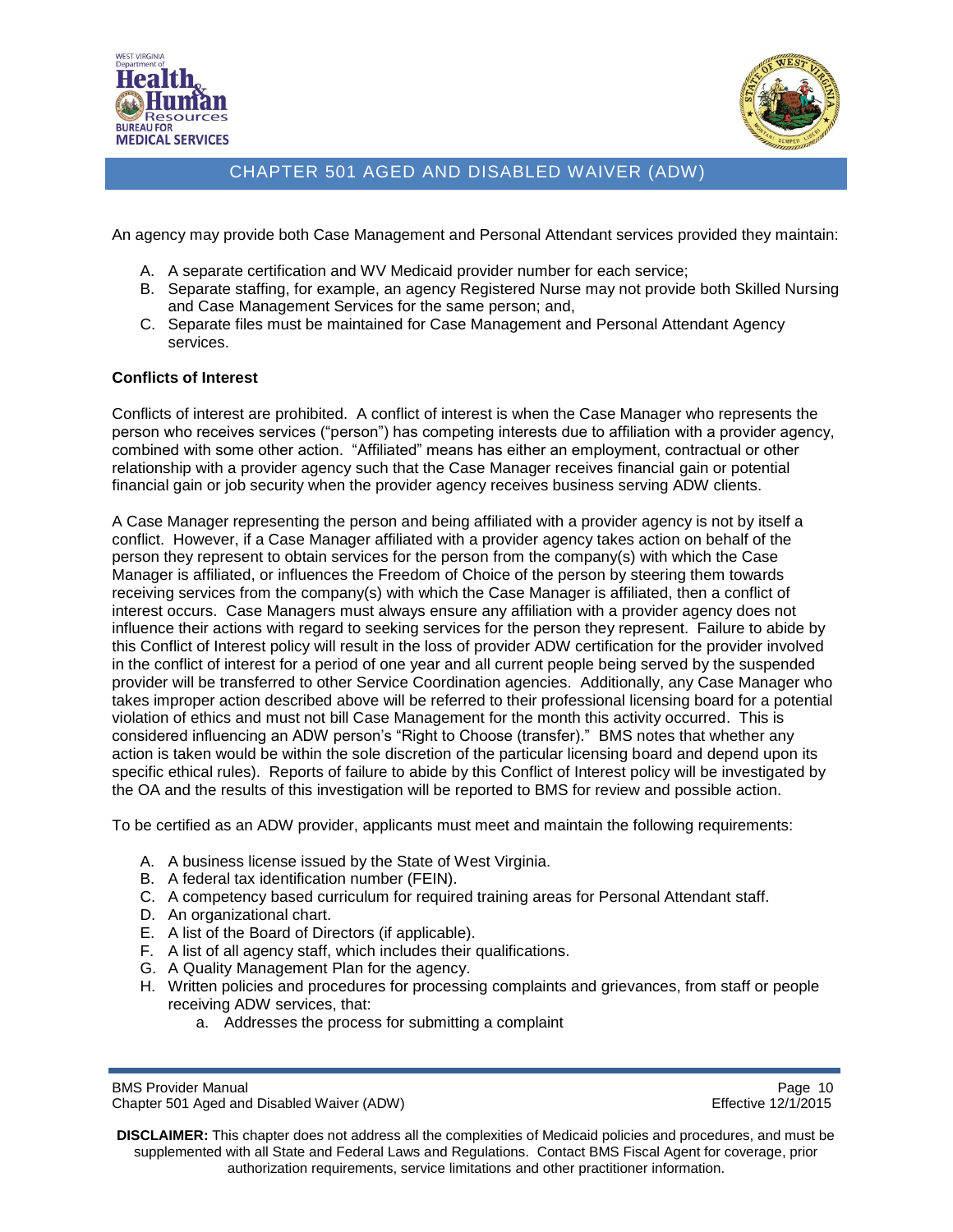An agency may provide both Case Management and Personal Attendant services provided they maintain:

A. A separate certification and WV Medicaid provider number for each service;
B. Separate staffing, for example, an agency Registered Nurse may not provide both Skilled Nursing and Case Management Services for the same person; and,
C. Separate files must be maintained for Case Management and Personal Attendant Agency services.

**Conflicts of Interest**

Conflicts of interest are prohibited. A conflict of interest is when the Case Manager who represents the person who receives services ("person") has competing interests due to affiliation with a provider agency, combined with some other action. "Affiliated" means has either an employment, contractual or other relationship with a provider agency such that the Case Manager receives financial gain or potential financial gain or job security when the provider agency receives business serving ADW clients.

A Case Manager representing the person and being affiliated with a provider agency is not by itself a conflict. However, if a Case Manager affiliated with a provider agency takes action on behalf of the person they represent to obtain services for the person from the company(s) with which the Case Manager is affiliated, or influences the Freedom of Choice of the person by steering them towards receiving services from the company(s) with which the Case Manager is affiliated, then a conflict of interest occurs. Case Managers must always ensure any affiliation with a provider agency does not influence their actions with regard to seeking services for the person they represent. Failure to abide by this Conflict of Interest policy will result in the loss of provider ADW certification for the provider involved in the conflict of interest for a period of one year and all current people being served by the suspended provider will be transferred to other Service Coordination agencies. Additionally, any Case Manager who takes improper action described above will be referred to their professional licensing board for a potential violation of ethics and must not bill Case Management for the month this activity occurred. This is considered influencing an ADW person's "Right to Choose (transfer)." BMS notes that whether any action is taken would be within the sole discretion of the particular licensing board and depend upon its specific ethical rules). Reports of failure to abide by this Conflict of Interest policy will be investigated by the OA and the results of this investigation will be reported to BMS for review and possible action.

To be certified as an ADW provider, applicants must meet and maintain the following requirements:

A. A business license issued by the State of West Virginia.
B. A federal tax identification number (FEIN).
C. A competency based curriculum for required training areas for Personal Attendant staff.
D. An organizational chart.
E. A list of the Board of Directors (if applicable).
F. A list of all agency staff, which includes their qualifications.
G. A Quality Management Plan for the agency.
H. Written policies and procedures for processing complaints and grievances, from staff or people receiving ADW services, that:
    a. Addresses the process for submitting a complaint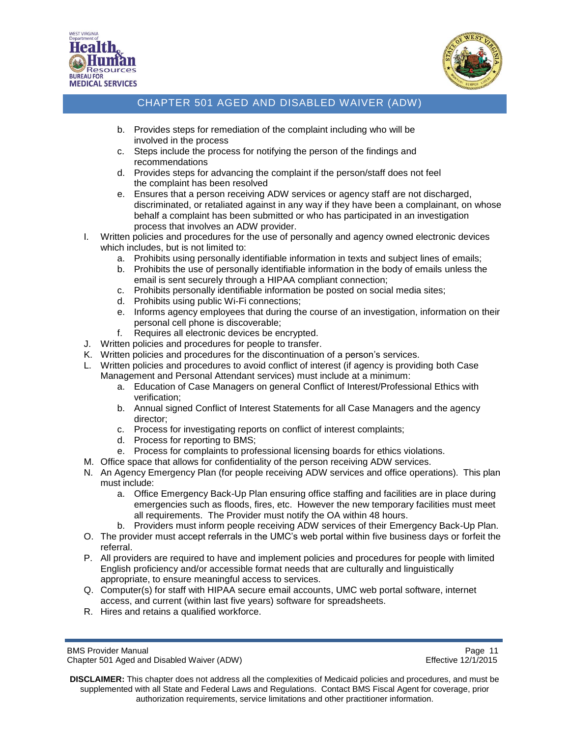b. Provides steps for remediation of the complaint including who will be involved in the process
   c. Steps include the process for notifying the person of the findings and recommendations
   d. Provides steps for advancing the complaint if the person/staff does not feel the complaint has been resolved
   e. Ensures that a person receiving ADW services or agency staff are not discharged, discriminated, or retaliated against in any way if they have been a complainant, on whose behalf a complaint has been submitted or who has participated in an investigation process that involves an ADW provider.

I. Written policies and procedures for the use of personally and agency owned electronic devices which includes, but is not limited to:
   a. Prohibits using personally identifiable information in texts and subject lines of emails;
   b. Prohibits the use of personally identifiable information in the body of emails unless the email is sent securely through a HIPAA compliant connection;
   c. Prohibits personally identifiable information be posted on social media sites;
   d. Prohibits using public Wi-Fi connections;
   e. Informs agency employees that during the course of an investigation, information on their personal cell phone is discoverable;
   f. Requires all electronic devices be encrypted.

J. Written policies and procedures for people to transfer.

K. Written policies and procedures for the discontinuation of a person's services.

L. Written policies and procedures to avoid conflict of interest (if agency is providing both Case Management and Personal Attendant services) must include at a minimum:
   a. Education of Case Managers on general Conflict of Interest/Professional Ethics with verification;
   b. Annual signed Conflict of Interest Statements for all Case Managers and the agency director;
   c. Process for investigating reports on conflict of interest complaints;
   d. Process for reporting to BMS;
   e. Process for complaints to professional licensing boards for ethics violations.

M. Office space that allows for confidentiality of the person receiving ADW services.

N. An Agency Emergency Plan (for people receiving ADW services and office operations). This plan must include:
   a. Office Emergency Back-Up Plan ensuring office staffing and facilities are in place during emergencies such as floods, fires, etc. However the new temporary facilities must meet all requirements. The Provider must notify the OA within 48 hours.
   b. Providers must inform people receiving ADW services of their Emergency Back-Up Plan.

O. The provider must accept referrals in the UMC's web portal within five business days or forfeit the referral.

P. All providers are required to have and implement policies and procedures for people with limited English proficiency and/or accessible format needs that are culturally and linguistically appropriate, to ensure meaningful access to services.

Q. Computer(s) for staff with HIPAA secure email accounts, UMC web portal software, internet access, and current (within last five years) software for spreadsheets.

R. Hires and retains a qualified workforce.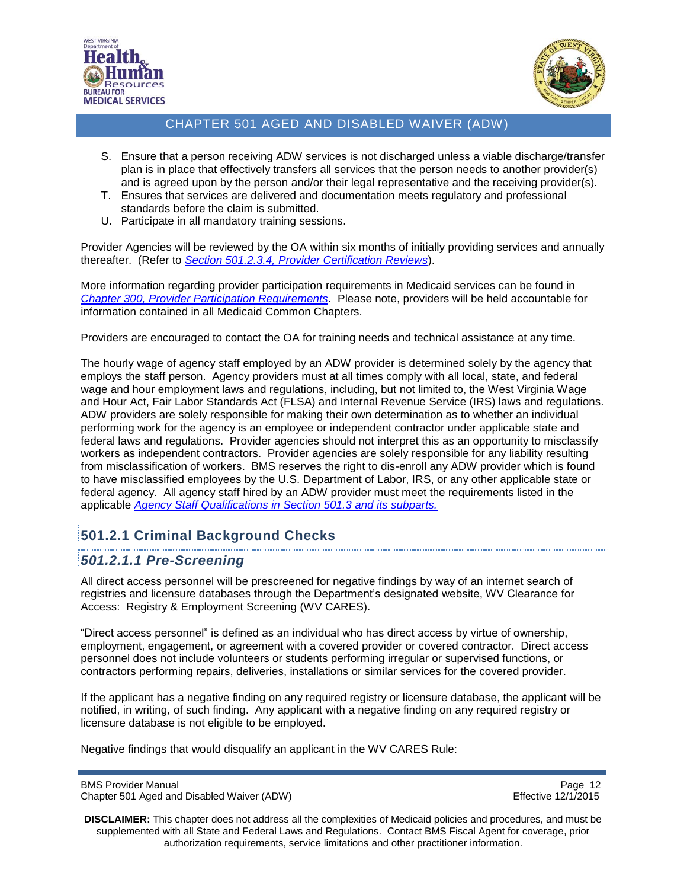S. Ensure that a person receiving ADW services is not discharged unless a viable discharge/transfer plan is in place that effectively transfers all services that the person needs to another provider(s) and is agreed upon by the person and/or their legal representative and the receiving provider(s).
T. Ensures that services are delivered and documentation meets regulatory and professional standards before the claim is submitted.
U. Participate in all mandatory training sessions.

Provider Agencies will be reviewed by the OA within six months of initially providing services and annually thereafter. (Refer to *Section 501.2.3.4, Provider Certification Reviews*).

More information regarding provider participation requirements in Medicaid services can be found in *Chapter 300, Provider Participation Requirements*. Please note, providers will be held accountable for information contained in all Medicaid Common Chapters.

Providers are encouraged to contact the OA for training needs and technical assistance at any time.

The hourly wage of agency staff employed by an ADW provider is determined solely by the agency that employs the staff person. Agency providers must at all times comply with all local, state, and federal wage and hour employment laws and regulations, including, but not limited to, the West Virginia Wage and Hour Act, Fair Labor Standards Act (FLSA) and Internal Revenue Service (IRS) laws and regulations. ADW providers are solely responsible for making their own determination as to whether an individual performing work for the agency is an employee or independent contractor under applicable state and federal laws and regulations. Provider agencies should not interpret this as an opportunity to misclassify workers as independent contractors. Provider agencies are solely responsible for any liability resulting from misclassification of workers. BMS reserves the right to dis-enroll any ADW provider which is found to have misclassified employees by the U.S. Department of Labor, IRS, or any other applicable state or federal agency. All agency staff hired by an ADW provider must meet the requirements listed in the applicable *Agency Staff Qualifications in Section 501.3 and its subparts.*

## 501.2.1 Criminal Background Checks

### *501.2.1.1 Pre-Screening*

All direct access personnel will be prescreened for negative findings by way of an internet search of registries and licensure databases through the Department's designated website, WV Clearance for Access: Registry & Employment Screening (WV CARES).

"Direct access personnel" is defined as an individual who has direct access by virtue of ownership, employment, engagement, or agreement with a covered provider or covered contractor. Direct access personnel does not include volunteers or students performing irregular or supervised functions, or contractors performing repairs, deliveries, installations or similar services for the covered provider.

If the applicant has a negative finding on any required registry or licensure database, the applicant will be notified, in writing, of such finding. Any applicant with a negative finding on any required registry or licensure database is not eligible to be employed.

Negative findings that would disqualify an applicant in the WV CARES Rule: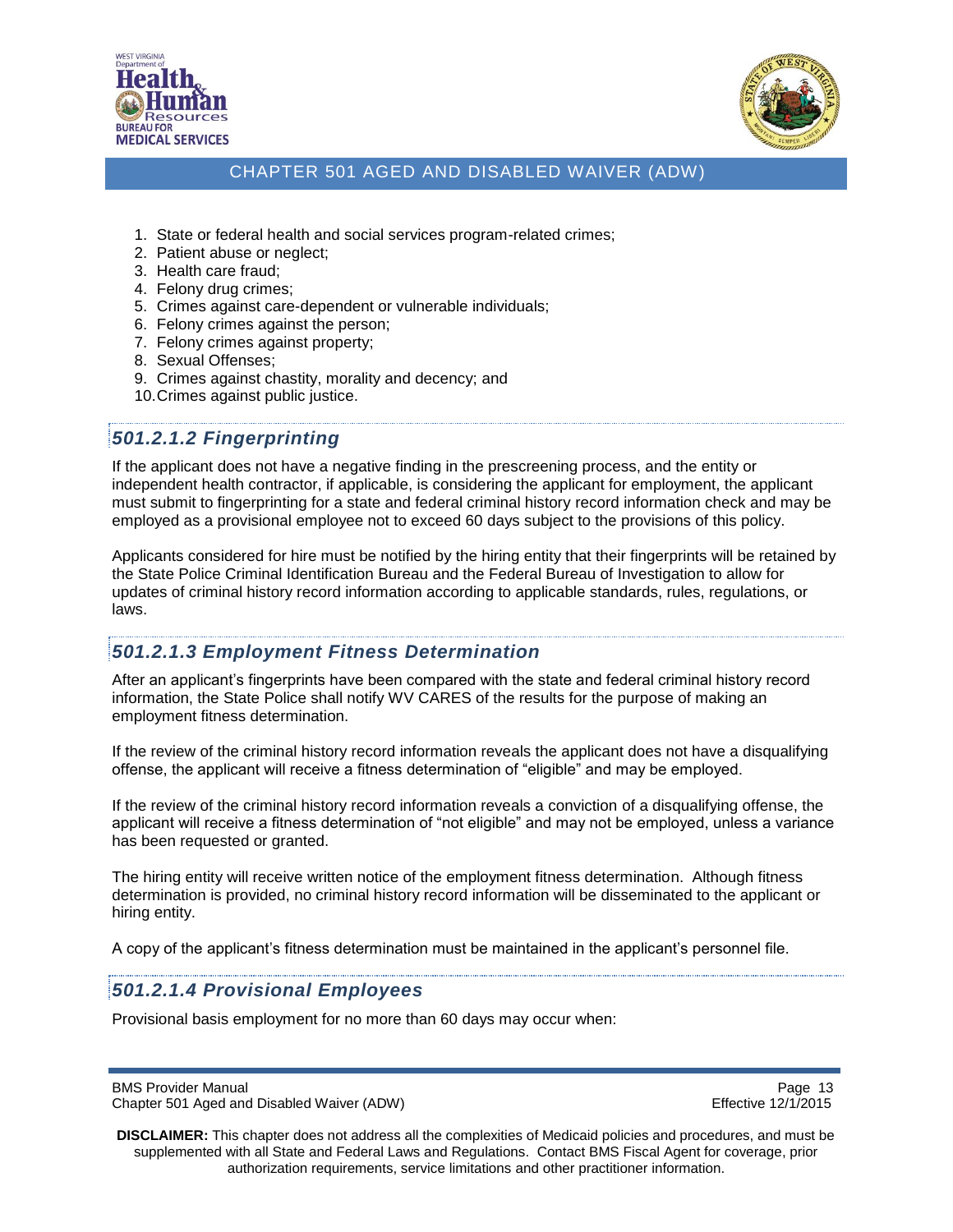1. State or federal health and social services program-related crimes;
2. Patient abuse or neglect;
3. Health care fraud;
4. Felony drug crimes;
5. Crimes against care-dependent or vulnerable individuals;
6. Felony crimes against the person;
7. Felony crimes against property;
8. Sexual Offenses;
9. Crimes against chastity, morality and decency; and
10. Crimes against public justice.

### *501.2.1.2 Fingerprinting*

If the applicant does not have a negative finding in the prescreening process, and the entity or independent health contractor, if applicable, is considering the applicant for employment, the applicant must submit to fingerprinting for a state and federal criminal history record information check and may be employed as a provisional employee not to exceed 60 days subject to the provisions of this policy.

Applicants considered for hire must be notified by the hiring entity that their fingerprints will be retained by the State Police Criminal Identification Bureau and the Federal Bureau of Investigation to allow for updates of criminal history record information according to applicable standards, rules, regulations, or laws.

### *501.2.1.3 Employment Fitness Determination*

After an applicant's fingerprints have been compared with the state and federal criminal history record information, the State Police shall notify WV CARES of the results for the purpose of making an employment fitness determination.

If the review of the criminal history record information reveals the applicant does not have a disqualifying offense, the applicant will receive a fitness determination of "eligible" and may be employed.

If the review of the criminal history record information reveals a conviction of a disqualifying offense, the applicant will receive a fitness determination of "not eligible" and may not be employed, unless a variance has been requested or granted.

The hiring entity will receive written notice of the employment fitness determination. Although fitness determination is provided, no criminal history record information will be disseminated to the applicant or hiring entity.

A copy of the applicant's fitness determination must be maintained in the applicant's personnel file.

### *501.2.1.4 Provisional Employees*

Provisional basis employment for no more than 60 days may occur when: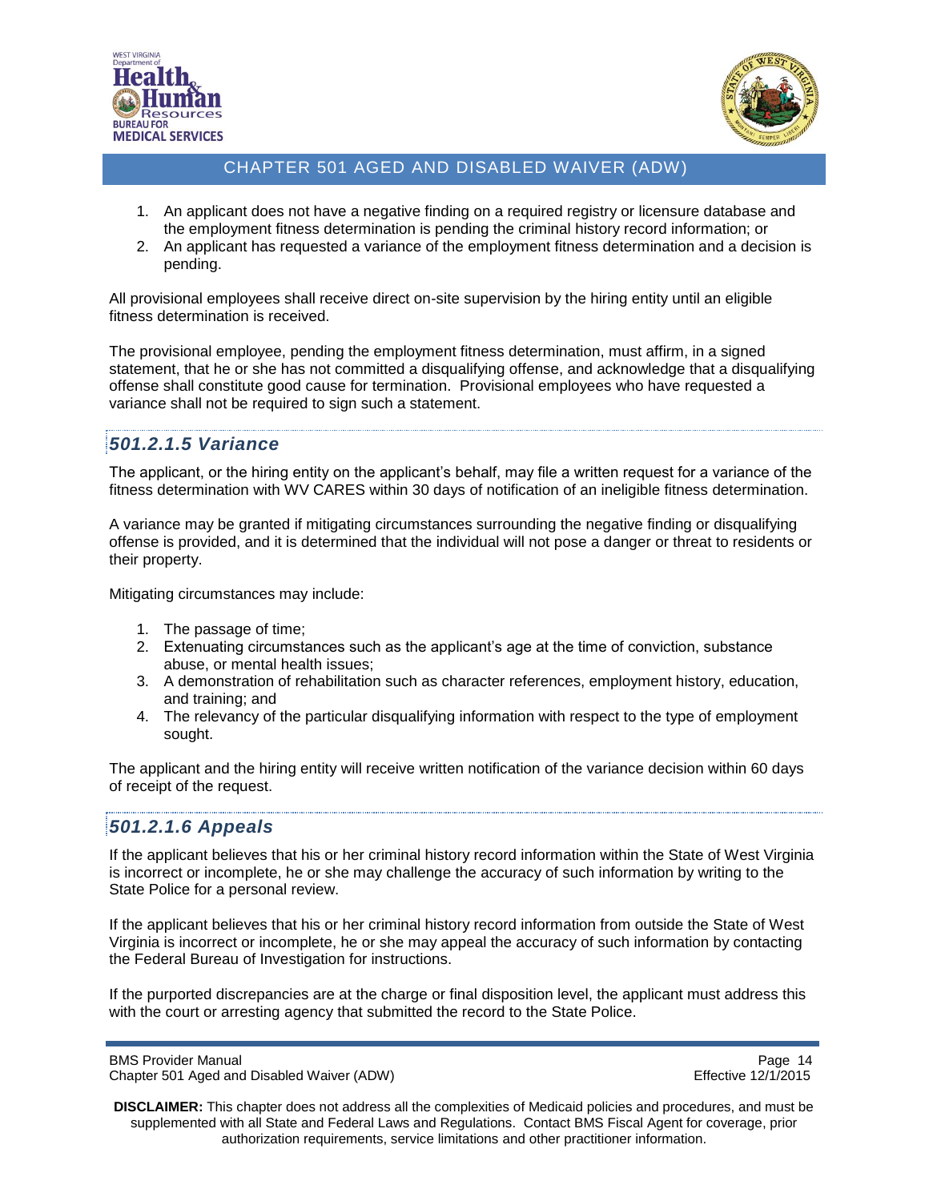1. An applicant does not have a negative finding on a required registry or licensure database and the employment fitness determination is pending the criminal history record information; or
2. An applicant has requested a variance of the employment fitness determination and a decision is pending.

All provisional employees shall receive direct on-site supervision by the hiring entity until an eligible fitness determination is received.

The provisional employee, pending the employment fitness determination, must affirm, in a signed statement, that he or she has not committed a disqualifying offense, and acknowledge that a disqualifying offense shall constitute good cause for termination. Provisional employees who have requested a variance shall not be required to sign such a statement.

### *501.2.1.5 Variance*

The applicant, or the hiring entity on the applicant's behalf, may file a written request for a variance of the fitness determination with WV CARES within 30 days of notification of an ineligible fitness determination.

A variance may be granted if mitigating circumstances surrounding the negative finding or disqualifying offense is provided, and it is determined that the individual will not pose a danger or threat to residents or their property.

Mitigating circumstances may include:

1. The passage of time;
2. Extenuating circumstances such as the applicant's age at the time of conviction, substance abuse, or mental health issues;
3. A demonstration of rehabilitation such as character references, employment history, education, and training; and
4. The relevancy of the particular disqualifying information with respect to the type of employment sought.

The applicant and the hiring entity will receive written notification of the variance decision within 60 days of receipt of the request.

### *501.2.1.6 Appeals*

If the applicant believes that his or her criminal history record information within the State of West Virginia is incorrect or incomplete, he or she may challenge the accuracy of such information by writing to the State Police for a personal review.

If the applicant believes that his or her criminal history record information from outside the State of West Virginia is incorrect or incomplete, he or she may appeal the accuracy of such information by contacting the Federal Bureau of Investigation for instructions.

If the purported discrepancies are at the charge or final disposition level, the applicant must address this with the court or arresting agency that submitted the record to the State Police.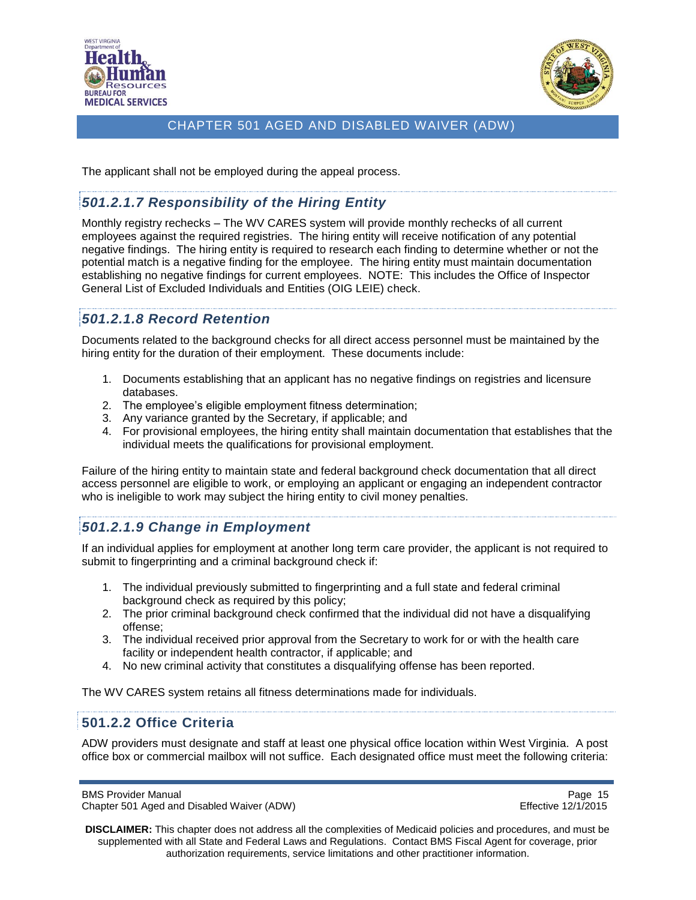The applicant shall not be employed during the appeal process.

### *501.2.1.7 Responsibility of the Hiring Entity*

Monthly registry rechecks – The WV CARES system will provide monthly rechecks of all current employees against the required registries. The hiring entity will receive notification of any potential negative findings. The hiring entity is required to research each finding to determine whether or not the potential match is a negative finding for the employee. The hiring entity must maintain documentation establishing no negative findings for current employees. NOTE: This includes the Office of Inspector General List of Excluded Individuals and Entities (OIG LEIE) check.

### *501.2.1.8 Record Retention*

Documents related to the background checks for all direct access personnel must be maintained by the hiring entity for the duration of their employment. These documents include:

1. Documents establishing that an applicant has no negative findings on registries and licensure databases.
2. The employee's eligible employment fitness determination;
3. Any variance granted by the Secretary, if applicable; and
4. For provisional employees, the hiring entity shall maintain documentation that establishes that the individual meets the qualifications for provisional employment.

Failure of the hiring entity to maintain state and federal background check documentation that all direct access personnel are eligible to work, or employing an applicant or engaging an independent contractor who is ineligible to work may subject the hiring entity to civil money penalties.

### *501.2.1.9 Change in Employment*

If an individual applies for employment at another long term care provider, the applicant is not required to submit to fingerprinting and a criminal background check if:

1. The individual previously submitted to fingerprinting and a full state and federal criminal background check as required by this policy;
2. The prior criminal background check confirmed that the individual did not have a disqualifying offense;
3. The individual received prior approval from the Secretary to work for or with the health care facility or independent health contractor, if applicable; and
4. No new criminal activity that constitutes a disqualifying offense has been reported.

The WV CARES system retains all fitness determinations made for individuals.

## 501.2.2 Office Criteria

ADW providers must designate and staff at least one physical office location within West Virginia. A post office box or commercial mailbox will not suffice. Each designated office must meet the following criteria: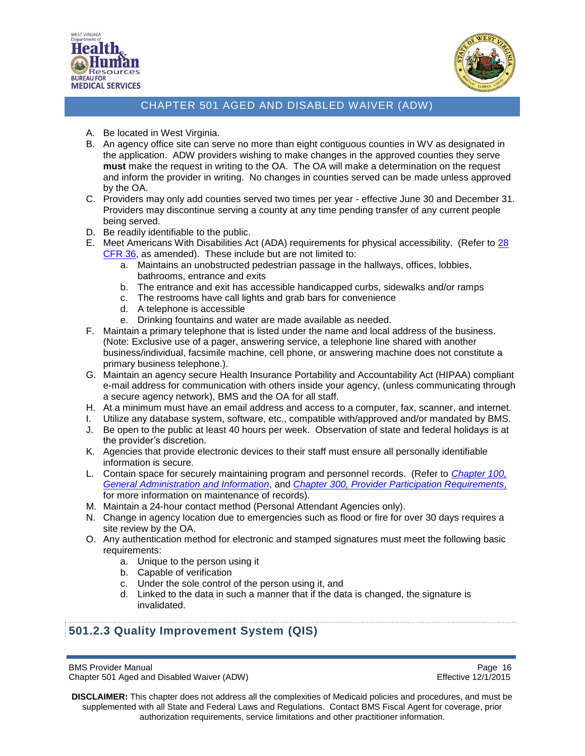A. Be located in West Virginia.
B. An agency office site can serve no more than eight contiguous counties in WV as designated in the application. ADW providers wishing to make changes in the approved counties they serve **must** make the request in writing to the OA. The OA will make a determination on the request and inform the provider in writing. No changes in counties served can be made unless approved by the OA.
C. Providers may only add counties served two times per year - effective June 30 and December 31. Providers may discontinue serving a county at any time pending transfer of any current people being served.
D. Be readily identifiable to the public.
E. Meet Americans With Disabilities Act (ADA) requirements for physical accessibility. (Refer to [28 CFR 36](), as amended). These include but are not limited to:
    a. Maintains an unobstructed pedestrian passage in the hallways, offices, lobbies, bathrooms, entrance and exits
    b. The entrance and exit has accessible handicapped curbs, sidewalks and/or ramps
    c. The restrooms have call lights and grab bars for convenience
    d. A telephone is accessible
    e. Drinking fountains and water are made available as needed.
F. Maintain a primary telephone that is listed under the name and local address of the business. (Note: Exclusive use of a pager, answering service, a telephone line shared with another business/individual, facsimile machine, cell phone, or answering machine does not constitute a primary business telephone.).
G. Maintain an agency secure Health Insurance Portability and Accountability Act (HIPAA) compliant e-mail address for communication with others inside your agency, (unless communicating through a secure agency network), BMS and the OA for all staff.
H. At a minimum must have an email address and access to a computer, fax, scanner, and internet.
I. Utilize any database system, software, etc., compatible with/approved and/or mandated by BMS.
J. Be open to the public at least 40 hours per week. Observation of state and federal holidays is at the provider's discretion.
K. Agencies that provide electronic devices to their staff must ensure all personally identifiable information is secure.
L. Contain space for securely maintaining program and personnel records. (Refer to *Chapter 100, General Administration and Information*, and *Chapter 300, Provider Participation Requirements*, for more information on maintenance of records).
M. Maintain a 24-hour contact method (Personal Attendant Agencies only).
N. Change in agency location due to emergencies such as flood or fire for over 30 days requires a site review by the OA.
O. Any authentication method for electronic and stamped signatures must meet the following basic requirements:
    a. Unique to the person using it
    b. Capable of verification
    c. Under the sole control of the person using it, and
    d. Linked to the data in such a manner that if the data is changed, the signature is invalidated.

## 501.2.3 Quality Improvement System (QIS)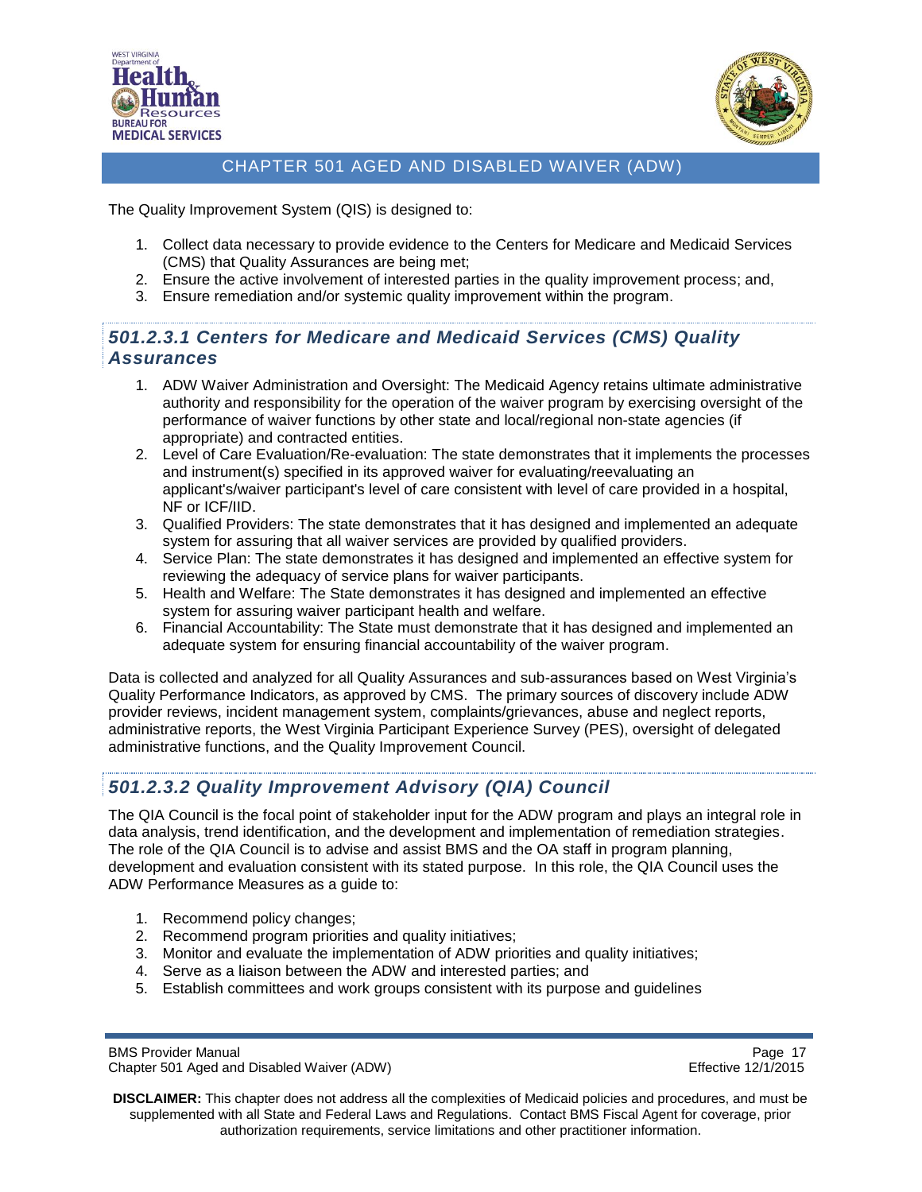The Quality Improvement System (QIS) is designed to:

1. Collect data necessary to provide evidence to the Centers for Medicare and Medicaid Services (CMS) that Quality Assurances are being met;
2. Ensure the active involvement of interested parties in the quality improvement process; and,
3. Ensure remediation and/or systemic quality improvement within the program.

### *501.2.3.1 Centers for Medicare and Medicaid Services (CMS) Quality Assurances*

1. ADW Waiver Administration and Oversight: The Medicaid Agency retains ultimate administrative authority and responsibility for the operation of the waiver program by exercising oversight of the performance of waiver functions by other state and local/regional non-state agencies (if appropriate) and contracted entities.
2. Level of Care Evaluation/Re-evaluation: The state demonstrates that it implements the processes and instrument(s) specified in its approved waiver for evaluating/reevaluating an applicant's/waiver participant's level of care consistent with level of care provided in a hospital, NF or ICF/IID.
3. Qualified Providers: The state demonstrates that it has designed and implemented an adequate system for assuring that all waiver services are provided by qualified providers.
4. Service Plan: The state demonstrates it has designed and implemented an effective system for reviewing the adequacy of service plans for waiver participants.
5. Health and Welfare: The State demonstrates it has designed and implemented an effective system for assuring waiver participant health and welfare.
6. Financial Accountability: The State must demonstrate that it has designed and implemented an adequate system for ensuring financial accountability of the waiver program.

Data is collected and analyzed for all Quality Assurances and sub-assurances based on West Virginia's Quality Performance Indicators, as approved by CMS. The primary sources of discovery include ADW provider reviews, incident management system, complaints/grievances, abuse and neglect reports, administrative reports, the West Virginia Participant Experience Survey (PES), oversight of delegated administrative functions, and the Quality Improvement Council.

### *501.2.3.2 Quality Improvement Advisory (QIA) Council*

The QIA Council is the focal point of stakeholder input for the ADW program and plays an integral role in data analysis, trend identification, and the development and implementation of remediation strategies. The role of the QIA Council is to advise and assist BMS and the OA staff in program planning, development and evaluation consistent with its stated purpose. In this role, the QIA Council uses the ADW Performance Measures as a guide to:

1. Recommend policy changes;
2. Recommend program priorities and quality initiatives;
3. Monitor and evaluate the implementation of ADW priorities and quality initiatives;
4. Serve as a liaison between the ADW and interested parties; and
5. Establish committees and work groups consistent with its purpose and guidelines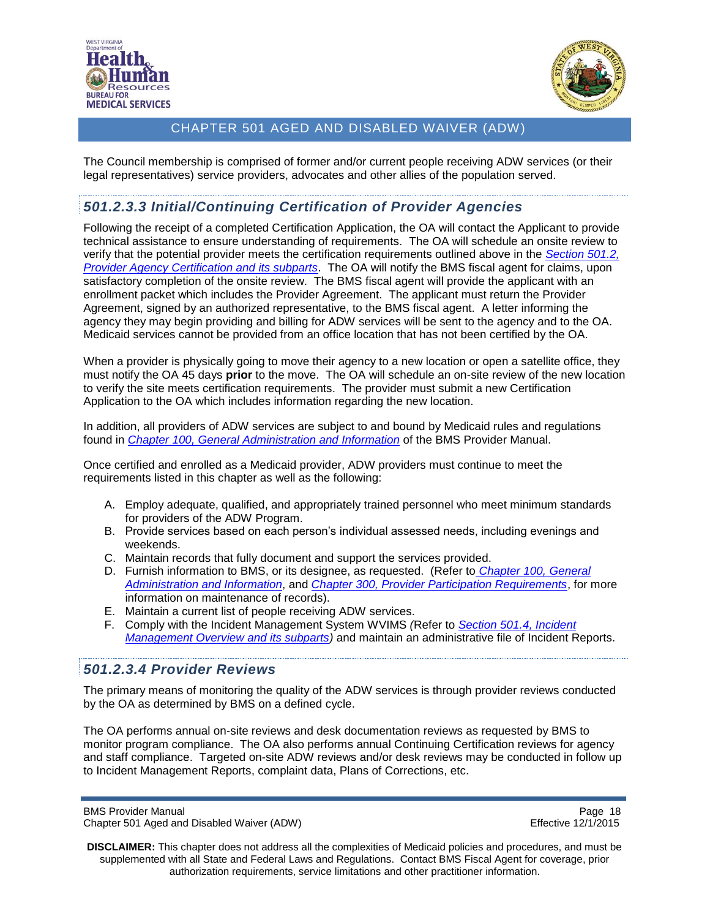The Council membership is comprised of former and/or current people receiving ADW services (or their legal representatives) service providers, advocates and other allies of the population served.

### *501.2.3.3 Initial/Continuing Certification of Provider Agencies*

Following the receipt of a completed Certification Application, the OA will contact the Applicant to provide technical assistance to ensure understanding of requirements. The OA will schedule an onsite review to verify that the potential provider meets the certification requirements outlined above in the *Section 501.2, Provider Agency Certification and its subparts*. The OA will notify the BMS fiscal agent for claims, upon satisfactory completion of the onsite review. The BMS fiscal agent will provide the applicant with an enrollment packet which includes the Provider Agreement. The applicant must return the Provider Agreement, signed by an authorized representative, to the BMS fiscal agent. A letter informing the agency they may begin providing and billing for ADW services will be sent to the agency and to the OA. Medicaid services cannot be provided from an office location that has not been certified by the OA.

When a provider is physically going to move their agency to a new location or open a satellite office, they must notify the OA 45 days **prior** to the move. The OA will schedule an on-site review of the new location to verify the site meets certification requirements. The provider must submit a new Certification Application to the OA which includes information regarding the new location.

In addition, all providers of ADW services are subject to and bound by Medicaid rules and regulations found in *Chapter 100, General Administration and Information* of the BMS Provider Manual.

Once certified and enrolled as a Medicaid provider, ADW providers must continue to meet the requirements listed in this chapter as well as the following:

A. Employ adequate, qualified, and appropriately trained personnel who meet minimum standards for providers of the ADW Program.
B. Provide services based on each person's individual assessed needs, including evenings and weekends.
C. Maintain records that fully document and support the services provided.
D. Furnish information to BMS, or its designee, as requested. (Refer to *Chapter 100, General Administration and Information*, and *Chapter 300, Provider Participation Requirements*, for more information on maintenance of records).
E. Maintain a current list of people receiving ADW services.
F. Comply with the Incident Management System WVIMS *(*Refer to *Section 501.4, Incident Management Overview and its subparts)* and maintain an administrative file of Incident Reports.

### *501.2.3.4 Provider Reviews*

The primary means of monitoring the quality of the ADW services is through provider reviews conducted by the OA as determined by BMS on a defined cycle.

The OA performs annual on-site reviews and desk documentation reviews as requested by BMS to monitor program compliance. The OA also performs annual Continuing Certification reviews for agency and staff compliance. Targeted on-site ADW reviews and/or desk reviews may be conducted in follow up to Incident Management Reports, complaint data, Plans of Corrections, etc.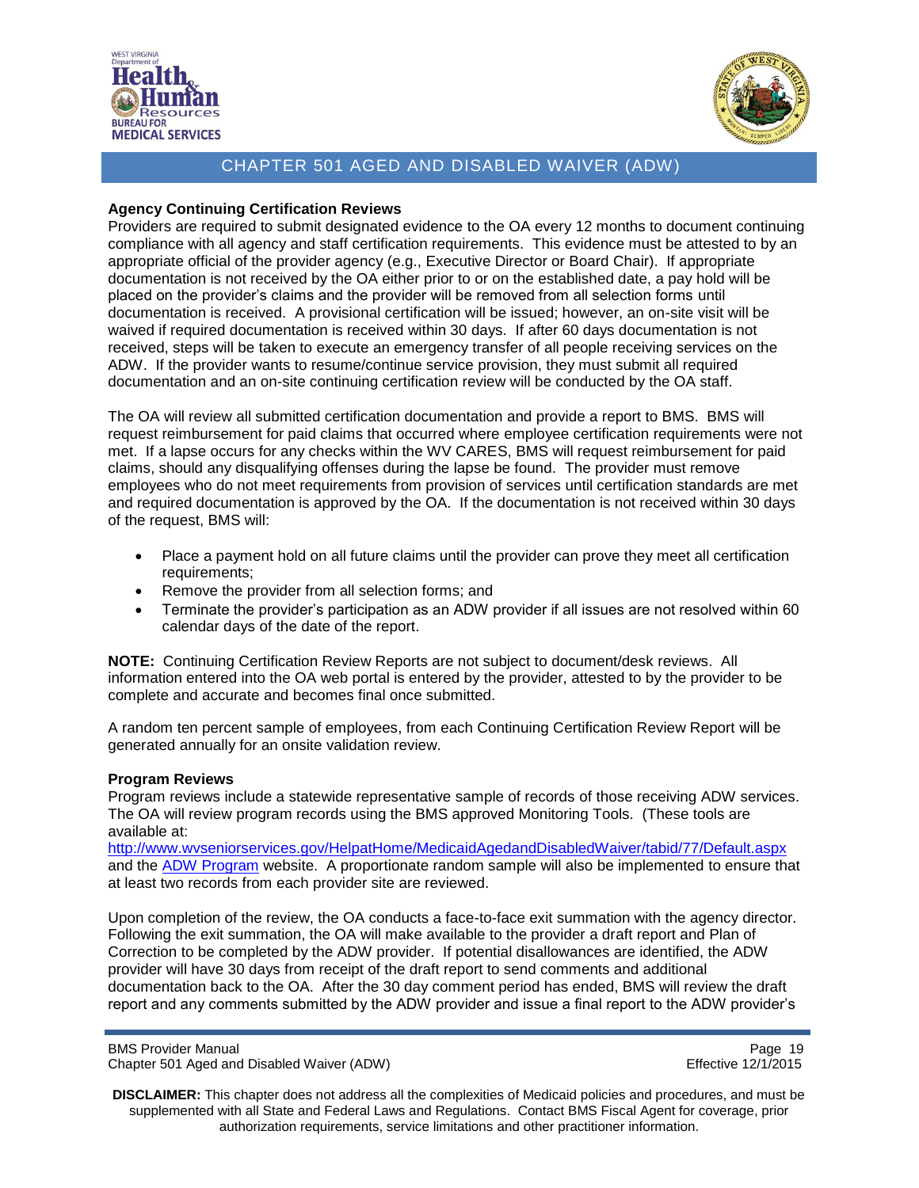**Agency Continuing Certification Reviews**

Providers are required to submit designated evidence to the OA every 12 months to document continuing compliance with all agency and staff certification requirements. This evidence must be attested to by an appropriate official of the provider agency (e.g., Executive Director or Board Chair). If appropriate documentation is not received by the OA either prior to or on the established date, a pay hold will be placed on the provider's claims and the provider will be removed from all selection forms until documentation is received. A provisional certification will be issued; however, an on-site visit will be waived if required documentation is received within 30 days. If after 60 days documentation is not received, steps will be taken to execute an emergency transfer of all people receiving services on the ADW. If the provider wants to resume/continue service provision, they must submit all required documentation and an on-site continuing certification review will be conducted by the OA staff.

The OA will review all submitted certification documentation and provide a report to BMS. BMS will request reimbursement for paid claims that occurred where employee certification requirements were not met. If a lapse occurs for any checks within the WV CARES, BMS will request reimbursement for paid claims, should any disqualifying offenses during the lapse be found. The provider must remove employees who do not meet requirements from provision of services until certification standards are met and required documentation is approved by the OA. If the documentation is not received within 30 days of the request, BMS will:

- Place a payment hold on all future claims until the provider can prove they meet all certification requirements;
- Remove the provider from all selection forms; and
- Terminate the provider's participation as an ADW provider if all issues are not resolved within 60 calendar days of the date of the report.

**NOTE:** Continuing Certification Review Reports are not subject to document/desk reviews. All information entered into the OA web portal is entered by the provider, attested to by the provider to be complete and accurate and becomes final once submitted.

A random ten percent sample of employees, from each Continuing Certification Review Report will be generated annually for an onsite validation review.

**Program Reviews**

Program reviews include a statewide representative sample of records of those receiving ADW services. The OA will review program records using the BMS approved Monitoring Tools. (These tools are available at:
http://www.wvseniorservices.gov/HelpatHome/MedicaidAgedandDisabledWaiver/tabid/77/Default.aspx
and the ADW Program website. A proportionate random sample will also be implemented to ensure that at least two records from each provider site are reviewed.

Upon completion of the review, the OA conducts a face-to-face exit summation with the agency director. Following the exit summation, the OA will make available to the provider a draft report and Plan of Correction to be completed by the ADW provider. If potential disallowances are identified, the ADW provider will have 30 days from receipt of the draft report to send comments and additional documentation back to the OA. After the 30 day comment period has ended, BMS will review the draft report and any comments submitted by the ADW provider and issue a final report to the ADW provider's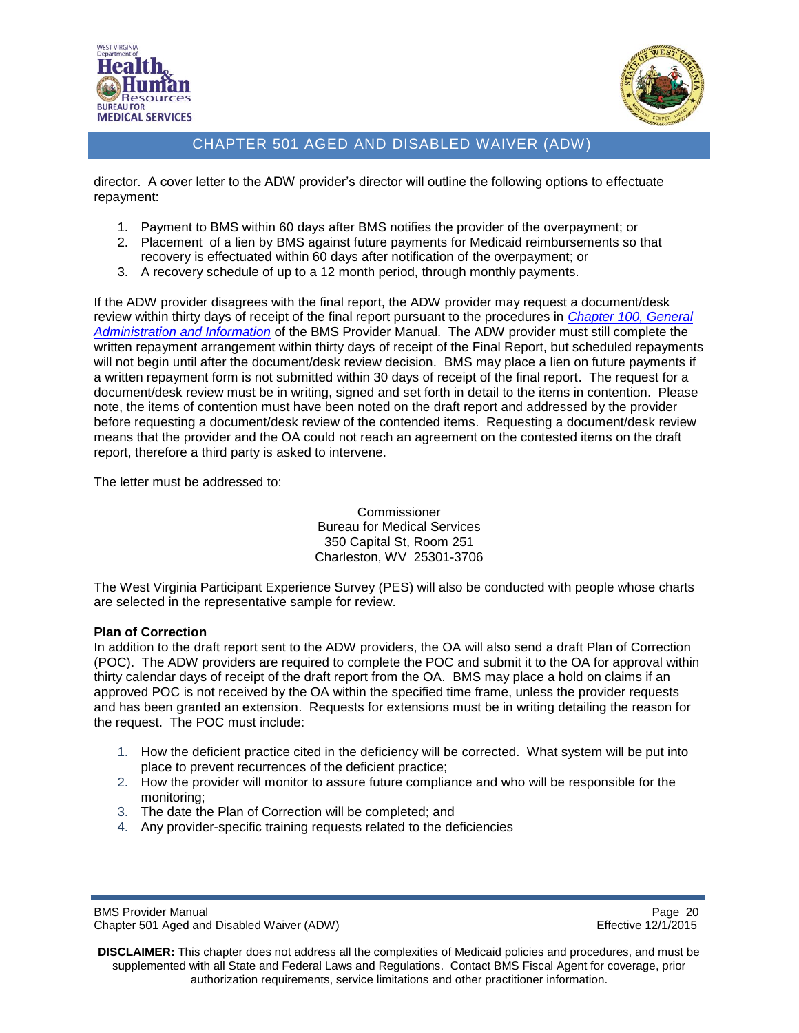director. A cover letter to the ADW provider's director will outline the following options to effectuate repayment:

1. Payment to BMS within 60 days after BMS notifies the provider of the overpayment; or
2. Placement of a lien by BMS against future payments for Medicaid reimbursements so that recovery is effectuated within 60 days after notification of the overpayment; or
3. A recovery schedule of up to a 12 month period, through monthly payments.

If the ADW provider disagrees with the final report, the ADW provider may request a document/desk review within thirty days of receipt of the final report pursuant to the procedures in *Chapter 100, General Administration and Information* of the BMS Provider Manual. The ADW provider must still complete the written repayment arrangement within thirty days of receipt of the Final Report, but scheduled repayments will not begin until after the document/desk review decision. BMS may place a lien on future payments if a written repayment form is not submitted within 30 days of receipt of the final report. The request for a document/desk review must be in writing, signed and set forth in detail to the items in contention. Please note, the items of contention must have been noted on the draft report and addressed by the provider before requesting a document/desk review of the contended items. Requesting a document/desk review means that the provider and the OA could not reach an agreement on the contested items on the draft report, therefore a third party is asked to intervene.

The letter must be addressed to:

Commissioner
Bureau for Medical Services
350 Capital St, Room 251
Charleston, WV 25301-3706

The West Virginia Participant Experience Survey (PES) will also be conducted with people whose charts are selected in the representative sample for review.

**Plan of Correction**

In addition to the draft report sent to the ADW providers, the OA will also send a draft Plan of Correction (POC). The ADW providers are required to complete the POC and submit it to the OA for approval within thirty calendar days of receipt of the draft report from the OA. BMS may place a hold on claims if an approved POC is not received by the OA within the specified time frame, unless the provider requests and has been granted an extension. Requests for extensions must be in writing detailing the reason for the request. The POC must include:

1. How the deficient practice cited in the deficiency will be corrected. What system will be put into place to prevent recurrences of the deficient practice;
2. How the provider will monitor to assure future compliance and who will be responsible for the monitoring;
3. The date the Plan of Correction will be completed; and
4. Any provider-specific training requests related to the deficiencies

**DISCLAIMER:** This chapter does not address all the complexities of Medicaid policies and procedures, and must be supplemented with all State and Federal Laws and Regulations. Contact BMS Fiscal Agent for coverage, prior authorization requirements, service limitations and other practitioner information.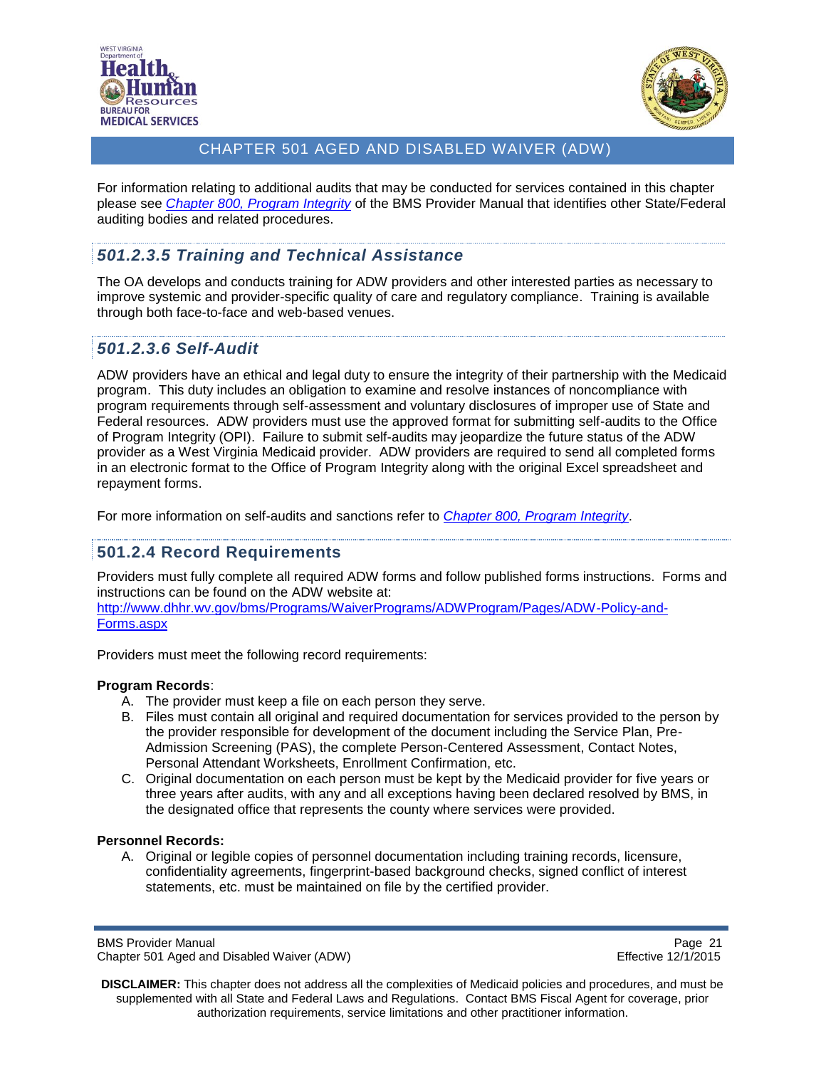For information relating to additional audits that may be conducted for services contained in this chapter please see *Chapter 800, Program Integrity* of the BMS Provider Manual that identifies other State/Federal auditing bodies and related procedures.

### *501.2.3.5 Training and Technical Assistance*

The OA develops and conducts training for ADW providers and other interested parties as necessary to improve systemic and provider-specific quality of care and regulatory compliance. Training is available through both face-to-face and web-based venues.

### *501.2.3.6 Self-Audit*

ADW providers have an ethical and legal duty to ensure the integrity of their partnership with the Medicaid program. This duty includes an obligation to examine and resolve instances of noncompliance with program requirements through self-assessment and voluntary disclosures of improper use of State and Federal resources. ADW providers must use the approved format for submitting self-audits to the Office of Program Integrity (OPI). Failure to submit self-audits may jeopardize the future status of the ADW provider as a West Virginia Medicaid provider. ADW providers are required to send all completed forms in an electronic format to the Office of Program Integrity along with the original Excel spreadsheet and repayment forms.

For more information on self-audits and sanctions refer to *Chapter 800, Program Integrity*.

## 501.2.4 Record Requirements

Providers must fully complete all required ADW forms and follow published forms instructions. Forms and instructions can be found on the ADW website at:
http://www.dhhr.wv.gov/bms/Programs/WaiverPrograms/ADWProgram/Pages/ADW-Policy-and-Forms.aspx

Providers must meet the following record requirements:

**Program Records**:

A. The provider must keep a file on each person they serve.
B. Files must contain all original and required documentation for services provided to the person by the provider responsible for development of the document including the Service Plan, Pre-Admission Screening (PAS), the complete Person-Centered Assessment, Contact Notes, Personal Attendant Worksheets, Enrollment Confirmation, etc.
C. Original documentation on each person must be kept by the Medicaid provider for five years or three years after audits, with any and all exceptions having been declared resolved by BMS, in the designated office that represents the county where services were provided.

**Personnel Records:**

A. Original or legible copies of personnel documentation including training records, licensure, confidentiality agreements, fingerprint-based background checks, signed conflict of interest statements, etc. must be maintained on file by the certified provider.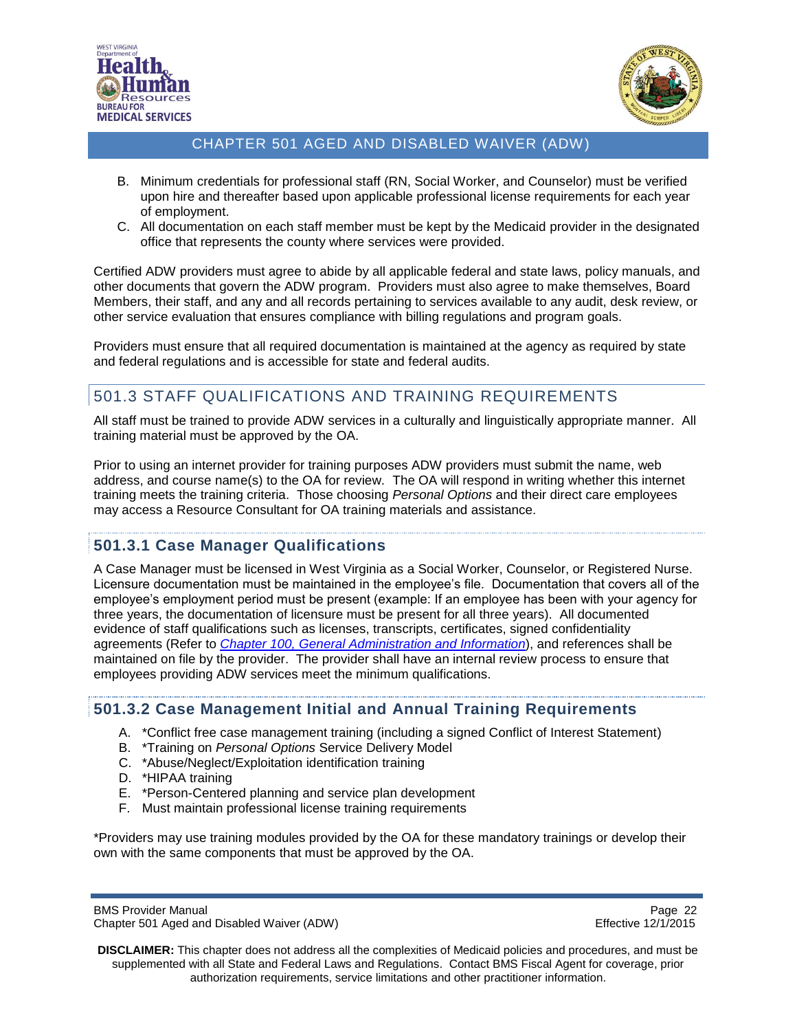B. Minimum credentials for professional staff (RN, Social Worker, and Counselor) must be verified upon hire and thereafter based upon applicable professional license requirements for each year of employment.
C. All documentation on each staff member must be kept by the Medicaid provider in the designated office that represents the county where services were provided.

Certified ADW providers must agree to abide by all applicable federal and state laws, policy manuals, and other documents that govern the ADW program. Providers must also agree to make themselves, Board Members, their staff, and any and all records pertaining to services available to any audit, desk review, or other service evaluation that ensures compliance with billing regulations and program goals.

Providers must ensure that all required documentation is maintained at the agency as required by state and federal regulations and is accessible for state and federal audits.

## 501.3 STAFF QUALIFICATIONS AND TRAINING REQUIREMENTS

All staff must be trained to provide ADW services in a culturally and linguistically appropriate manner. All training material must be approved by the OA.

Prior to using an internet provider for training purposes ADW providers must submit the name, web address, and course name(s) to the OA for review. The OA will respond in writing whether this internet training meets the training criteria. Those choosing *Personal Options* and their direct care employees may access a Resource Consultant for OA training materials and assistance.

### 501.3.1 Case Manager Qualifications

A Case Manager must be licensed in West Virginia as a Social Worker, Counselor, or Registered Nurse. Licensure documentation must be maintained in the employee's file. Documentation that covers all of the employee's employment period must be present (example: If an employee has been with your agency for three years, the documentation of licensure must be present for all three years). All documented evidence of staff qualifications such as licenses, transcripts, certificates, signed confidentiality agreements (Refer to *Chapter 100, General Administration and Information*), and references shall be maintained on file by the provider. The provider shall have an internal review process to ensure that employees providing ADW services meet the minimum qualifications.

### 501.3.2 Case Management Initial and Annual Training Requirements

A. *Conflict free case management training (including a signed Conflict of Interest Statement)
B. *Training on *Personal Options* Service Delivery Model
C. *Abuse/Neglect/Exploitation identification training
D. *HIPAA training
E. *Person-Centered planning and service plan development
F. Must maintain professional license training requirements

*Providers may use training modules provided by the OA for these mandatory trainings or develop their own with the same components that must be approved by the OA.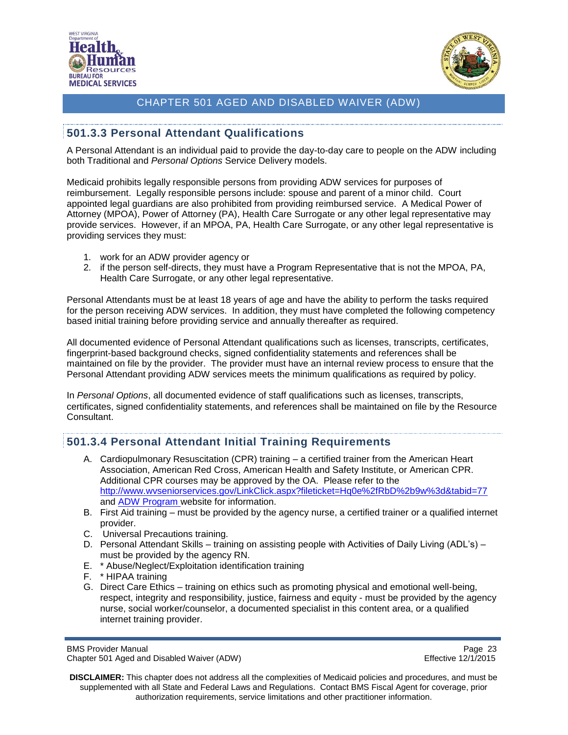## 501.3.3 Personal Attendant Qualifications

A Personal Attendant is an individual paid to provide the day-to-day care to people on the ADW including both Traditional and *Personal Options* Service Delivery models.

Medicaid prohibits legally responsible persons from providing ADW services for purposes of reimbursement. Legally responsible persons include: spouse and parent of a minor child. Court appointed legal guardians are also prohibited from providing reimbursed service. A Medical Power of Attorney (MPOA), Power of Attorney (PA), Health Care Surrogate or any other legal representative may provide services. However, if an MPOA, PA, Health Care Surrogate, or any other legal representative is providing services they must:

1. work for an ADW provider agency or
2. if the person self-directs, they must have a Program Representative that is not the MPOA, PA, Health Care Surrogate, or any other legal representative.

Personal Attendants must be at least 18 years of age and have the ability to perform the tasks required for the person receiving ADW services. In addition, they must have completed the following competency based initial training before providing service and annually thereafter as required.

All documented evidence of Personal Attendant qualifications such as licenses, transcripts, certificates, fingerprint-based background checks, signed confidentiality statements and references shall be maintained on file by the provider. The provider must have an internal review process to ensure that the Personal Attendant providing ADW services meets the minimum qualifications as required by policy.

In *Personal Options*, all documented evidence of staff qualifications such as licenses, transcripts, certificates, signed confidentiality statements, and references shall be maintained on file by the Resource Consultant.

## 501.3.4 Personal Attendant Initial Training Requirements

A. Cardiopulmonary Resuscitation (CPR) training – a certified trainer from the American Heart Association, American Red Cross, American Health and Safety Institute, or American CPR. Additional CPR courses may be approved by the OA. Please refer to the http://www.wvseniorservices.gov/LinkClick.aspx?fileticket=Hq0e%2fRbD%2b9w%3d&tabid=77 and ADW Program website for information.
B. First Aid training – must be provided by the agency nurse, a certified trainer or a qualified internet provider.
C. Universal Precautions training.
D. Personal Attendant Skills – training on assisting people with Activities of Daily Living (ADL's) – must be provided by the agency RN.
E. * Abuse/Neglect/Exploitation identification training
F. * HIPAA training
G. Direct Care Ethics – training on ethics such as promoting physical and emotional well-being, respect, integrity and responsibility, justice, fairness and equity - must be provided by the agency nurse, social worker/counselor, a documented specialist in this content area, or a qualified internet training provider.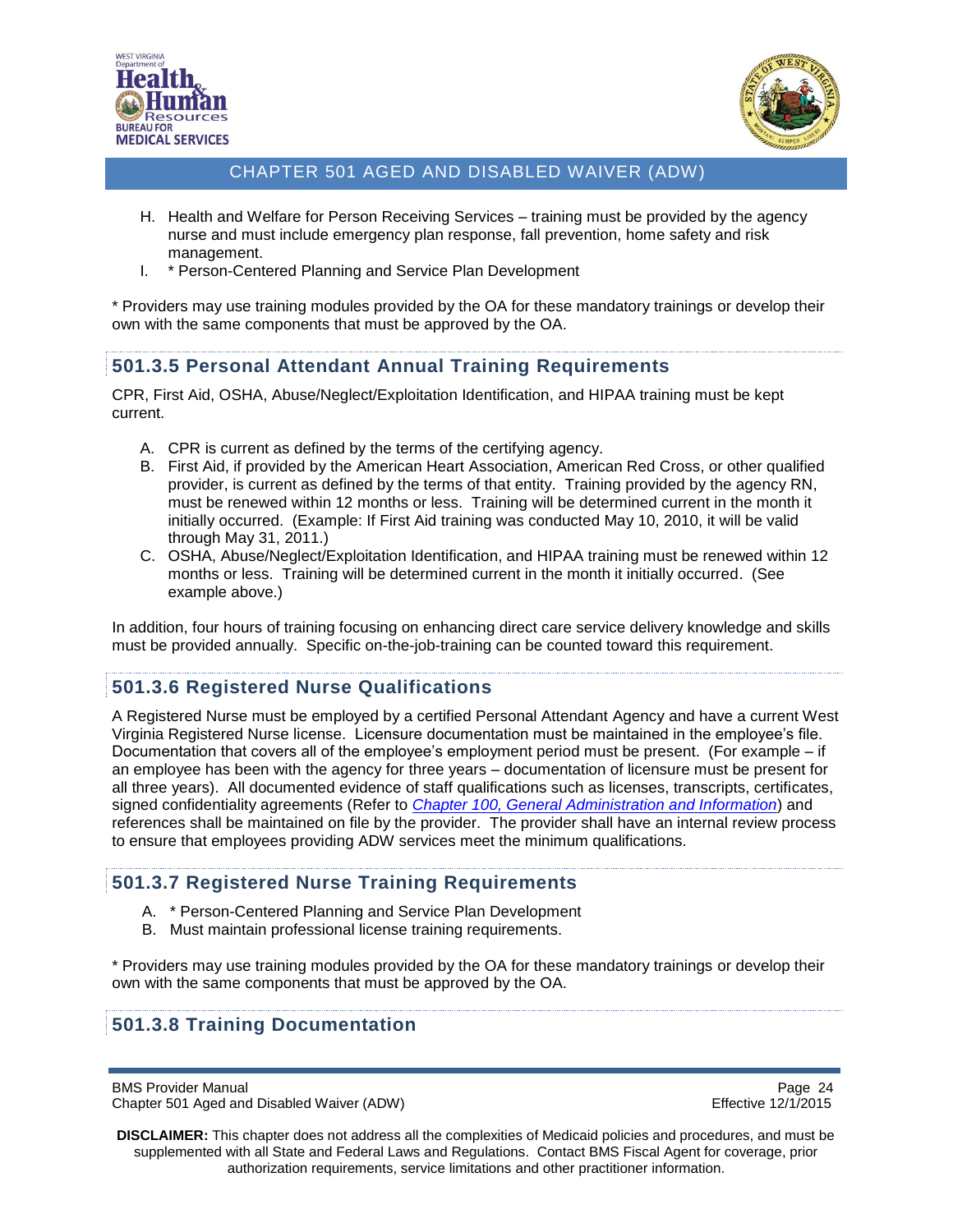H. Health and Welfare for Person Receiving Services – training must be provided by the agency nurse and must include emergency plan response, fall prevention, home safety and risk management.
I. * Person-Centered Planning and Service Plan Development

* Providers may use training modules provided by the OA for these mandatory trainings or develop their own with the same components that must be approved by the OA.

## 501.3.5 Personal Attendant Annual Training Requirements

CPR, First Aid, OSHA, Abuse/Neglect/Exploitation Identification, and HIPAA training must be kept current.

A. CPR is current as defined by the terms of the certifying agency.
B. First Aid, if provided by the American Heart Association, American Red Cross, or other qualified provider, is current as defined by the terms of that entity. Training provided by the agency RN, must be renewed within 12 months or less. Training will be determined current in the month it initially occurred. (Example: If First Aid training was conducted May 10, 2010, it will be valid through May 31, 2011.)
C. OSHA, Abuse/Neglect/Exploitation Identification, and HIPAA training must be renewed within 12 months or less. Training will be determined current in the month it initially occurred. (See example above.)

In addition, four hours of training focusing on enhancing direct care service delivery knowledge and skills must be provided annually. Specific on-the-job-training can be counted toward this requirement.

## 501.3.6 Registered Nurse Qualifications

A Registered Nurse must be employed by a certified Personal Attendant Agency and have a current West Virginia Registered Nurse license. Licensure documentation must be maintained in the employee's file. Documentation that covers all of the employee's employment period must be present. (For example – if an employee has been with the agency for three years – documentation of licensure must be present for all three years). All documented evidence of staff qualifications such as licenses, transcripts, certificates, signed confidentiality agreements (Refer to *Chapter 100, General Administration and Information*) and references shall be maintained on file by the provider. The provider shall have an internal review process to ensure that employees providing ADW services meet the minimum qualifications.

## 501.3.7 Registered Nurse Training Requirements

A. * Person-Centered Planning and Service Plan Development
B. Must maintain professional license training requirements.

* Providers may use training modules provided by the OA for these mandatory trainings or develop their own with the same components that must be approved by the OA.

## 501.3.8 Training Documentation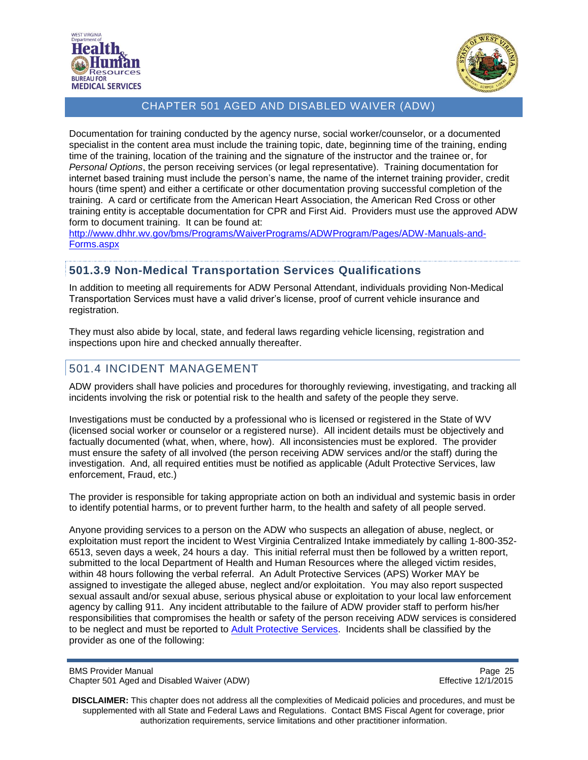Documentation for training conducted by the agency nurse, social worker/counselor, or a documented specialist in the content area must include the training topic, date, beginning time of the training, ending time of the training, location of the training and the signature of the instructor and the trainee or, for *Personal Options*, the person receiving services (or legal representative). Training documentation for internet based training must include the person's name, the name of the internet training provider, credit hours (time spent) and either a certificate or other documentation proving successful completion of the training. A card or certificate from the American Heart Association, the American Red Cross or other training entity is acceptable documentation for CPR and First Aid. Providers must use the approved ADW form to document training. It can be found at: [http://www.dhhr.wv.gov/bms/Programs/WaiverPrograms/ADWProgram/Pages/ADW-Manuals-and-Forms.aspx](http://www.dhhr.wv.gov/bms/Programs/WaiverPrograms/ADWProgram/Pages/ADW-Manuals-and-Forms.aspx)

### 501.3.9 Non-Medical Transportation Services Qualifications

In addition to meeting all requirements for ADW Personal Attendant, individuals providing Non-Medical Transportation Services must have a valid driver's license, proof of current vehicle insurance and registration.

They must also abide by local, state, and federal laws regarding vehicle licensing, registration and inspections upon hire and checked annually thereafter.

## 501.4 INCIDENT MANAGEMENT

ADW providers shall have policies and procedures for thoroughly reviewing, investigating, and tracking all incidents involving the risk or potential risk to the health and safety of the people they serve.

Investigations must be conducted by a professional who is licensed or registered in the State of WV (licensed social worker or counselor or a registered nurse). All incident details must be objectively and factually documented (what, when, where, how). All inconsistencies must be explored. The provider must ensure the safety of all involved (the person receiving ADW services and/or the staff) during the investigation. And, all required entities must be notified as applicable (Adult Protective Services, law enforcement, Fraud, etc.)

The provider is responsible for taking appropriate action on both an individual and systemic basis in order to identify potential harms, or to prevent further harm, to the health and safety of all people served.

Anyone providing services to a person on the ADW who suspects an allegation of abuse, neglect, or exploitation must report the incident to West Virginia Centralized Intake immediately by calling 1-800-352-6513, seven days a week, 24 hours a day. This initial referral must then be followed by a written report, submitted to the local Department of Health and Human Resources where the alleged victim resides, within 48 hours following the verbal referral. An Adult Protective Services (APS) Worker MAY be assigned to investigate the alleged abuse, neglect and/or exploitation. You may also report suspected sexual assault and/or sexual abuse, serious physical abuse or exploitation to your local law enforcement agency by calling 911. Any incident attributable to the failure of ADW provider staff to perform his/her responsibilities that compromises the health or safety of the person receiving ADW services is considered to be neglect and must be reported to Adult Protective Services. Incidents shall be classified by the provider as one of the following: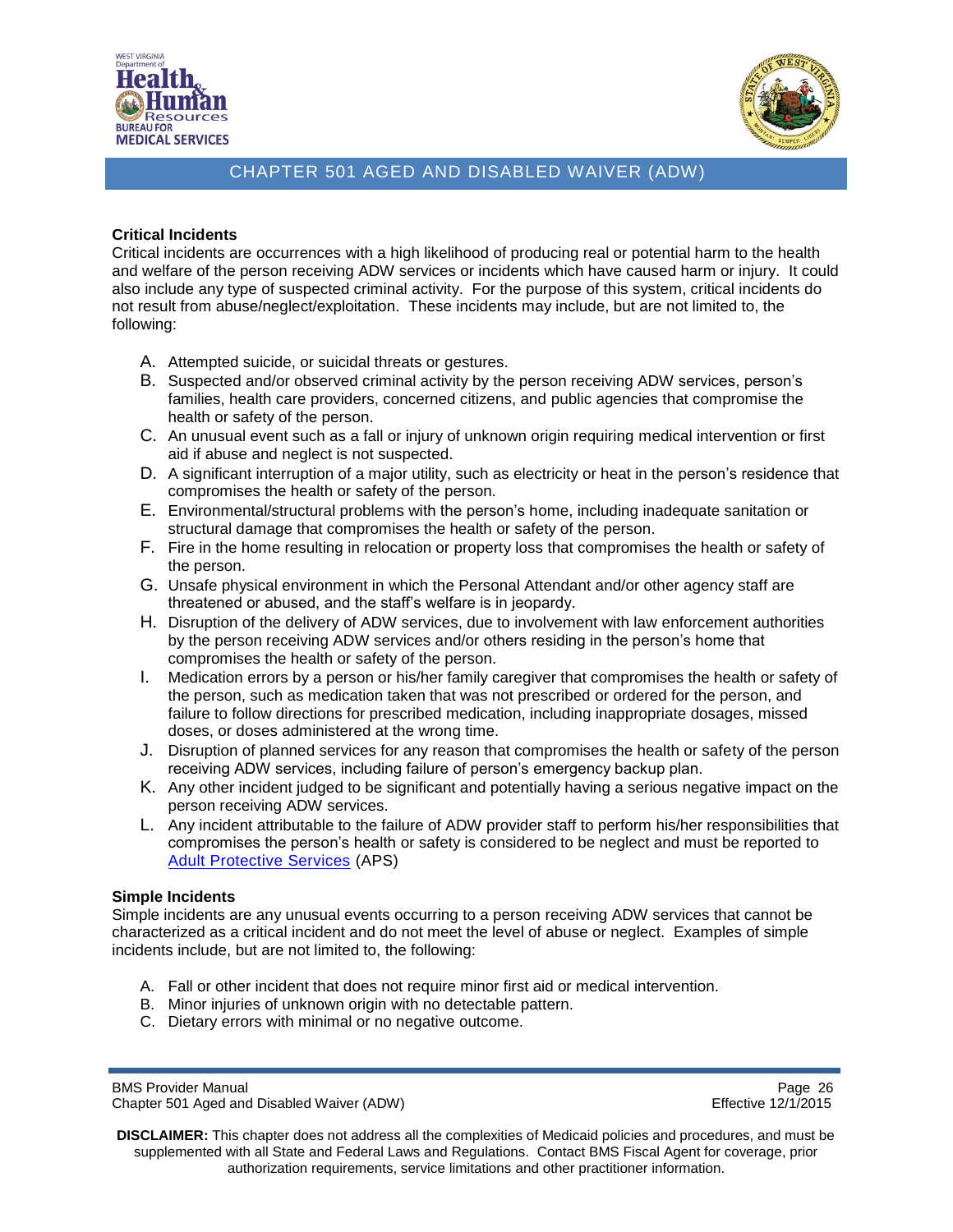### Critical Incidents

Critical incidents are occurrences with a high likelihood of producing real or potential harm to the health and welfare of the person receiving ADW services or incidents which have caused harm or injury. It could also include any type of suspected criminal activity. For the purpose of this system, critical incidents do not result from abuse/neglect/exploitation. These incidents may include, but are not limited to, the following:

A. Attempted suicide, or suicidal threats or gestures.
B. Suspected and/or observed criminal activity by the person receiving ADW services, person's families, health care providers, concerned citizens, and public agencies that compromise the health or safety of the person.
C. An unusual event such as a fall or injury of unknown origin requiring medical intervention or first aid if abuse and neglect is not suspected.
D. A significant interruption of a major utility, such as electricity or heat in the person's residence that compromises the health or safety of the person.
E. Environmental/structural problems with the person's home, including inadequate sanitation or structural damage that compromises the health or safety of the person.
F. Fire in the home resulting in relocation or property loss that compromises the health or safety of the person.
G. Unsafe physical environment in which the Personal Attendant and/or other agency staff are threatened or abused, and the staff's welfare is in jeopardy.
H. Disruption of the delivery of ADW services, due to involvement with law enforcement authorities by the person receiving ADW services and/or others residing in the person's home that compromises the health or safety of the person.
I. Medication errors by a person or his/her family caregiver that compromises the health or safety of the person, such as medication taken that was not prescribed or ordered for the person, and failure to follow directions for prescribed medication, including inappropriate dosages, missed doses, or doses administered at the wrong time.
J. Disruption of planned services for any reason that compromises the health or safety of the person receiving ADW services, including failure of person's emergency backup plan.
K. Any other incident judged to be significant and potentially having a serious negative impact on the person receiving ADW services.
L. Any incident attributable to the failure of ADW provider staff to perform his/her responsibilities that compromises the person's health or safety is considered to be neglect and must be reported to Adult Protective Services (APS)

### Simple Incidents

Simple incidents are any unusual events occurring to a person receiving ADW services that cannot be characterized as a critical incident and do not meet the level of abuse or neglect. Examples of simple incidents include, but are not limited to, the following:

A. Fall or other incident that does not require minor first aid or medical intervention.
B. Minor injuries of unknown origin with no detectable pattern.
C. Dietary errors with minimal or no negative outcome.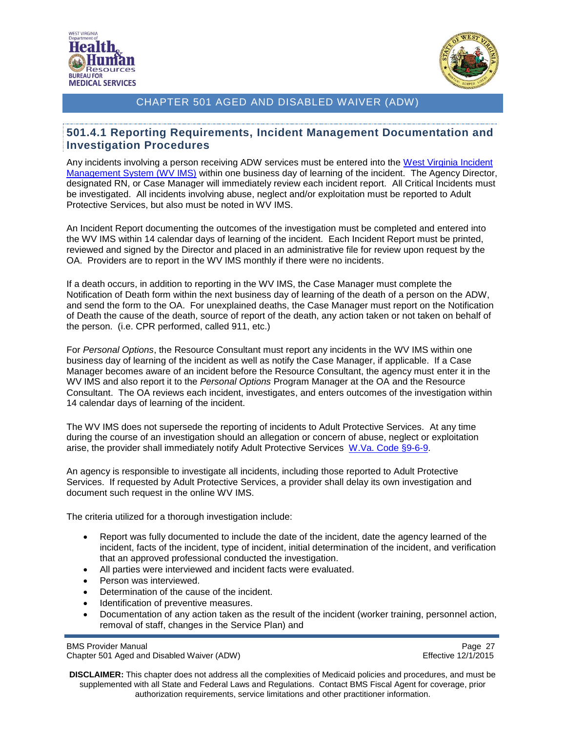## 501.4.1 Reporting Requirements, Incident Management Documentation and Investigation Procedures

Any incidents involving a person receiving ADW services must be entered into the [West Virginia Incident Management System (WV IMS)](#) within one business day of learning of the incident. The Agency Director, designated RN, or Case Manager will immediately review each incident report. All Critical Incidents must be investigated. All incidents involving abuse, neglect and/or exploitation must be reported to Adult Protective Services, but also must be noted in WV IMS.

An Incident Report documenting the outcomes of the investigation must be completed and entered into the WV IMS within 14 calendar days of learning of the incident. Each Incident Report must be printed, reviewed and signed by the Director and placed in an administrative file for review upon request by the OA. Providers are to report in the WV IMS monthly if there were no incidents.

If a death occurs, in addition to reporting in the WV IMS, the Case Manager must complete the Notification of Death form within the next business day of learning of the death of a person on the ADW, and send the form to the OA. For unexplained deaths, the Case Manager must report on the Notification of Death the cause of the death, source of report of the death, any action taken or not taken on behalf of the person. (i.e. CPR performed, called 911, etc.)

For *Personal Options*, the Resource Consultant must report any incidents in the WV IMS within one business day of learning of the incident as well as notify the Case Manager, if applicable. If a Case Manager becomes aware of an incident before the Resource Consultant, the agency must enter it in the WV IMS and also report it to the *Personal Options* Program Manager at the OA and the Resource Consultant. The OA reviews each incident, investigates, and enters outcomes of the investigation within 14 calendar days of learning of the incident.

The WV IMS does not supersede the reporting of incidents to Adult Protective Services. At any time during the course of an investigation should an allegation or concern of abuse, neglect or exploitation arise, the provider shall immediately notify Adult Protective Services [W.Va. Code §9-6-9](#).

An agency is responsible to investigate all incidents, including those reported to Adult Protective Services. If requested by Adult Protective Services, a provider shall delay its own investigation and document such request in the online WV IMS.

The criteria utilized for a thorough investigation include:

- Report was fully documented to include the date of the incident, date the agency learned of the incident, facts of the incident, type of incident, initial determination of the incident, and verification that an approved professional conducted the investigation.
- All parties were interviewed and incident facts were evaluated.
- Person was interviewed.
- Determination of the cause of the incident.
- Identification of preventive measures.
- Documentation of any action taken as the result of the incident (worker training, personnel action, removal of staff, changes in the Service Plan) and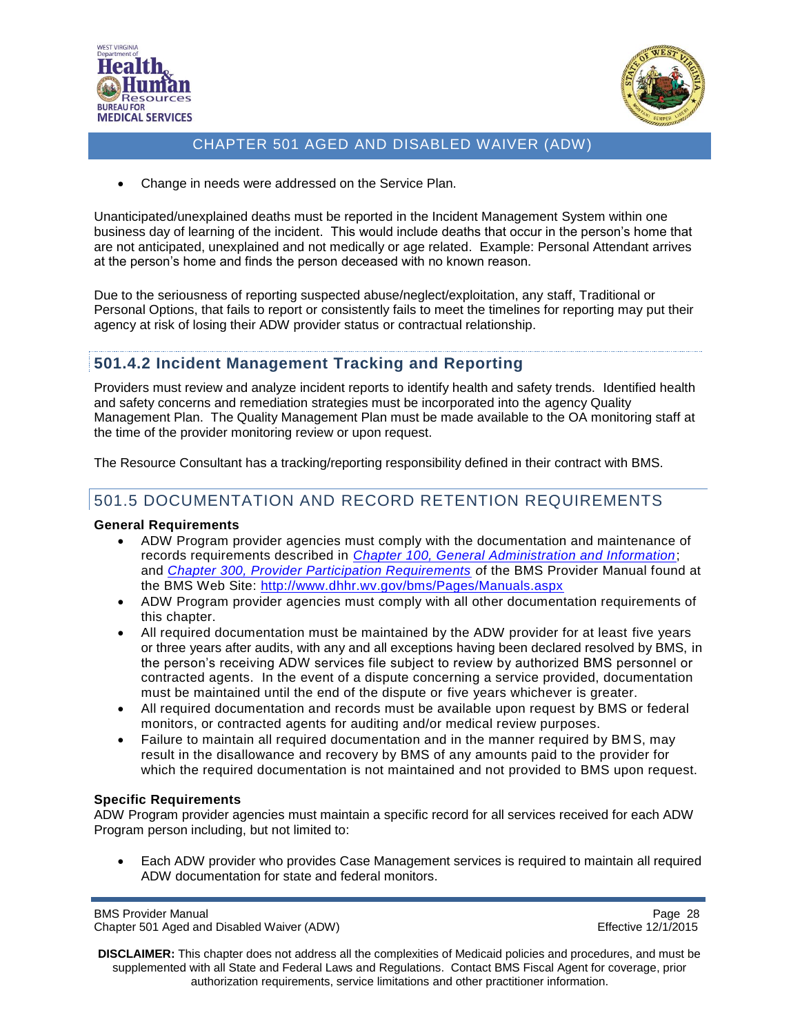- Change in needs were addressed on the Service Plan.

Unanticipated/unexplained deaths must be reported in the Incident Management System within one business day of learning of the incident. This would include deaths that occur in the person's home that are not anticipated, unexplained and not medically or age related. Example: Personal Attendant arrives at the person's home and finds the person deceased with no known reason.

Due to the seriousness of reporting suspected abuse/neglect/exploitation, any staff, Traditional or Personal Options, that fails to report or consistently fails to meet the timelines for reporting may put their agency at risk of losing their ADW provider status or contractual relationship.

### 501.4.2 Incident Management Tracking and Reporting

Providers must review and analyze incident reports to identify health and safety trends. Identified health and safety concerns and remediation strategies must be incorporated into the agency Quality Management Plan. The Quality Management Plan must be made available to the OA monitoring staff at the time of the provider monitoring review or upon request.

The Resource Consultant has a tracking/reporting responsibility defined in their contract with BMS.

## 501.5 DOCUMENTATION AND RECORD RETENTION REQUIREMENTS

**General Requirements**

- ADW Program provider agencies must comply with the documentation and maintenance of records requirements described in *Chapter 100, General Administration and Information*; and *Chapter 300, Provider Participation Requirements* of the BMS Provider Manual found at the BMS Web Site: http://www.dhhr.wv.gov/bms/Pages/Manuals.aspx
- ADW Program provider agencies must comply with all other documentation requirements of this chapter.
- All required documentation must be maintained by the ADW provider for at least five years or three years after audits, with any and all exceptions having been declared resolved by BMS, in the person's receiving ADW services file subject to review by authorized BMS personnel or contracted agents. In the event of a dispute concerning a service provided, documentation must be maintained until the end of the dispute or five years whichever is greater.
- All required documentation and records must be available upon request by BMS or federal monitors, or contracted agents for auditing and/or medical review purposes.
- Failure to maintain all required documentation and in the manner required by BMS, may result in the disallowance and recovery by BMS of any amounts paid to the provider for which the required documentation is not maintained and not provided to BMS upon request.

**Specific Requirements**

ADW Program provider agencies must maintain a specific record for all services received for each ADW Program person including, but not limited to:

- Each ADW provider who provides Case Management services is required to maintain all required ADW documentation for state and federal monitors.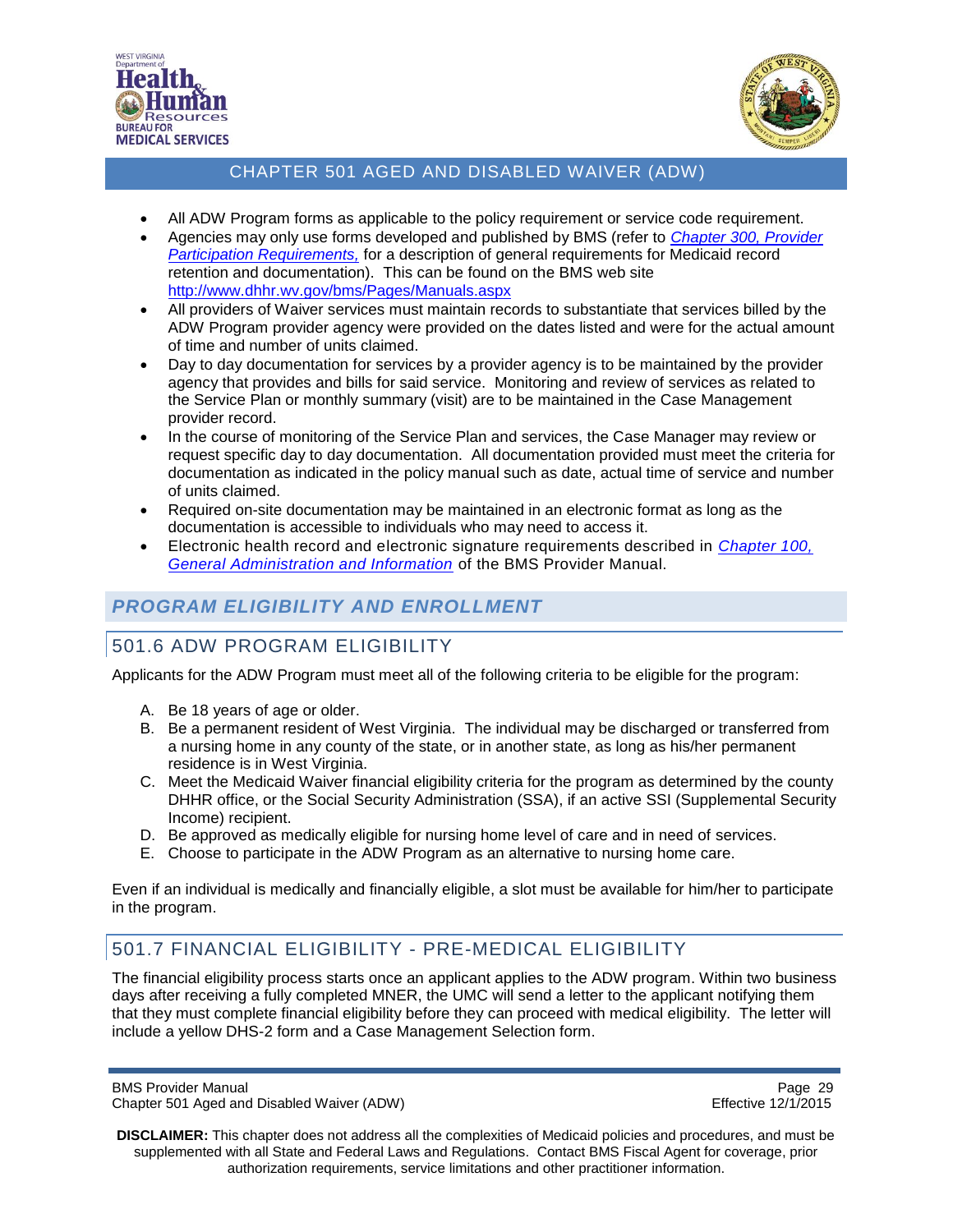- All ADW Program forms as applicable to the policy requirement or service code requirement.
- Agencies may only use forms developed and published by BMS (refer to *Chapter 300, Provider Participation Requirements,* for a description of general requirements for Medicaid record retention and documentation). This can be found on the BMS web site http://www.dhhr.wv.gov/bms/Pages/Manuals.aspx
- All providers of Waiver services must maintain records to substantiate that services billed by the ADW Program provider agency were provided on the dates listed and were for the actual amount of time and number of units claimed.
- Day to day documentation for services by a provider agency is to be maintained by the provider agency that provides and bills for said service. Monitoring and review of services as related to the Service Plan or monthly summary (visit) are to be maintained in the Case Management provider record.
- In the course of monitoring of the Service Plan and services, the Case Manager may review or request specific day to day documentation. All documentation provided must meet the criteria for documentation as indicated in the policy manual such as date, actual time of service and number of units claimed.
- Required on-site documentation may be maintained in an electronic format as long as the documentation is accessible to individuals who may need to access it.
- Electronic health record and electronic signature requirements described in *Chapter 100, General Administration and Information* of the BMS Provider Manual.

## *PROGRAM ELIGIBILITY AND ENROLLMENT*

## 501.6 ADW PROGRAM ELIGIBILITY

Applicants for the ADW Program must meet all of the following criteria to be eligible for the program:

A. Be 18 years of age or older.
B. Be a permanent resident of West Virginia. The individual may be discharged or transferred from a nursing home in any county of the state, or in another state, as long as his/her permanent residence is in West Virginia.
C. Meet the Medicaid Waiver financial eligibility criteria for the program as determined by the county DHHR office, or the Social Security Administration (SSA), if an active SSI (Supplemental Security Income) recipient.
D. Be approved as medically eligible for nursing home level of care and in need of services.
E. Choose to participate in the ADW Program as an alternative to nursing home care.

Even if an individual is medically and financially eligible, a slot must be available for him/her to participate in the program.

## 501.7 FINANCIAL ELIGIBILITY - PRE-MEDICAL ELIGIBILITY

The financial eligibility process starts once an applicant applies to the ADW program. Within two business days after receiving a fully completed MNER, the UMC will send a letter to the applicant notifying them that they must complete financial eligibility before they can proceed with medical eligibility. The letter will include a yellow DHS-2 form and a Case Management Selection form.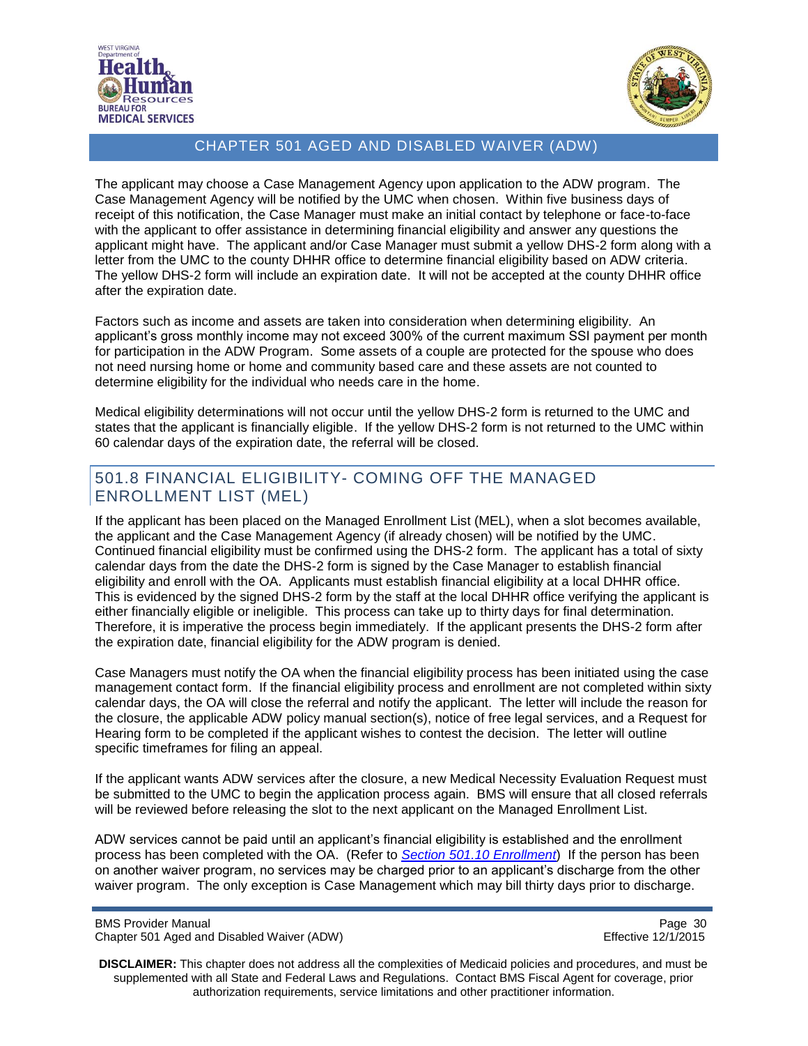The applicant may choose a Case Management Agency upon application to the ADW program. The Case Management Agency will be notified by the UMC when chosen. Within five business days of receipt of this notification, the Case Manager must make an initial contact by telephone or face-to-face with the applicant to offer assistance in determining financial eligibility and answer any questions the applicant might have. The applicant and/or Case Manager must submit a yellow DHS-2 form along with a letter from the UMC to the county DHHR office to determine financial eligibility based on ADW criteria. The yellow DHS-2 form will include an expiration date. It will not be accepted at the county DHHR office after the expiration date.

Factors such as income and assets are taken into consideration when determining eligibility. An applicant's gross monthly income may not exceed 300% of the current maximum SSI payment per month for participation in the ADW Program. Some assets of a couple are protected for the spouse who does not need nursing home or home and community based care and these assets are not counted to determine eligibility for the individual who needs care in the home.

Medical eligibility determinations will not occur until the yellow DHS-2 form is returned to the UMC and states that the applicant is financially eligible. If the yellow DHS-2 form is not returned to the UMC within 60 calendar days of the expiration date, the referral will be closed.

## 501.8 FINANCIAL ELIGIBILITY- COMING OFF THE MANAGED ENROLLMENT LIST (MEL)

If the applicant has been placed on the Managed Enrollment List (MEL), when a slot becomes available, the applicant and the Case Management Agency (if already chosen) will be notified by the UMC. Continued financial eligibility must be confirmed using the DHS-2 form. The applicant has a total of sixty calendar days from the date the DHS-2 form is signed by the Case Manager to establish financial eligibility and enroll with the OA. Applicants must establish financial eligibility at a local DHHR office. This is evidenced by the signed DHS-2 form by the staff at the local DHHR office verifying the applicant is either financially eligible or ineligible. This process can take up to thirty days for final determination. Therefore, it is imperative the process begin immediately. If the applicant presents the DHS-2 form after the expiration date, financial eligibility for the ADW program is denied.

Case Managers must notify the OA when the financial eligibility process has been initiated using the case management contact form. If the financial eligibility process and enrollment are not completed within sixty calendar days, the OA will close the referral and notify the applicant. The letter will include the reason for the closure, the applicable ADW policy manual section(s), notice of free legal services, and a Request for Hearing form to be completed if the applicant wishes to contest the decision. The letter will outline specific timeframes for filing an appeal.

If the applicant wants ADW services after the closure, a new Medical Necessity Evaluation Request must be submitted to the UMC to begin the application process again. BMS will ensure that all closed referrals will be reviewed before releasing the slot to the next applicant on the Managed Enrollment List.

ADW services cannot be paid until an applicant's financial eligibility is established and the enrollment process has been completed with the OA. (Refer to *Section 501.10 Enrollment*) If the person has been on another waiver program, no services may be charged prior to an applicant's discharge from the other waiver program. The only exception is Case Management which may bill thirty days prior to discharge.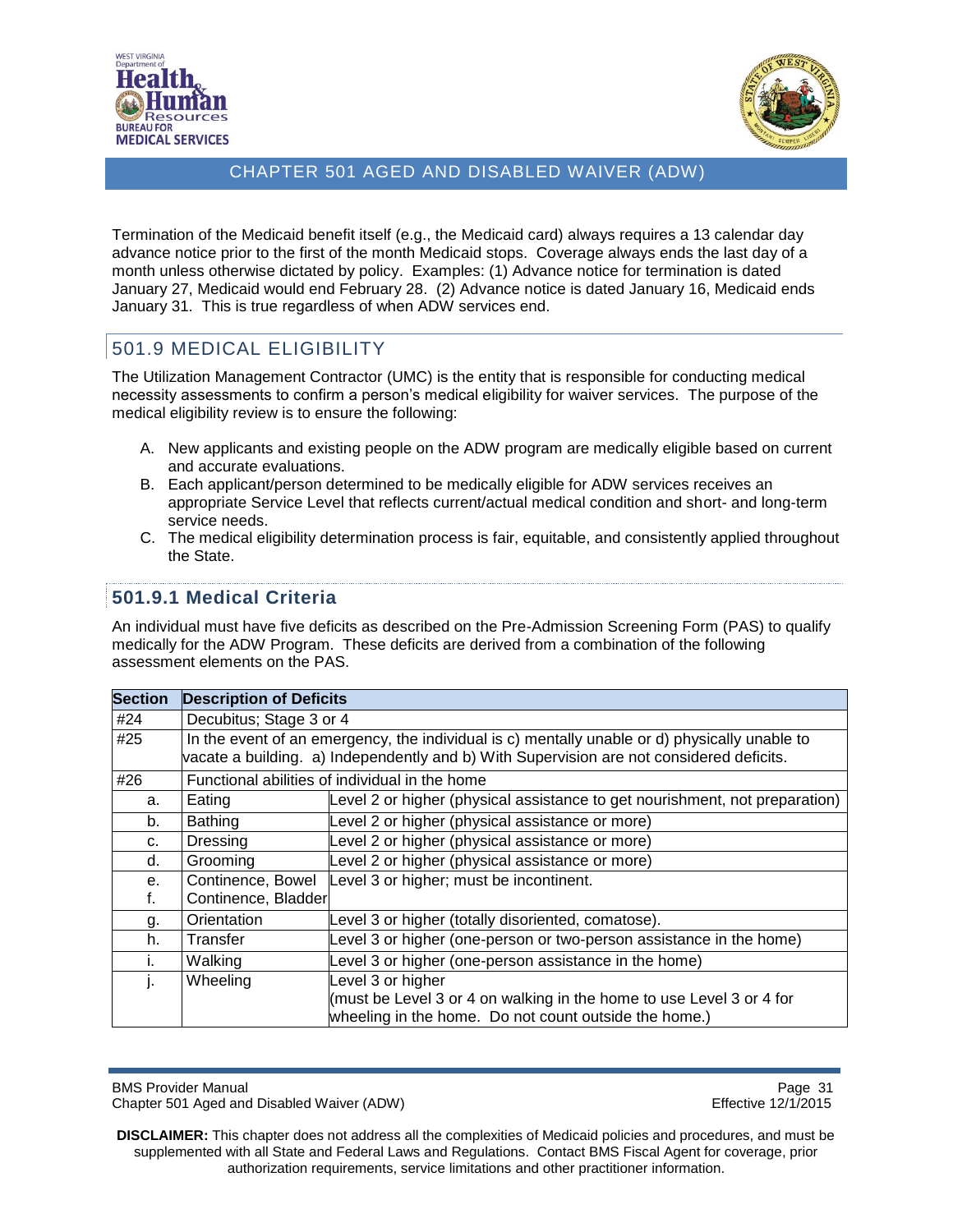Termination of the Medicaid benefit itself (e.g., the Medicaid card) always requires a 13 calendar day advance notice prior to the first of the month Medicaid stops. Coverage always ends the last day of a month unless otherwise dictated by policy. Examples: (1) Advance notice for termination is dated January 27, Medicaid would end February 28. (2) Advance notice is dated January 16, Medicaid ends January 31. This is true regardless of when ADW services end.

## 501.9 MEDICAL ELIGIBILITY

The Utilization Management Contractor (UMC) is the entity that is responsible for conducting medical necessity assessments to confirm a person's medical eligibility for waiver services. The purpose of the medical eligibility review is to ensure the following:

A. New applicants and existing people on the ADW program are medically eligible based on current and accurate evaluations.
B. Each applicant/person determined to be medically eligible for ADW services receives an appropriate Service Level that reflects current/actual medical condition and short- and long-term service needs.
C. The medical eligibility determination process is fair, equitable, and consistently applied throughout the State.

### 501.9.1 Medical Criteria

An individual must have five deficits as described on the Pre-Admission Screening Form (PAS) to qualify medically for the ADW Program. These deficits are derived from a combination of the following assessment elements on the PAS.

| Section | Description of Deficits | |
|---|---|---|
| #24 | Decubitus; Stage 3 or 4 | |
| #25 | In the event of an emergency, the individual is c) mentally unable or d) physically unable to vacate a building. a) Independently and b) With Supervision are not considered deficits. | |
| #26 | Functional abilities of individual in the home | |
| a. | Eating | Level 2 or higher (physical assistance to get nourishment, not preparation) |
| b. | Bathing | Level 2 or higher (physical assistance or more) |
| c. | Dressing | Level 2 or higher (physical assistance or more) |
| d. | Grooming | Level 2 or higher (physical assistance or more) |
| e.<br>f. | Continence, Bowel<br>Continence, Bladder | Level 3 or higher; must be incontinent. |
| g. | Orientation | Level 3 or higher (totally disoriented, comatose). |
| h. | Transfer | Level 3 or higher (one-person or two-person assistance in the home) |
| i. | Walking | Level 3 or higher (one-person assistance in the home) |
| j. | Wheeling | Level 3 or higher<br>(must be Level 3 or 4 on walking in the home to use Level 3 or 4 for wheeling in the home. Do not count outside the home.) |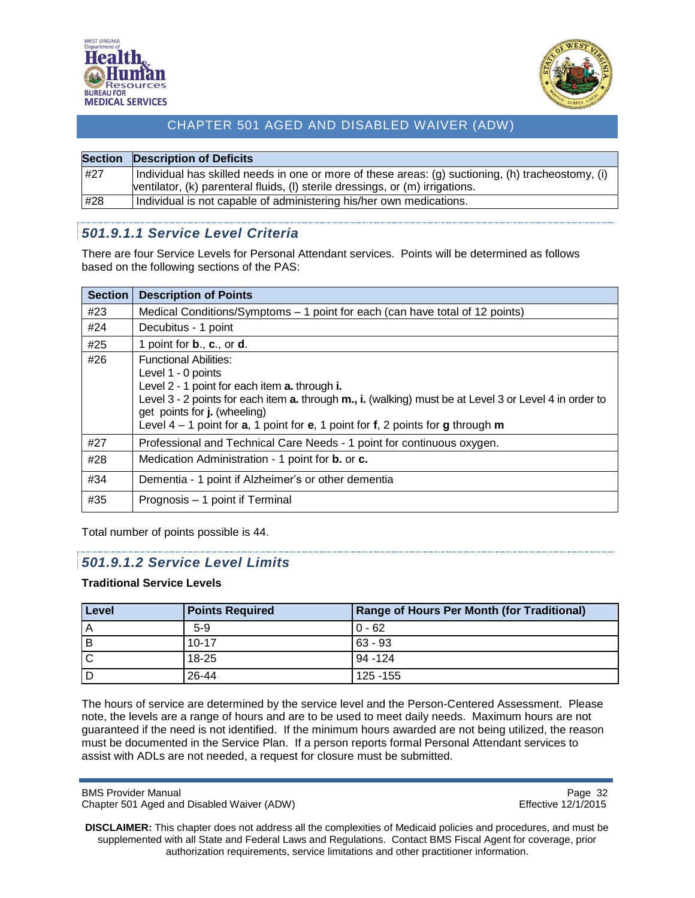| Section | Description of Deficits |
|---|---|
| #27 | Individual has skilled needs in one or more of these areas: (g) suctioning, (h) tracheostomy, (i) ventilator, (k) parenteral fluids, (l) sterile dressings, or (m) irrigations. |
| #28 | Individual is not capable of administering his/her own medications. |

### *501.9.1.1 Service Level Criteria*

There are four Service Levels for Personal Attendant services. Points will be determined as follows based on the following sections of the PAS:

| Section | Description of Points |
|---|---|
| #23 | Medical Conditions/Symptoms – 1 point for each (can have total of 12 points) |
| #24 | Decubitus - 1 point |
| #25 | 1 point for **b**., **c**., or **d**. |
| #26 | Functional Abilities:<br>Level 1 - 0 points<br>Level 2 - 1 point for each item **a.** through **i.**<br>Level 3 - 2 points for each item **a.** through **m., i.** (walking) must be at Level 3 or Level 4 in order to get points for **j.** (wheeling)<br>Level 4 – 1 point for **a**, 1 point for **e**, 1 point for **f**, 2 points for **g** through **m** |
| #27 | Professional and Technical Care Needs - 1 point for continuous oxygen. |
| #28 | Medication Administration - 1 point for **b.** or **c.** |
| #34 | Dementia - 1 point if Alzheimer's or other dementia |
| #35 | Prognosis – 1 point if Terminal |

Total number of points possible is 44.

### *501.9.1.2 Service Level Limits*

**Traditional Service Levels**

| Level | Points Required | Range of Hours Per Month (for Traditional) |
|---|---|---|
| A | 5-9 | 0 - 62 |
| B | 10-17 | 63 - 93 |
| C | 18-25 | 94 -124 |
| D | 26-44 | 125 -155 |

The hours of service are determined by the service level and the Person-Centered Assessment. Please note, the levels are a range of hours and are to be used to meet daily needs. Maximum hours are not guaranteed if the need is not identified. If the minimum hours awarded are not being utilized, the reason must be documented in the Service Plan. If a person reports formal Personal Attendant services to assist with ADLs are not needed, a request for closure must be submitted.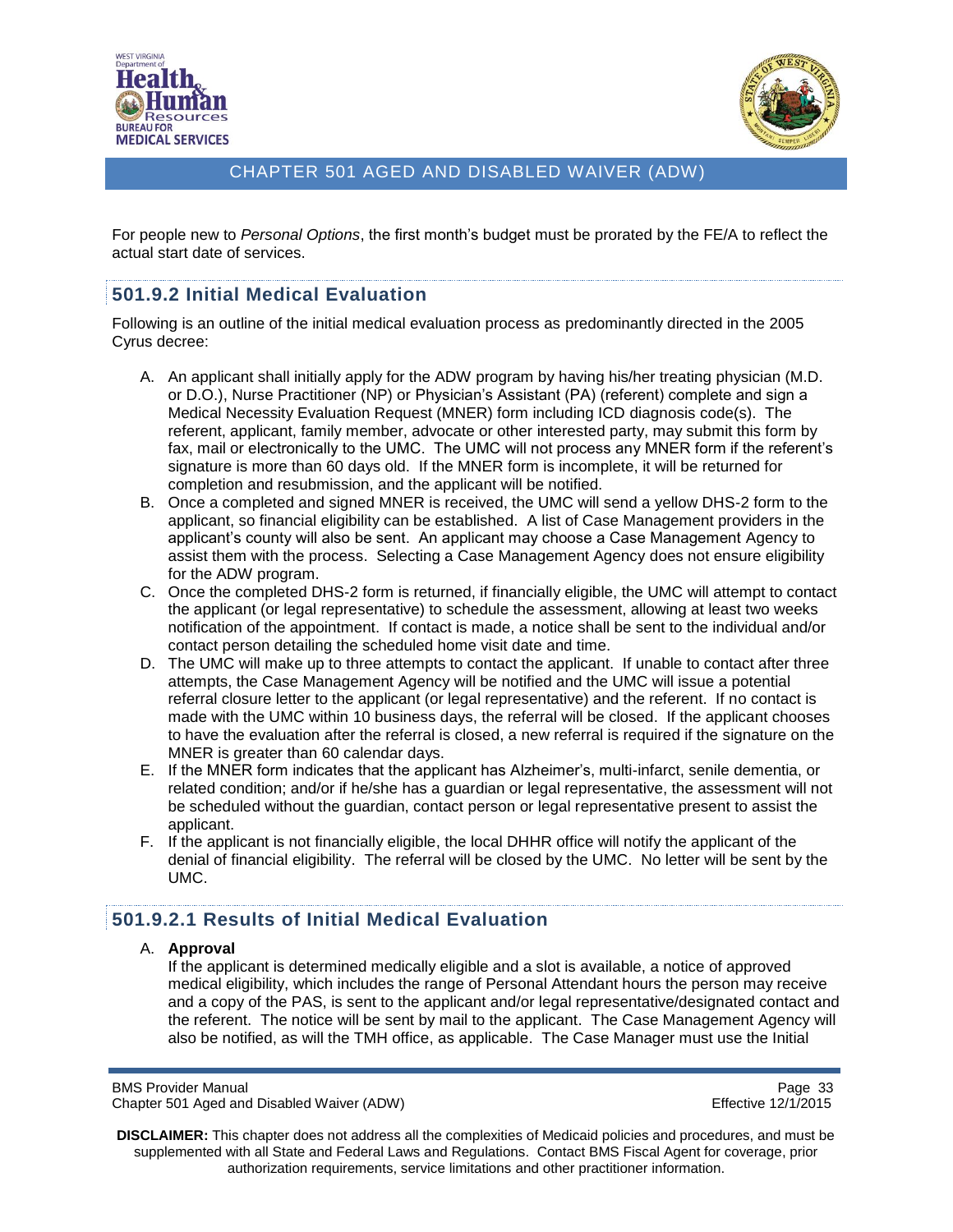For people new to *Personal Options*, the first month's budget must be prorated by the FE/A to reflect the actual start date of services.

### 501.9.2 Initial Medical Evaluation

Following is an outline of the initial medical evaluation process as predominantly directed in the 2005 Cyrus decree:

A. An applicant shall initially apply for the ADW program by having his/her treating physician (M.D. or D.O.), Nurse Practitioner (NP) or Physician's Assistant (PA) (referent) complete and sign a Medical Necessity Evaluation Request (MNER) form including ICD diagnosis code(s). The referent, applicant, family member, advocate or other interested party, may submit this form by fax, mail or electronically to the UMC. The UMC will not process any MNER form if the referent's signature is more than 60 days old. If the MNER form is incomplete, it will be returned for completion and resubmission, and the applicant will be notified.
B. Once a completed and signed MNER is received, the UMC will send a yellow DHS-2 form to the applicant, so financial eligibility can be established. A list of Case Management providers in the applicant's county will also be sent. An applicant may choose a Case Management Agency to assist them with the process. Selecting a Case Management Agency does not ensure eligibility for the ADW program.
C. Once the completed DHS-2 form is returned, if financially eligible, the UMC will attempt to contact the applicant (or legal representative) to schedule the assessment, allowing at least two weeks notification of the appointment. If contact is made, a notice shall be sent to the individual and/or contact person detailing the scheduled home visit date and time.
D. The UMC will make up to three attempts to contact the applicant. If unable to contact after three attempts, the Case Management Agency will be notified and the UMC will issue a potential referral closure letter to the applicant (or legal representative) and the referent. If no contact is made with the UMC within 10 business days, the referral will be closed. If the applicant chooses to have the evaluation after the referral is closed, a new referral is required if the signature on the MNER is greater than 60 calendar days.
E. If the MNER form indicates that the applicant has Alzheimer's, multi-infarct, senile dementia, or related condition; and/or if he/she has a guardian or legal representative, the assessment will not be scheduled without the guardian, contact person or legal representative present to assist the applicant.
F. If the applicant is not financially eligible, the local DHHR office will notify the applicant of the denial of financial eligibility. The referral will be closed by the UMC. No letter will be sent by the UMC.

#### 501.9.2.1 Results of Initial Medical Evaluation

A. **Approval**
   If the applicant is determined medically eligible and a slot is available, a notice of approved medical eligibility, which includes the range of Personal Attendant hours the person may receive and a copy of the PAS, is sent to the applicant and/or legal representative/designated contact and the referent. The notice will be sent by mail to the applicant. The Case Management Agency will also be notified, as will the TMH office, as applicable. The Case Manager must use the Initial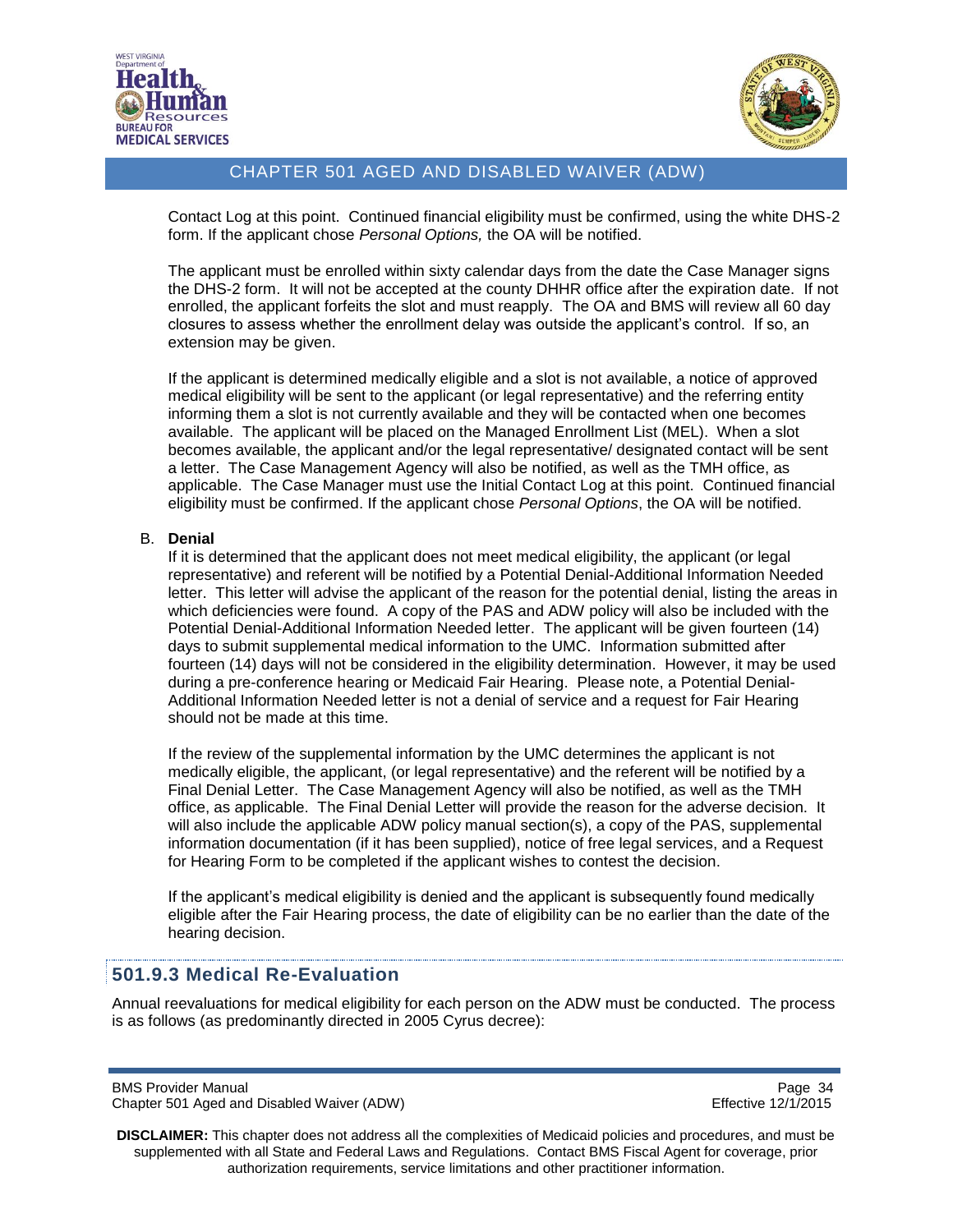Contact Log at this point. Continued financial eligibility must be confirmed, using the white DHS-2 form. If the applicant chose *Personal Options,* the OA will be notified.

The applicant must be enrolled within sixty calendar days from the date the Case Manager signs the DHS-2 form. It will not be accepted at the county DHHR office after the expiration date. If not enrolled, the applicant forfeits the slot and must reapply. The OA and BMS will review all 60 day closures to assess whether the enrollment delay was outside the applicant's control. If so, an extension may be given.

If the applicant is determined medically eligible and a slot is not available, a notice of approved medical eligibility will be sent to the applicant (or legal representative) and the referring entity informing them a slot is not currently available and they will be contacted when one becomes available. The applicant will be placed on the Managed Enrollment List (MEL). When a slot becomes available, the applicant and/or the legal representative/ designated contact will be sent a letter. The Case Management Agency will also be notified, as well as the TMH office, as applicable. The Case Manager must use the Initial Contact Log at this point. Continued financial eligibility must be confirmed. If the applicant chose *Personal Options*, the OA will be notified.

B. **Denial**

If it is determined that the applicant does not meet medical eligibility, the applicant (or legal representative) and referent will be notified by a Potential Denial-Additional Information Needed letter. This letter will advise the applicant of the reason for the potential denial, listing the areas in which deficiencies were found. A copy of the PAS and ADW policy will also be included with the Potential Denial-Additional Information Needed letter. The applicant will be given fourteen (14) days to submit supplemental medical information to the UMC. Information submitted after fourteen (14) days will not be considered in the eligibility determination. However, it may be used during a pre-conference hearing or Medicaid Fair Hearing. Please note, a Potential Denial-Additional Information Needed letter is not a denial of service and a request for Fair Hearing should not be made at this time.

If the review of the supplemental information by the UMC determines the applicant is not medically eligible, the applicant, (or legal representative) and the referent will be notified by a Final Denial Letter. The Case Management Agency will also be notified, as well as the TMH office, as applicable. The Final Denial Letter will provide the reason for the adverse decision. It will also include the applicable ADW policy manual section(s), a copy of the PAS, supplemental information documentation (if it has been supplied), notice of free legal services, and a Request for Hearing Form to be completed if the applicant wishes to contest the decision.

If the applicant's medical eligibility is denied and the applicant is subsequently found medically eligible after the Fair Hearing process, the date of eligibility can be no earlier than the date of the hearing decision.

### 501.9.3 Medical Re-Evaluation

Annual reevaluations for medical eligibility for each person on the ADW must be conducted. The process is as follows (as predominantly directed in 2005 Cyrus decree):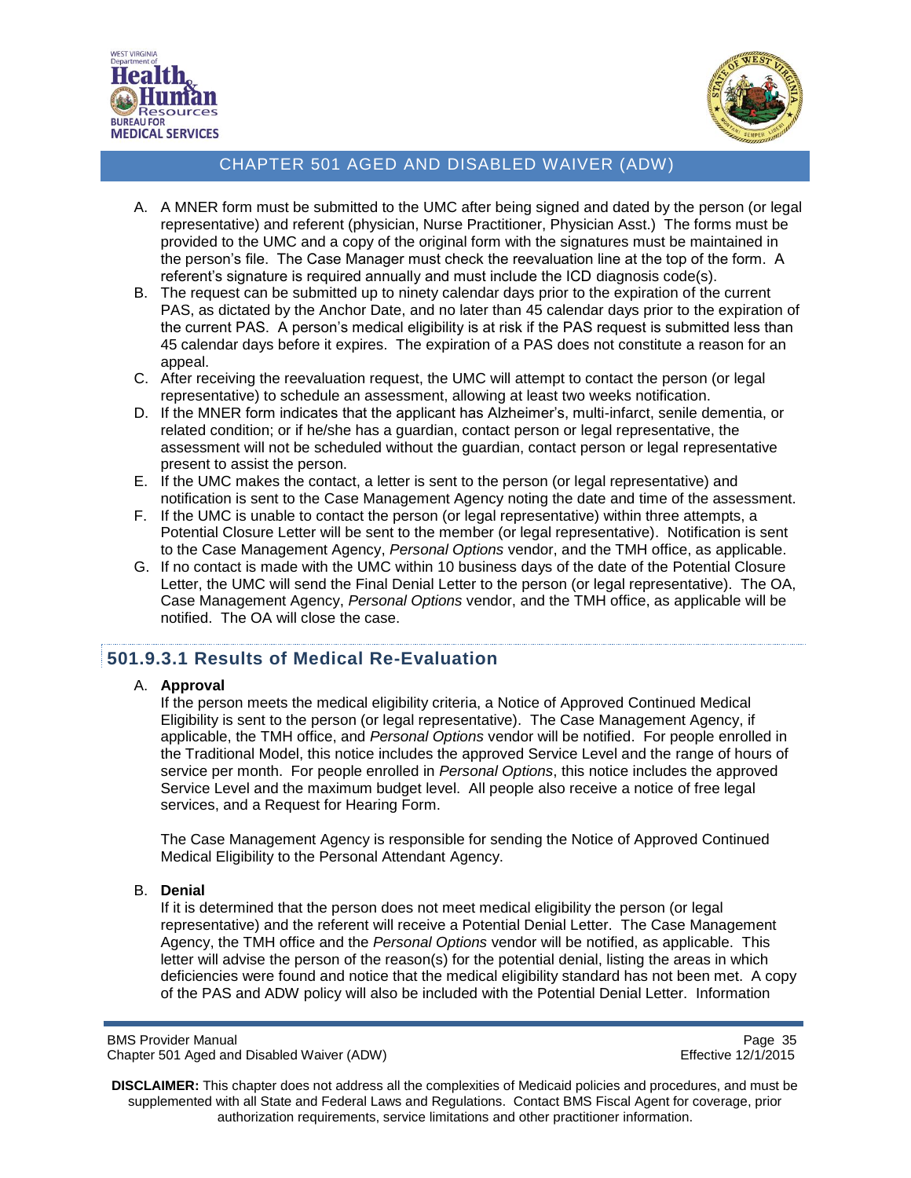A. A MNER form must be submitted to the UMC after being signed and dated by the person (or legal representative) and referent (physician, Nurse Practitioner, Physician Asst.) The forms must be provided to the UMC and a copy of the original form with the signatures must be maintained in the person's file. The Case Manager must check the reevaluation line at the top of the form. A referent's signature is required annually and must include the ICD diagnosis code(s).
B. The request can be submitted up to ninety calendar days prior to the expiration of the current PAS, as dictated by the Anchor Date, and no later than 45 calendar days prior to the expiration of the current PAS. A person's medical eligibility is at risk if the PAS request is submitted less than 45 calendar days before it expires. The expiration of a PAS does not constitute a reason for an appeal.
C. After receiving the reevaluation request, the UMC will attempt to contact the person (or legal representative) to schedule an assessment, allowing at least two weeks notification.
D. If the MNER form indicates that the applicant has Alzheimer's, multi-infarct, senile dementia, or related condition; or if he/she has a guardian, contact person or legal representative, the assessment will not be scheduled without the guardian, contact person or legal representative present to assist the person.
E. If the UMC makes the contact, a letter is sent to the person (or legal representative) and notification is sent to the Case Management Agency noting the date and time of the assessment.
F. If the UMC is unable to contact the person (or legal representative) within three attempts, a Potential Closure Letter will be sent to the member (or legal representative). Notification is sent to the Case Management Agency, *Personal Options* vendor, and the TMH office, as applicable.
G. If no contact is made with the UMC within 10 business days of the date of the Potential Closure Letter, the UMC will send the Final Denial Letter to the person (or legal representative). The OA, Case Management Agency, *Personal Options* vendor, and the TMH office, as applicable will be notified. The OA will close the case.

## 501.9.3.1 Results of Medical Re-Evaluation

A. **Approval**

If the person meets the medical eligibility criteria, a Notice of Approved Continued Medical Eligibility is sent to the person (or legal representative). The Case Management Agency, if applicable, the TMH office, and *Personal Options* vendor will be notified. For people enrolled in the Traditional Model, this notice includes the approved Service Level and the range of hours of service per month. For people enrolled in *Personal Options*, this notice includes the approved Service Level and the maximum budget level. All people also receive a notice of free legal services, and a Request for Hearing Form.

The Case Management Agency is responsible for sending the Notice of Approved Continued Medical Eligibility to the Personal Attendant Agency.

B. **Denial**

If it is determined that the person does not meet medical eligibility the person (or legal representative) and the referent will receive a Potential Denial Letter. The Case Management Agency, the TMH office and the *Personal Options* vendor will be notified, as applicable. This letter will advise the person of the reason(s) for the potential denial, listing the areas in which deficiencies were found and notice that the medical eligibility standard has not been met. A copy of the PAS and ADW policy will also be included with the Potential Denial Letter. Information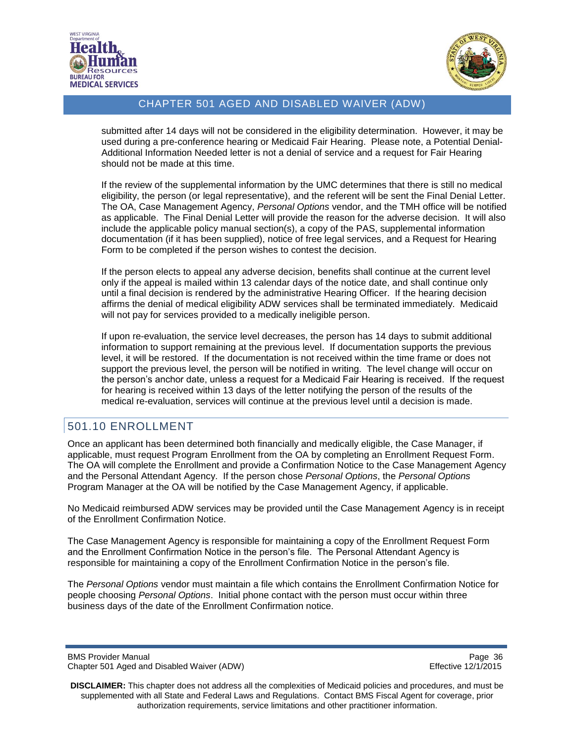submitted after 14 days will not be considered in the eligibility determination. However, it may be used during a pre-conference hearing or Medicaid Fair Hearing. Please note, a Potential Denial-Additional Information Needed letter is not a denial of service and a request for Fair Hearing should not be made at this time.

If the review of the supplemental information by the UMC determines that there is still no medical eligibility, the person (or legal representative), and the referent will be sent the Final Denial Letter. The OA, Case Management Agency, *Personal Options* vendor, and the TMH office will be notified as applicable. The Final Denial Letter will provide the reason for the adverse decision. It will also include the applicable policy manual section(s), a copy of the PAS, supplemental information documentation (if it has been supplied), notice of free legal services, and a Request for Hearing Form to be completed if the person wishes to contest the decision.

If the person elects to appeal any adverse decision, benefits shall continue at the current level only if the appeal is mailed within 13 calendar days of the notice date, and shall continue only until a final decision is rendered by the administrative Hearing Officer. If the hearing decision affirms the denial of medical eligibility ADW services shall be terminated immediately. Medicaid will not pay for services provided to a medically ineligible person.

If upon re-evaluation, the service level decreases, the person has 14 days to submit additional information to support remaining at the previous level. If documentation supports the previous level, it will be restored. If the documentation is not received within the time frame or does not support the previous level, the person will be notified in writing. The level change will occur on the person's anchor date, unless a request for a Medicaid Fair Hearing is received. If the request for hearing is received within 13 days of the letter notifying the person of the results of the medical re-evaluation, services will continue at the previous level until a decision is made.

## 501.10 ENROLLMENT

Once an applicant has been determined both financially and medically eligible, the Case Manager, if applicable, must request Program Enrollment from the OA by completing an Enrollment Request Form. The OA will complete the Enrollment and provide a Confirmation Notice to the Case Management Agency and the Personal Attendant Agency. If the person chose *Personal Options*, the *Personal Options* Program Manager at the OA will be notified by the Case Management Agency, if applicable.

No Medicaid reimbursed ADW services may be provided until the Case Management Agency is in receipt of the Enrollment Confirmation Notice.

The Case Management Agency is responsible for maintaining a copy of the Enrollment Request Form and the Enrollment Confirmation Notice in the person's file. The Personal Attendant Agency is responsible for maintaining a copy of the Enrollment Confirmation Notice in the person's file.

The *Personal Options* vendor must maintain a file which contains the Enrollment Confirmation Notice for people choosing *Personal Options*. Initial phone contact with the person must occur within three business days of the date of the Enrollment Confirmation notice.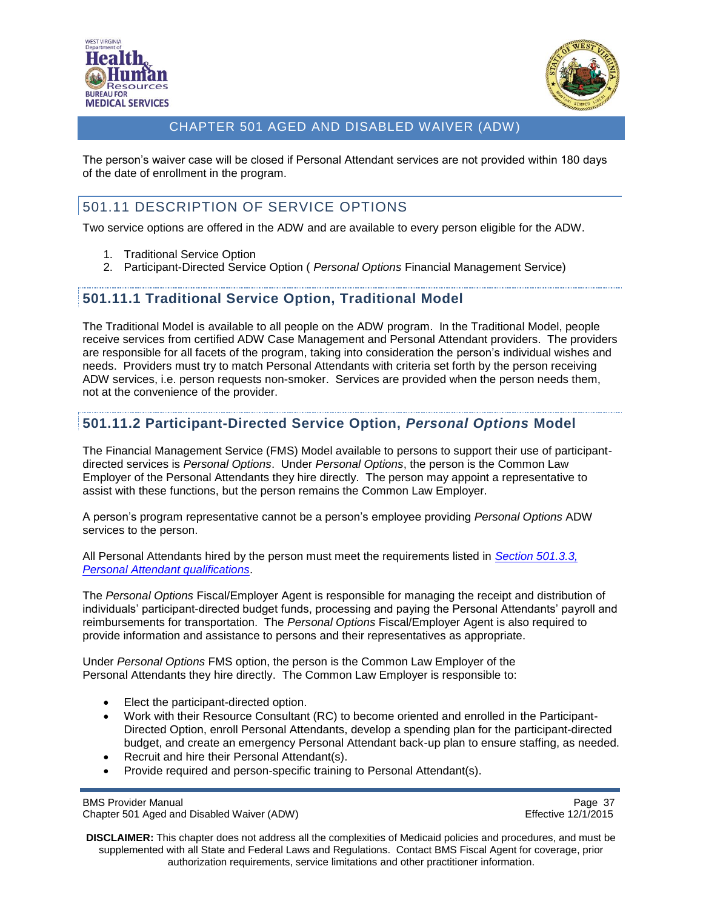The person's waiver case will be closed if Personal Attendant services are not provided within 180 days of the date of enrollment in the program.

## 501.11 DESCRIPTION OF SERVICE OPTIONS

Two service options are offered in the ADW and are available to every person eligible for the ADW.

1. Traditional Service Option
2. Participant-Directed Service Option ( *Personal Options* Financial Management Service)

### 501.11.1 Traditional Service Option, Traditional Model

The Traditional Model is available to all people on the ADW program. In the Traditional Model, people receive services from certified ADW Case Management and Personal Attendant providers. The providers are responsible for all facets of the program, taking into consideration the person's individual wishes and needs. Providers must try to match Personal Attendants with criteria set forth by the person receiving ADW services, i.e. person requests non-smoker. Services are provided when the person needs them, not at the convenience of the provider.

### 501.11.2 Participant-Directed Service Option, *Personal Options* Model

The Financial Management Service (FMS) Model available to persons to support their use of participant-directed services is *Personal Options*. Under *Personal Options*, the person is the Common Law Employer of the Personal Attendants they hire directly. The person may appoint a representative to assist with these functions, but the person remains the Common Law Employer.

A person's program representative cannot be a person's employee providing *Personal Options* ADW services to the person.

All Personal Attendants hired by the person must meet the requirements listed in *Section 501.3.3, Personal Attendant qualifications*.

The *Personal Options* Fiscal/Employer Agent is responsible for managing the receipt and distribution of individuals' participant-directed budget funds, processing and paying the Personal Attendants' payroll and reimbursements for transportation. The *Personal Options* Fiscal/Employer Agent is also required to provide information and assistance to persons and their representatives as appropriate.

Under *Personal Options* FMS option, the person is the Common Law Employer of the Personal Attendants they hire directly. The Common Law Employer is responsible to:

- Elect the participant-directed option.
- Work with their Resource Consultant (RC) to become oriented and enrolled in the Participant-Directed Option, enroll Personal Attendants, develop a spending plan for the participant-directed budget, and create an emergency Personal Attendant back-up plan to ensure staffing, as needed.
- Recruit and hire their Personal Attendant(s).
- Provide required and person-specific training to Personal Attendant(s).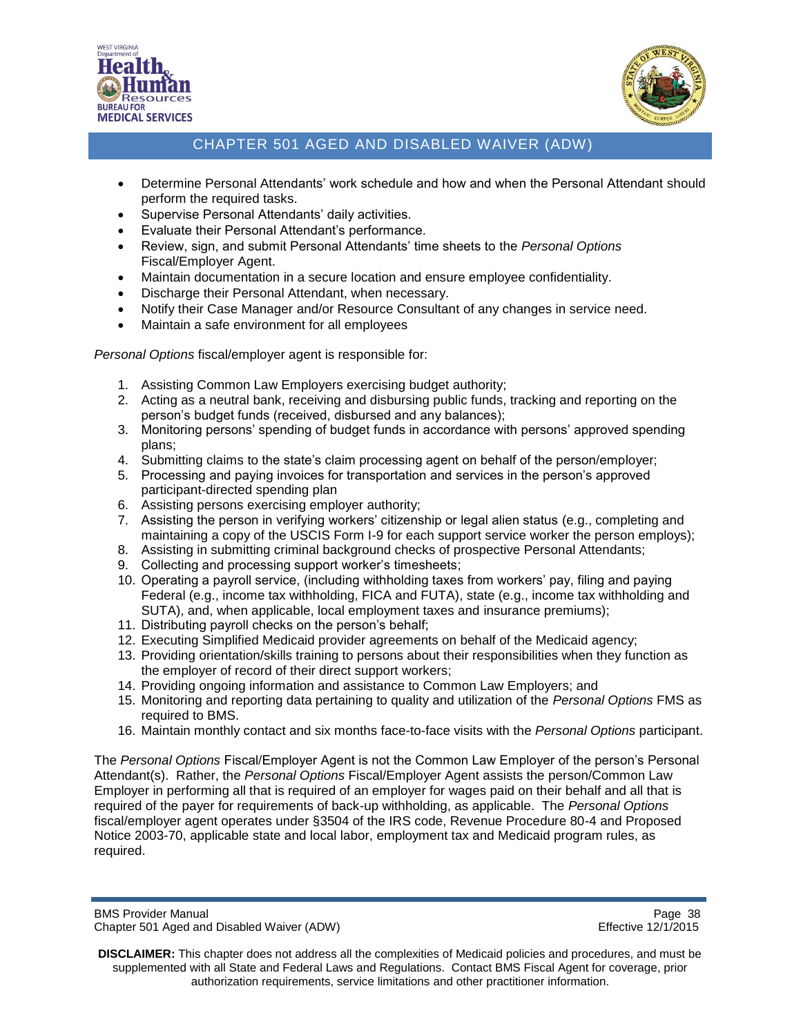- Determine Personal Attendants' work schedule and how and when the Personal Attendant should perform the required tasks.
- Supervise Personal Attendants' daily activities.
- Evaluate their Personal Attendant's performance.
- Review, sign, and submit Personal Attendants' time sheets to the *Personal Options* Fiscal/Employer Agent.
- Maintain documentation in a secure location and ensure employee confidentiality.
- Discharge their Personal Attendant, when necessary.
- Notify their Case Manager and/or Resource Consultant of any changes in service need.
- Maintain a safe environment for all employees

*Personal Options* fiscal/employer agent is responsible for:

1. Assisting Common Law Employers exercising budget authority;
2. Acting as a neutral bank, receiving and disbursing public funds, tracking and reporting on the person's budget funds (received, disbursed and any balances);
3. Monitoring persons' spending of budget funds in accordance with persons' approved spending plans;
4. Submitting claims to the state's claim processing agent on behalf of the person/employer;
5. Processing and paying invoices for transportation and services in the person's approved participant-directed spending plan
6. Assisting persons exercising employer authority;
7. Assisting the person in verifying workers' citizenship or legal alien status (e.g., completing and maintaining a copy of the USCIS Form I-9 for each support service worker the person employs);
8. Assisting in submitting criminal background checks of prospective Personal Attendants;
9. Collecting and processing support worker's timesheets;
10. Operating a payroll service, (including withholding taxes from workers' pay, filing and paying Federal (e.g., income tax withholding, FICA and FUTA), state (e.g., income tax withholding and SUTA), and, when applicable, local employment taxes and insurance premiums);
11. Distributing payroll checks on the person's behalf;
12. Executing Simplified Medicaid provider agreements on behalf of the Medicaid agency;
13. Providing orientation/skills training to persons about their responsibilities when they function as the employer of record of their direct support workers;
14. Providing ongoing information and assistance to Common Law Employers; and
15. Monitoring and reporting data pertaining to quality and utilization of the *Personal Options* FMS as required to BMS.
16. Maintain monthly contact and six months face-to-face visits with the *Personal Options* participant.

The *Personal Options* Fiscal/Employer Agent is not the Common Law Employer of the person's Personal Attendant(s). Rather, the *Personal Options* Fiscal/Employer Agent assists the person/Common Law Employer in performing all that is required of an employer for wages paid on their behalf and all that is required of the payer for requirements of back-up withholding, as applicable. The *Personal Options* fiscal/employer agent operates under §3504 of the IRS code, Revenue Procedure 80-4 and Proposed Notice 2003-70, applicable state and local labor, employment tax and Medicaid program rules, as required.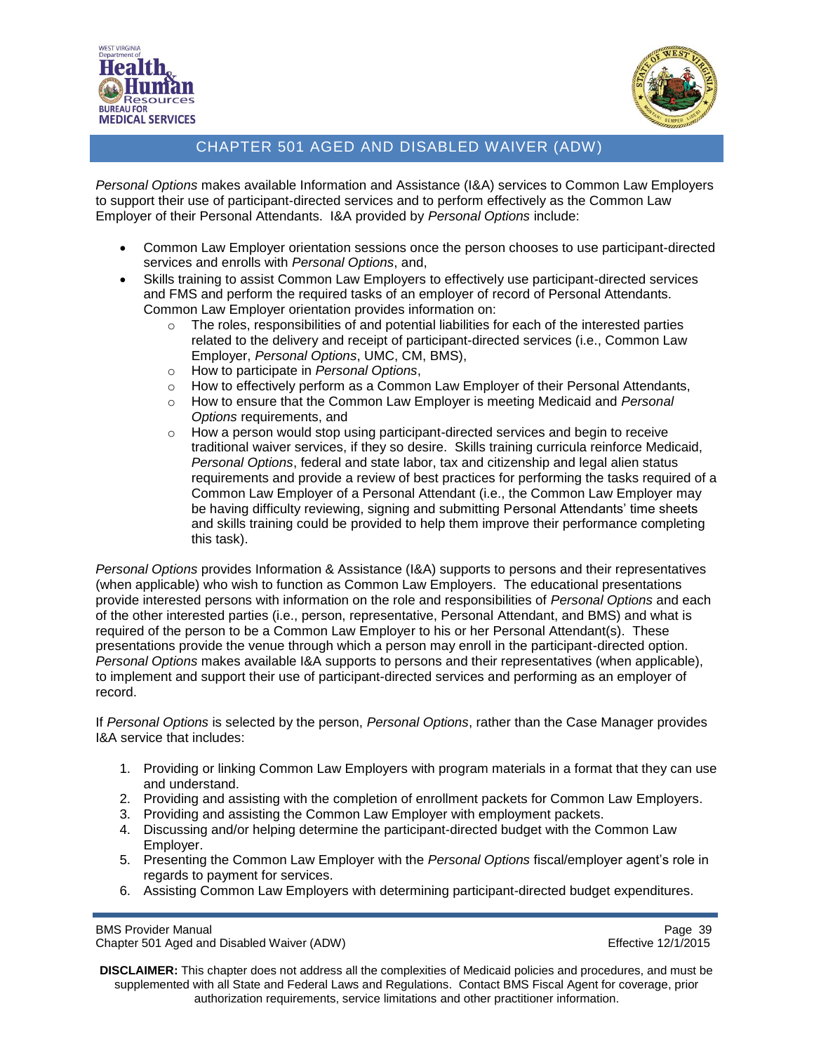*Personal Options* makes available Information and Assistance (I&A) services to Common Law Employers to support their use of participant-directed services and to perform effectively as the Common Law Employer of their Personal Attendants. I&A provided by *Personal Options* include:

- Common Law Employer orientation sessions once the person chooses to use participant-directed services and enrolls with *Personal Options*, and,
- Skills training to assist Common Law Employers to effectively use participant-directed services and FMS and perform the required tasks of an employer of record of Personal Attendants. Common Law Employer orientation provides information on:
    - The roles, responsibilities of and potential liabilities for each of the interested parties related to the delivery and receipt of participant-directed services (i.e., Common Law Employer, *Personal Options*, UMC, CM, BMS),
    - How to participate in *Personal Options*,
    - How to effectively perform as a Common Law Employer of their Personal Attendants,
    - How to ensure that the Common Law Employer is meeting Medicaid and *Personal Options* requirements, and
    - How a person would stop using participant-directed services and begin to receive traditional waiver services, if they so desire. Skills training curricula reinforce Medicaid, *Personal Options*, federal and state labor, tax and citizenship and legal alien status requirements and provide a review of best practices for performing the tasks required of a Common Law Employer of a Personal Attendant (i.e., the Common Law Employer may be having difficulty reviewing, signing and submitting Personal Attendants' time sheets and skills training could be provided to help them improve their performance completing this task).

*Personal Options* provides Information & Assistance (I&A) supports to persons and their representatives (when applicable) who wish to function as Common Law Employers. The educational presentations provide interested persons with information on the role and responsibilities of *Personal Options* and each of the other interested parties (i.e., person, representative, Personal Attendant, and BMS) and what is required of the person to be a Common Law Employer to his or her Personal Attendant(s). These presentations provide the venue through which a person may enroll in the participant-directed option. *Personal Options* makes available I&A supports to persons and their representatives (when applicable), to implement and support their use of participant-directed services and performing as an employer of record.

If *Personal Options* is selected by the person, *Personal Options*, rather than the Case Manager provides I&A service that includes:

1. Providing or linking Common Law Employers with program materials in a format that they can use and understand.
2. Providing and assisting with the completion of enrollment packets for Common Law Employers.
3. Providing and assisting the Common Law Employer with employment packets.
4. Discussing and/or helping determine the participant-directed budget with the Common Law Employer.
5. Presenting the Common Law Employer with the *Personal Options* fiscal/employer agent's role in regards to payment for services.
6. Assisting Common Law Employers with determining participant-directed budget expenditures.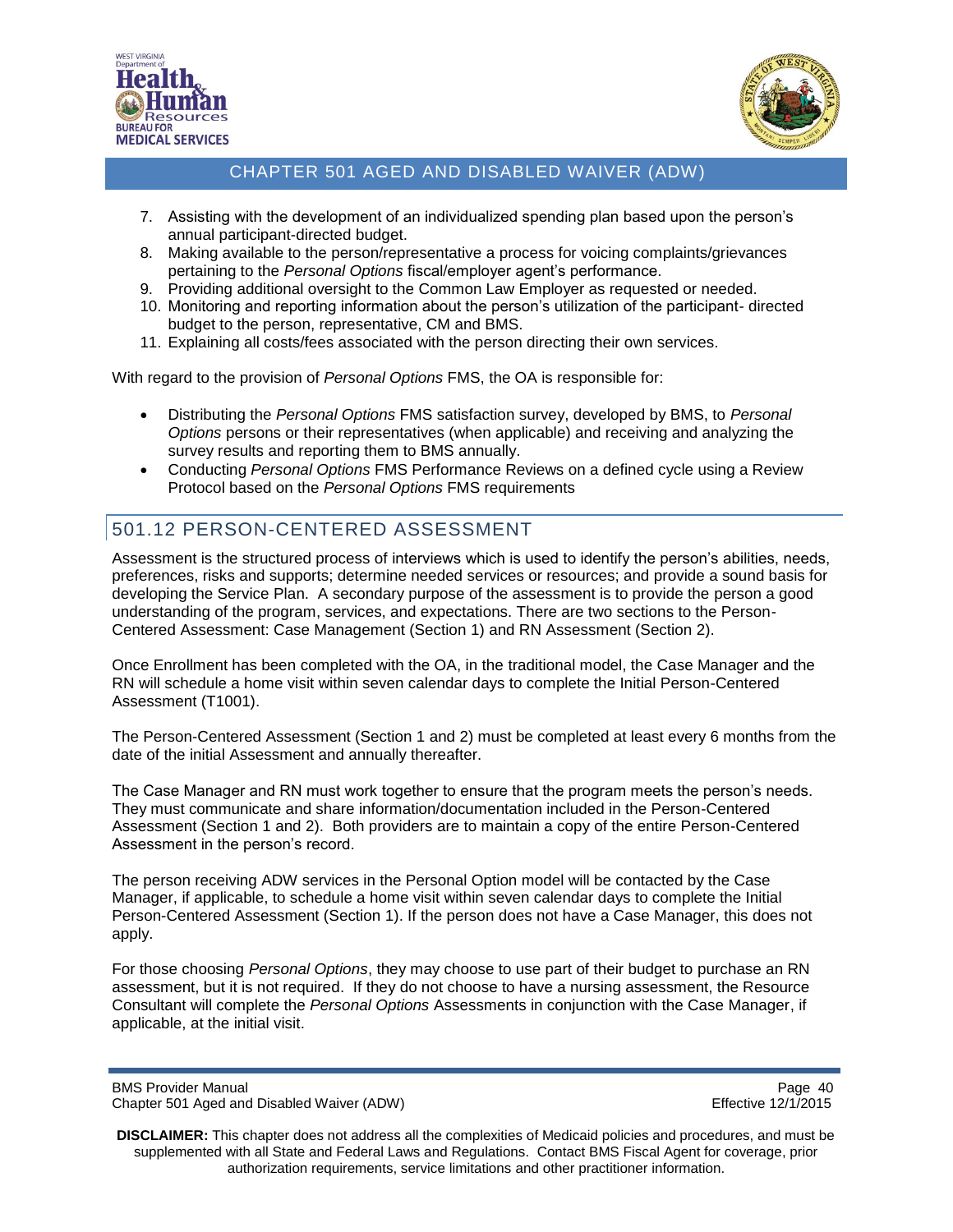7. Assisting with the development of an individualized spending plan based upon the person's annual participant-directed budget.
8. Making available to the person/representative a process for voicing complaints/grievances pertaining to the *Personal Options* fiscal/employer agent's performance.
9. Providing additional oversight to the Common Law Employer as requested or needed.
10. Monitoring and reporting information about the person's utilization of the participant- directed budget to the person, representative, CM and BMS.
11. Explaining all costs/fees associated with the person directing their own services.

With regard to the provision of *Personal Options* FMS, the OA is responsible for:

- Distributing the *Personal Options* FMS satisfaction survey, developed by BMS, to *Personal Options* persons or their representatives (when applicable) and receiving and analyzing the survey results and reporting them to BMS annually.
- Conducting *Personal Options* FMS Performance Reviews on a defined cycle using a Review Protocol based on the *Personal Options* FMS requirements

## 501.12 PERSON-CENTERED ASSESSMENT

Assessment is the structured process of interviews which is used to identify the person's abilities, needs, preferences, risks and supports; determine needed services or resources; and provide a sound basis for developing the Service Plan. A secondary purpose of the assessment is to provide the person a good understanding of the program, services, and expectations. There are two sections to the Person-Centered Assessment: Case Management (Section 1) and RN Assessment (Section 2).

Once Enrollment has been completed with the OA, in the traditional model, the Case Manager and the RN will schedule a home visit within seven calendar days to complete the Initial Person-Centered Assessment (T1001).

The Person-Centered Assessment (Section 1 and 2) must be completed at least every 6 months from the date of the initial Assessment and annually thereafter.

The Case Manager and RN must work together to ensure that the program meets the person's needs. They must communicate and share information/documentation included in the Person-Centered Assessment (Section 1 and 2). Both providers are to maintain a copy of the entire Person-Centered Assessment in the person's record.

The person receiving ADW services in the Personal Option model will be contacted by the Case Manager, if applicable, to schedule a home visit within seven calendar days to complete the Initial Person-Centered Assessment (Section 1). If the person does not have a Case Manager, this does not apply.

For those choosing *Personal Options*, they may choose to use part of their budget to purchase an RN assessment, but it is not required. If they do not choose to have a nursing assessment, the Resource Consultant will complete the *Personal Options* Assessments in conjunction with the Case Manager, if applicable, at the initial visit.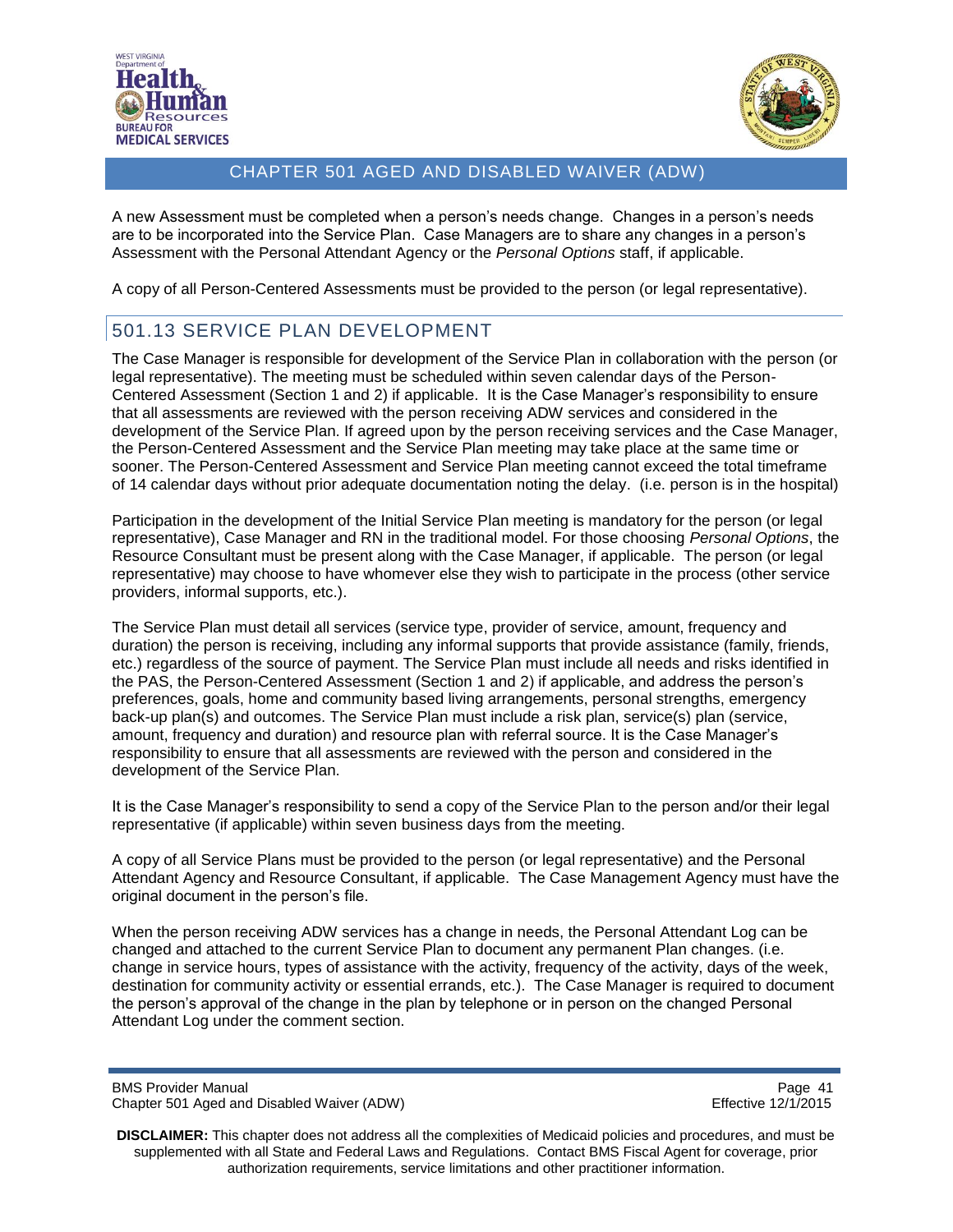A new Assessment must be completed when a person's needs change. Changes in a person's needs are to be incorporated into the Service Plan. Case Managers are to share any changes in a person's Assessment with the Personal Attendant Agency or the *Personal Options* staff, if applicable.

A copy of all Person-Centered Assessments must be provided to the person (or legal representative).

## 501.13 SERVICE PLAN DEVELOPMENT

The Case Manager is responsible for development of the Service Plan in collaboration with the person (or legal representative). The meeting must be scheduled within seven calendar days of the Person-Centered Assessment (Section 1 and 2) if applicable. It is the Case Manager's responsibility to ensure that all assessments are reviewed with the person receiving ADW services and considered in the development of the Service Plan. If agreed upon by the person receiving services and the Case Manager, the Person-Centered Assessment and the Service Plan meeting may take place at the same time or sooner. The Person-Centered Assessment and Service Plan meeting cannot exceed the total timeframe of 14 calendar days without prior adequate documentation noting the delay. (i.e. person is in the hospital)

Participation in the development of the Initial Service Plan meeting is mandatory for the person (or legal representative), Case Manager and RN in the traditional model. For those choosing *Personal Options*, the Resource Consultant must be present along with the Case Manager, if applicable. The person (or legal representative) may choose to have whomever else they wish to participate in the process (other service providers, informal supports, etc.).

The Service Plan must detail all services (service type, provider of service, amount, frequency and duration) the person is receiving, including any informal supports that provide assistance (family, friends, etc.) regardless of the source of payment. The Service Plan must include all needs and risks identified in the PAS, the Person-Centered Assessment (Section 1 and 2) if applicable, and address the person's preferences, goals, home and community based living arrangements, personal strengths, emergency back-up plan(s) and outcomes. The Service Plan must include a risk plan, service(s) plan (service, amount, frequency and duration) and resource plan with referral source. It is the Case Manager's responsibility to ensure that all assessments are reviewed with the person and considered in the development of the Service Plan.

It is the Case Manager's responsibility to send a copy of the Service Plan to the person and/or their legal representative (if applicable) within seven business days from the meeting.

A copy of all Service Plans must be provided to the person (or legal representative) and the Personal Attendant Agency and Resource Consultant, if applicable. The Case Management Agency must have the original document in the person's file.

When the person receiving ADW services has a change in needs, the Personal Attendant Log can be changed and attached to the current Service Plan to document any permanent Plan changes. (i.e. change in service hours, types of assistance with the activity, frequency of the activity, days of the week, destination for community activity or essential errands, etc.). The Case Manager is required to document the person's approval of the change in the plan by telephone or in person on the changed Personal Attendant Log under the comment section.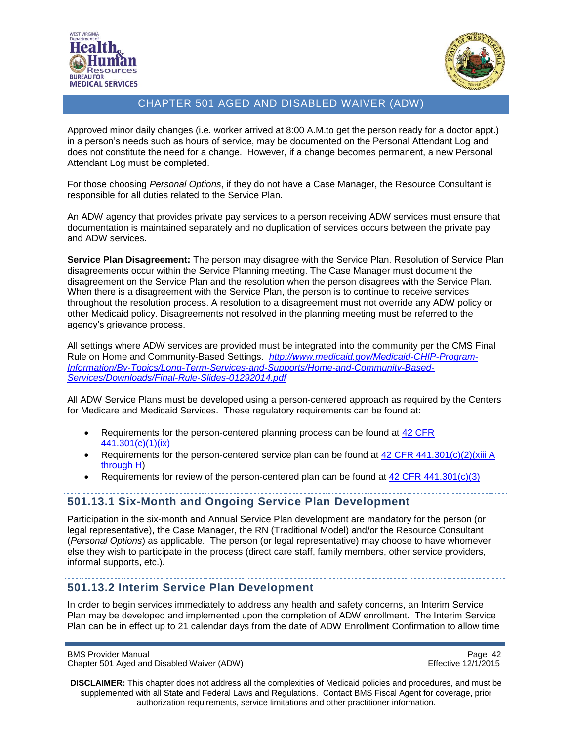Approved minor daily changes (i.e. worker arrived at 8:00 A.M.to get the person ready for a doctor appt.) in a person's needs such as hours of service, may be documented on the Personal Attendant Log and does not constitute the need for a change. However, if a change becomes permanent, a new Personal Attendant Log must be completed.

For those choosing *Personal Options*, if they do not have a Case Manager, the Resource Consultant is responsible for all duties related to the Service Plan.

An ADW agency that provides private pay services to a person receiving ADW services must ensure that documentation is maintained separately and no duplication of services occurs between the private pay and ADW services.

**Service Plan Disagreement:** The person may disagree with the Service Plan. Resolution of Service Plan disagreements occur within the Service Planning meeting. The Case Manager must document the disagreement on the Service Plan and the resolution when the person disagrees with the Service Plan. When there is a disagreement with the Service Plan, the person is to continue to receive services throughout the resolution process. A resolution to a disagreement must not override any ADW policy or other Medicaid policy. Disagreements not resolved in the planning meeting must be referred to the agency's grievance process.

All settings where ADW services are provided must be integrated into the community per the CMS Final Rule on Home and Community-Based Settings. *http://www.medicaid.gov/Medicaid-CHIP-Program-Information/By-Topics/Long-Term-Services-and-Supports/Home-and-Community-Based-Services/Downloads/Final-Rule-Slides-01292014.pdf*

All ADW Service Plans must be developed using a person-centered approach as required by the Centers for Medicare and Medicaid Services. These regulatory requirements can be found at:

- Requirements for the person-centered planning process can be found at 42 CFR 441.301(c)(1)(ix)
- Requirements for the person-centered service plan can be found at 42 CFR 441.301(c)(2)(xiii A through H)
- Requirements for review of the person-centered plan can be found at 42 CFR 441.301(c)(3)

## 501.13.1 Six-Month and Ongoing Service Plan Development

Participation in the six-month and Annual Service Plan development are mandatory for the person (or legal representative), the Case Manager, the RN (Traditional Model) and/or the Resource Consultant (*Personal Options*) as applicable. The person (or legal representative) may choose to have whomever else they wish to participate in the process (direct care staff, family members, other service providers, informal supports, etc.).

## 501.13.2 Interim Service Plan Development

In order to begin services immediately to address any health and safety concerns, an Interim Service Plan may be developed and implemented upon the completion of ADW enrollment. The Interim Service Plan can be in effect up to 21 calendar days from the date of ADW Enrollment Confirmation to allow time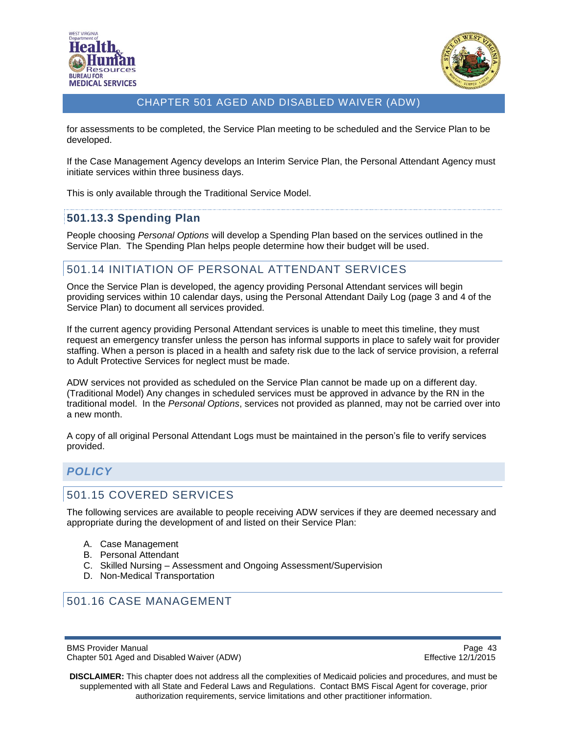for assessments to be completed, the Service Plan meeting to be scheduled and the Service Plan to be developed.

If the Case Management Agency develops an Interim Service Plan, the Personal Attendant Agency must initiate services within three business days.

This is only available through the Traditional Service Model.

### 501.13.3 Spending Plan

People choosing *Personal Options* will develop a Spending Plan based on the services outlined in the Service Plan. The Spending Plan helps people determine how their budget will be used.

## 501.14 INITIATION OF PERSONAL ATTENDANT SERVICES

Once the Service Plan is developed, the agency providing Personal Attendant services will begin providing services within 10 calendar days, using the Personal Attendant Daily Log (page 3 and 4 of the Service Plan) to document all services provided.

If the current agency providing Personal Attendant services is unable to meet this timeline, they must request an emergency transfer unless the person has informal supports in place to safely wait for provider staffing. When a person is placed in a health and safety risk due to the lack of service provision, a referral to Adult Protective Services for neglect must be made.

ADW services not provided as scheduled on the Service Plan cannot be made up on a different day. (Traditional Model) Any changes in scheduled services must be approved in advance by the RN in the traditional model. In the *Personal Options*, services not provided as planned, may not be carried over into a new month.

A copy of all original Personal Attendant Logs must be maintained in the person's file to verify services provided.

## *POLICY*

## 501.15 COVERED SERVICES

The following services are available to people receiving ADW services if they are deemed necessary and appropriate during the development of and listed on their Service Plan:

A. Case Management
B. Personal Attendant
C. Skilled Nursing – Assessment and Ongoing Assessment/Supervision
D. Non-Medical Transportation

## 501.16 CASE MANAGEMENT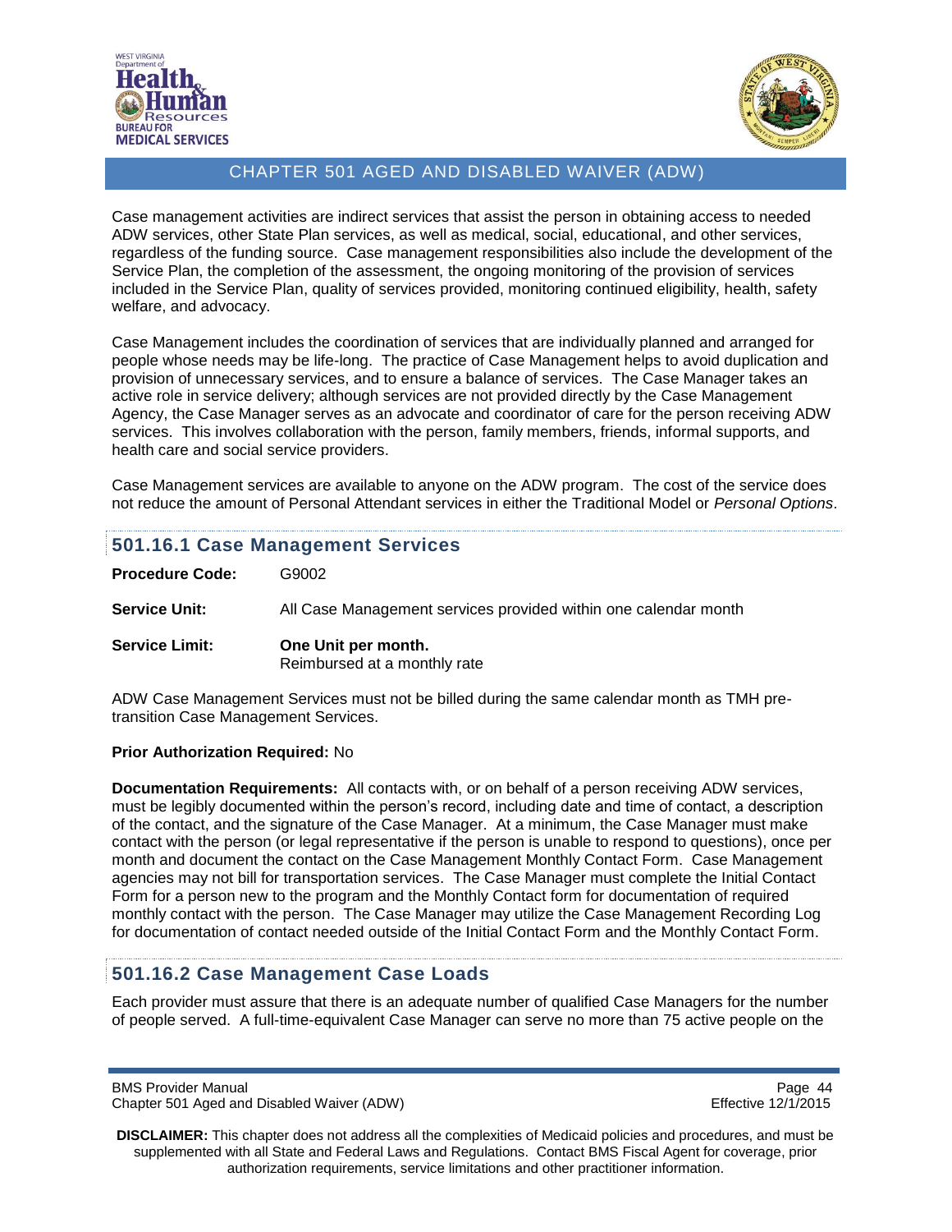Case management activities are indirect services that assist the person in obtaining access to needed ADW services, other State Plan services, as well as medical, social, educational, and other services, regardless of the funding source. Case management responsibilities also include the development of the Service Plan, the completion of the assessment, the ongoing monitoring of the provision of services included in the Service Plan, quality of services provided, monitoring continued eligibility, health, safety welfare, and advocacy.

Case Management includes the coordination of services that are individually planned and arranged for people whose needs may be life-long. The practice of Case Management helps to avoid duplication and provision of unnecessary services, and to ensure a balance of services. The Case Manager takes an active role in service delivery; although services are not provided directly by the Case Management Agency, the Case Manager serves as an advocate and coordinator of care for the person receiving ADW services. This involves collaboration with the person, family members, friends, informal supports, and health care and social service providers.

Case Management services are available to anyone on the ADW program. The cost of the service does not reduce the amount of Personal Attendant services in either the Traditional Model or *Personal Options*.

## 501.16.1 Case Management Services

**Procedure Code:** G9002

**Service Unit:** All Case Management services provided within one calendar month

**Service Limit:** **One Unit per month.**
Reimbursed at a monthly rate

ADW Case Management Services must not be billed during the same calendar month as TMH pre-transition Case Management Services.

**Prior Authorization Required:** No

**Documentation Requirements:** All contacts with, or on behalf of a person receiving ADW services, must be legibly documented within the person's record, including date and time of contact, a description of the contact, and the signature of the Case Manager. At a minimum, the Case Manager must make contact with the person (or legal representative if the person is unable to respond to questions), once per month and document the contact on the Case Management Monthly Contact Form. Case Management agencies may not bill for transportation services. The Case Manager must complete the Initial Contact Form for a person new to the program and the Monthly Contact form for documentation of required monthly contact with the person. The Case Manager may utilize the Case Management Recording Log for documentation of contact needed outside of the Initial Contact Form and the Monthly Contact Form.

## 501.16.2 Case Management Case Loads

Each provider must assure that there is an adequate number of qualified Case Managers for the number of people served. A full-time-equivalent Case Manager can serve no more than 75 active people on the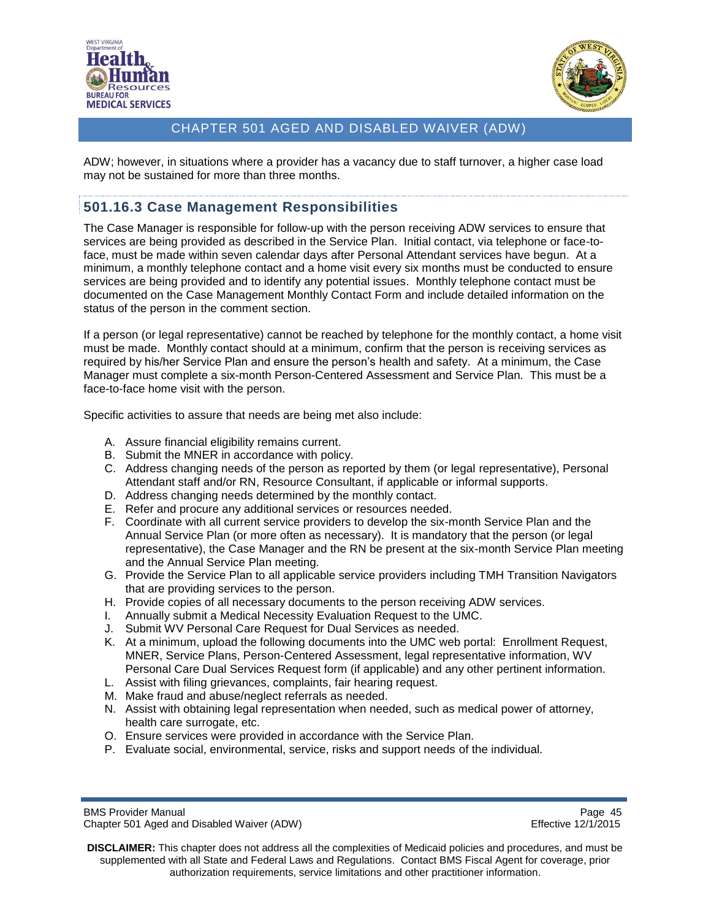ADW; however, in situations where a provider has a vacancy due to staff turnover, a higher case load may not be sustained for more than three months.

### 501.16.3 Case Management Responsibilities

The Case Manager is responsible for follow-up with the person receiving ADW services to ensure that services are being provided as described in the Service Plan. Initial contact, via telephone or face-to-face, must be made within seven calendar days after Personal Attendant services have begun. At a minimum, a monthly telephone contact and a home visit every six months must be conducted to ensure services are being provided and to identify any potential issues. Monthly telephone contact must be documented on the Case Management Monthly Contact Form and include detailed information on the status of the person in the comment section.

If a person (or legal representative) cannot be reached by telephone for the monthly contact, a home visit must be made. Monthly contact should at a minimum, confirm that the person is receiving services as required by his/her Service Plan and ensure the person's health and safety. At a minimum, the Case Manager must complete a six-month Person-Centered Assessment and Service Plan. This must be a face-to-face home visit with the person.

Specific activities to assure that needs are being met also include:

A. Assure financial eligibility remains current.
B. Submit the MNER in accordance with policy.
C. Address changing needs of the person as reported by them (or legal representative), Personal Attendant staff and/or RN, Resource Consultant, if applicable or informal supports.
D. Address changing needs determined by the monthly contact.
E. Refer and procure any additional services or resources needed.
F. Coordinate with all current service providers to develop the six-month Service Plan and the Annual Service Plan (or more often as necessary). It is mandatory that the person (or legal representative), the Case Manager and the RN be present at the six-month Service Plan meeting and the Annual Service Plan meeting.
G. Provide the Service Plan to all applicable service providers including TMH Transition Navigators that are providing services to the person.
H. Provide copies of all necessary documents to the person receiving ADW services.
I. Annually submit a Medical Necessity Evaluation Request to the UMC.
J. Submit WV Personal Care Request for Dual Services as needed.
K. At a minimum, upload the following documents into the UMC web portal: Enrollment Request, MNER, Service Plans, Person-Centered Assessment, legal representative information, WV Personal Care Dual Services Request form (if applicable) and any other pertinent information.
L. Assist with filing grievances, complaints, fair hearing request.
M. Make fraud and abuse/neglect referrals as needed.
N. Assist with obtaining legal representation when needed, such as medical power of attorney, health care surrogate, etc.
O. Ensure services were provided in accordance with the Service Plan.
P. Evaluate social, environmental, service, risks and support needs of the individual.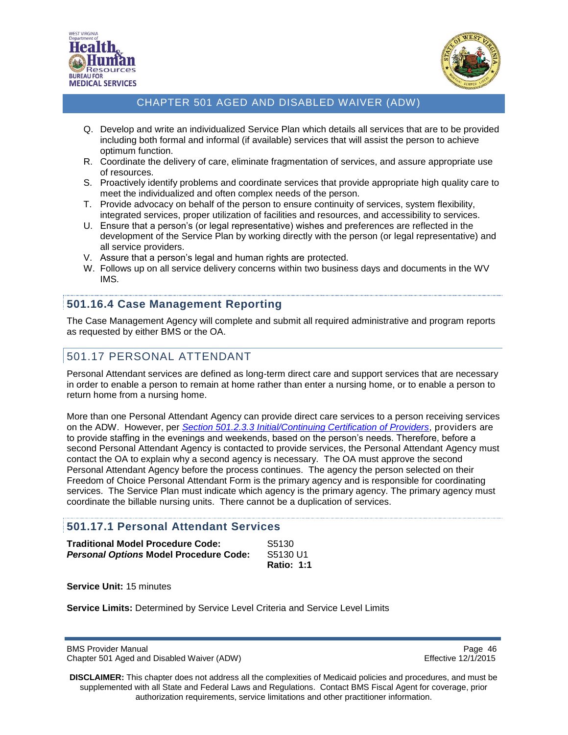Q. Develop and write an individualized Service Plan which details all services that are to be provided including both formal and informal (if available) services that will assist the person to achieve optimum function.
R. Coordinate the delivery of care, eliminate fragmentation of services, and assure appropriate use of resources.
S. Proactively identify problems and coordinate services that provide appropriate high quality care to meet the individualized and often complex needs of the person.
T. Provide advocacy on behalf of the person to ensure continuity of services, system flexibility, integrated services, proper utilization of facilities and resources, and accessibility to services.
U. Ensure that a person's (or legal representative) wishes and preferences are reflected in the development of the Service Plan by working directly with the person (or legal representative) and all service providers.
V. Assure that a person's legal and human rights are protected.
W. Follows up on all service delivery concerns within two business days and documents in the WV IMS.

### 501.16.4 Case Management Reporting

The Case Management Agency will complete and submit all required administrative and program reports as requested by either BMS or the OA.

## 501.17 PERSONAL ATTENDANT

Personal Attendant services are defined as long-term direct care and support services that are necessary in order to enable a person to remain at home rather than enter a nursing home, or to enable a person to return home from a nursing home.

More than one Personal Attendant Agency can provide direct care services to a person receiving services on the ADW. However, per *Section 501.2.3.3 Initial/Continuing Certification of Providers*, providers are to provide staffing in the evenings and weekends, based on the person's needs. Therefore, before a second Personal Attendant Agency is contacted to provide services, the Personal Attendant Agency must contact the OA to explain why a second agency is necessary. The OA must approve the second Personal Attendant Agency before the process continues. The agency the person selected on their Freedom of Choice Personal Attendant Form is the primary agency and is responsible for coordinating services. The Service Plan must indicate which agency is the primary agency. The primary agency must coordinate the billable nursing units. There cannot be a duplication of services.

### 501.17.1 Personal Attendant Services

**Traditional Model Procedure Code:** S5130
***Personal Options* Model Procedure Code:** S5130 U1
**Ratio: 1:1**

**Service Unit:** 15 minutes

**Service Limits:** Determined by Service Level Criteria and Service Level Limits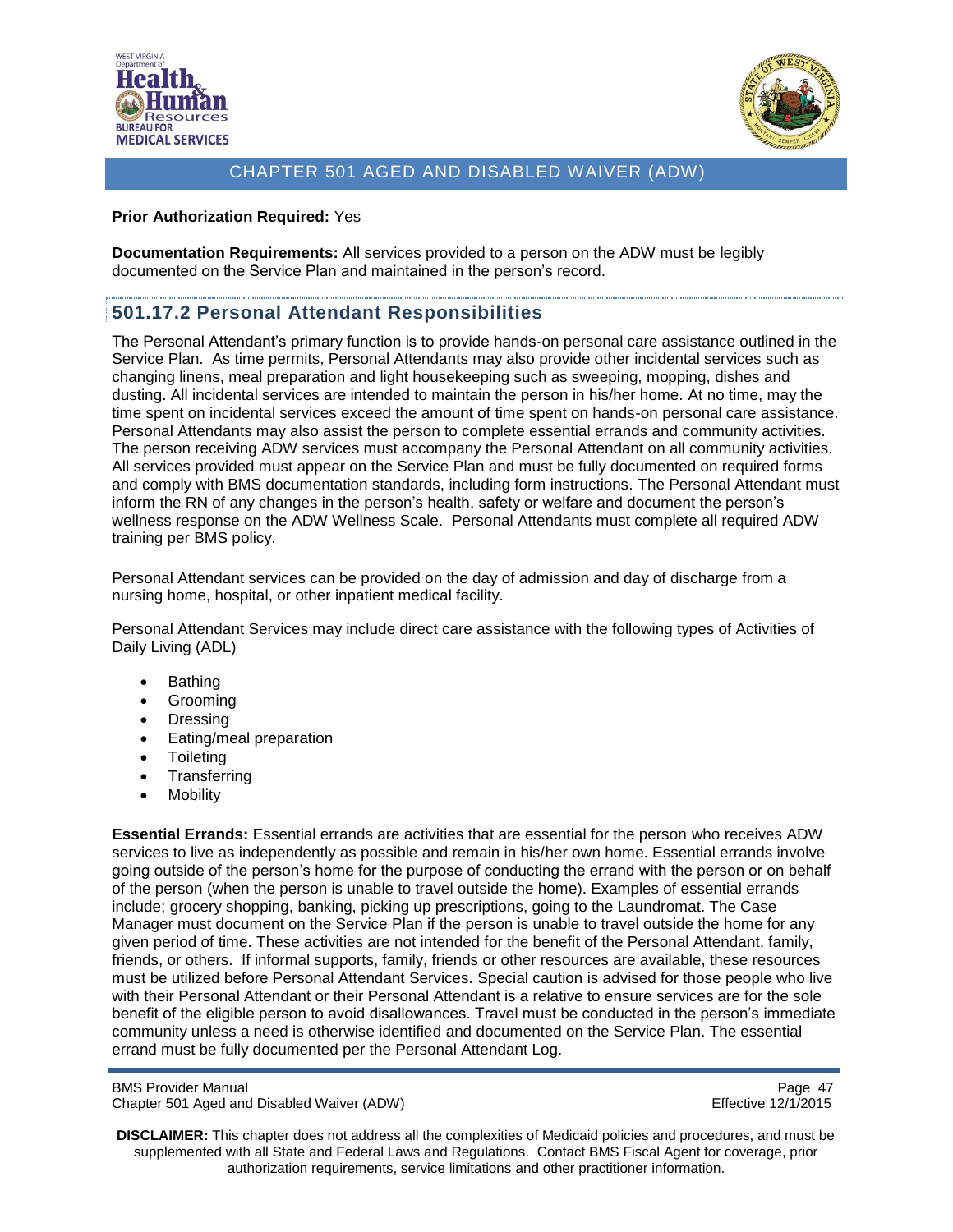**Prior Authorization Required:** Yes

**Documentation Requirements:** All services provided to a person on the ADW must be legibly documented on the Service Plan and maintained in the person's record.

### 501.17.2 Personal Attendant Responsibilities

The Personal Attendant's primary function is to provide hands-on personal care assistance outlined in the Service Plan. As time permits, Personal Attendants may also provide other incidental services such as changing linens, meal preparation and light housekeeping such as sweeping, mopping, dishes and dusting. All incidental services are intended to maintain the person in his/her home. At no time, may the time spent on incidental services exceed the amount of time spent on hands-on personal care assistance. Personal Attendants may also assist the person to complete essential errands and community activities. The person receiving ADW services must accompany the Personal Attendant on all community activities. All services provided must appear on the Service Plan and must be fully documented on required forms and comply with BMS documentation standards, including form instructions. The Personal Attendant must inform the RN of any changes in the person's health, safety or welfare and document the person's wellness response on the ADW Wellness Scale. Personal Attendants must complete all required ADW training per BMS policy.

Personal Attendant services can be provided on the day of admission and day of discharge from a nursing home, hospital, or other inpatient medical facility.

Personal Attendant Services may include direct care assistance with the following types of Activities of Daily Living (ADL)

- Bathing
- Grooming
- Dressing
- Eating/meal preparation
- Toileting
- Transferring
- Mobility

**Essential Errands:** Essential errands are activities that are essential for the person who receives ADW services to live as independently as possible and remain in his/her own home. Essential errands involve going outside of the person's home for the purpose of conducting the errand with the person or on behalf of the person (when the person is unable to travel outside the home). Examples of essential errands include; grocery shopping, banking, picking up prescriptions, going to the Laundromat. The Case Manager must document on the Service Plan if the person is unable to travel outside the home for any given period of time. These activities are not intended for the benefit of the Personal Attendant, family, friends, or others. If informal supports, family, friends or other resources are available, these resources must be utilized before Personal Attendant Services. Special caution is advised for those people who live with their Personal Attendant or their Personal Attendant is a relative to ensure services are for the sole benefit of the eligible person to avoid disallowances. Travel must be conducted in the person's immediate community unless a need is otherwise identified and documented on the Service Plan. The essential errand must be fully documented per the Personal Attendant Log.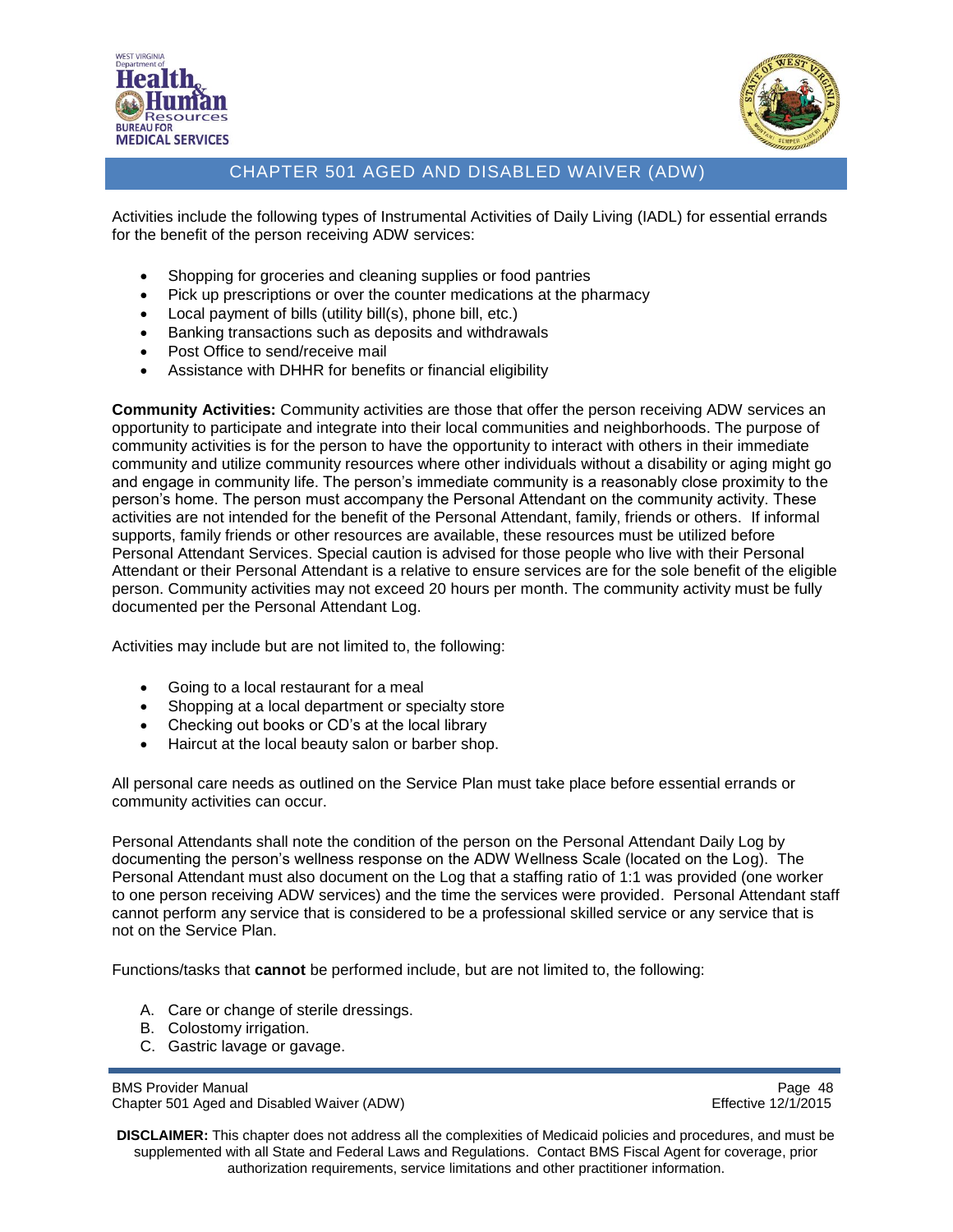Activities include the following types of Instrumental Activities of Daily Living (IADL) for essential errands for the benefit of the person receiving ADW services:

- Shopping for groceries and cleaning supplies or food pantries
- Pick up prescriptions or over the counter medications at the pharmacy
- Local payment of bills (utility bill(s), phone bill, etc.)
- Banking transactions such as deposits and withdrawals
- Post Office to send/receive mail
- Assistance with DHHR for benefits or financial eligibility

**Community Activities:** Community activities are those that offer the person receiving ADW services an opportunity to participate and integrate into their local communities and neighborhoods. The purpose of community activities is for the person to have the opportunity to interact with others in their immediate community and utilize community resources where other individuals without a disability or aging might go and engage in community life. The person's immediate community is a reasonably close proximity to the person's home. The person must accompany the Personal Attendant on the community activity. These activities are not intended for the benefit of the Personal Attendant, family, friends or others. If informal supports, family friends or other resources are available, these resources must be utilized before Personal Attendant Services. Special caution is advised for those people who live with their Personal Attendant or their Personal Attendant is a relative to ensure services are for the sole benefit of the eligible person. Community activities may not exceed 20 hours per month. The community activity must be fully documented per the Personal Attendant Log.

Activities may include but are not limited to, the following:

- Going to a local restaurant for a meal
- Shopping at a local department or specialty store
- Checking out books or CD's at the local library
- Haircut at the local beauty salon or barber shop.

All personal care needs as outlined on the Service Plan must take place before essential errands or community activities can occur.

Personal Attendants shall note the condition of the person on the Personal Attendant Daily Log by documenting the person's wellness response on the ADW Wellness Scale (located on the Log). The Personal Attendant must also document on the Log that a staffing ratio of 1:1 was provided (one worker to one person receiving ADW services) and the time the services were provided. Personal Attendant staff cannot perform any service that is considered to be a professional skilled service or any service that is not on the Service Plan.

Functions/tasks that **cannot** be performed include, but are not limited to, the following:

A. Care or change of sterile dressings.
B. Colostomy irrigation.
C. Gastric lavage or gavage.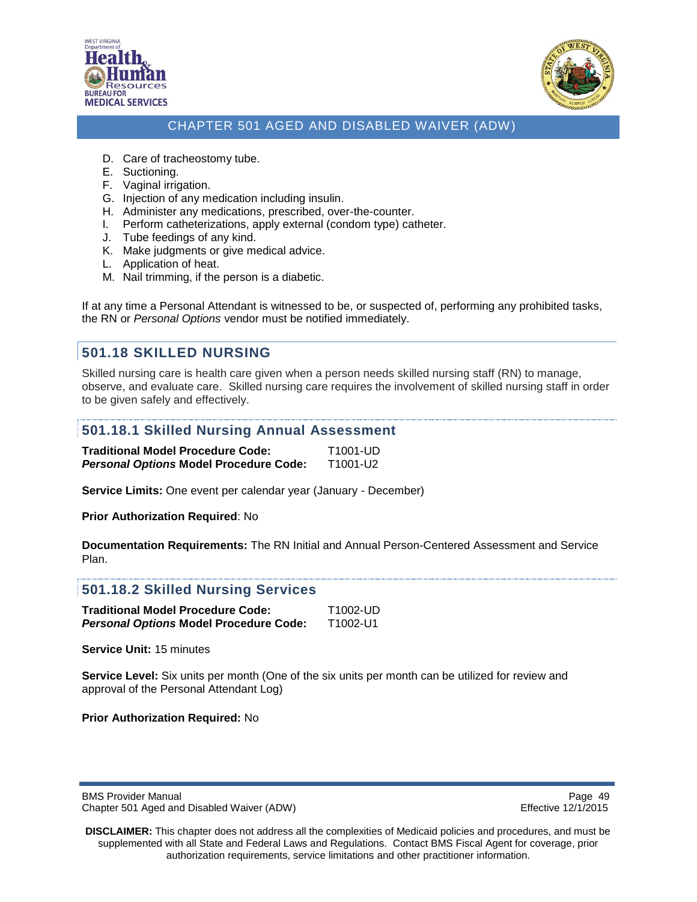D. Care of tracheostomy tube.
E. Suctioning.
F. Vaginal irrigation.
G. Injection of any medication including insulin.
H. Administer any medications, prescribed, over-the-counter.
I. Perform catheterizations, apply external (condom type) catheter.
J. Tube feedings of any kind.
K. Make judgments or give medical advice.
L. Application of heat.
M. Nail trimming, if the person is a diabetic.

If at any time a Personal Attendant is witnessed to be, or suspected of, performing any prohibited tasks, the RN or *Personal Options* vendor must be notified immediately.

## 501.18 SKILLED NURSING

Skilled nursing care is health care given when a person needs skilled nursing staff (RN) to manage, observe, and evaluate care. Skilled nursing care requires the involvement of skilled nursing staff in order to be given safely and effectively.

### 501.18.1 Skilled Nursing Annual Assessment

**Traditional Model Procedure Code:** T1001-UD
***Personal Options* Model Procedure Code:** T1001-U2

**Service Limits:** One event per calendar year (January - December)

**Prior Authorization Required**: No

**Documentation Requirements:** The RN Initial and Annual Person-Centered Assessment and Service Plan.

### 501.18.2 Skilled Nursing Services

**Traditional Model Procedure Code:** T1002-UD
***Personal Options* Model Procedure Code:** T1002-U1

**Service Unit:** 15 minutes

**Service Level:** Six units per month (One of the six units per month can be utilized for review and approval of the Personal Attendant Log)

**Prior Authorization Required:** No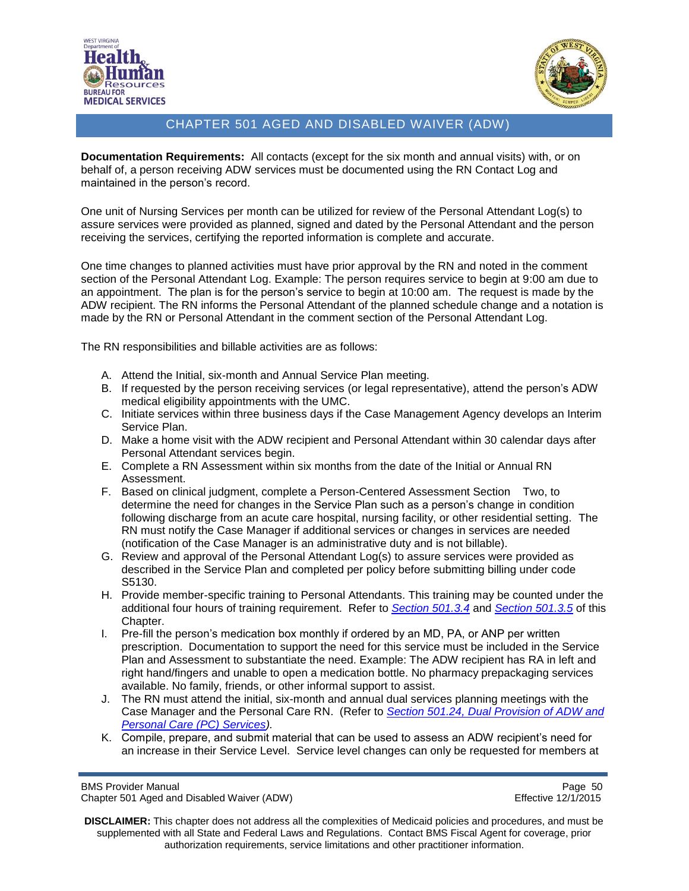**Documentation Requirements:** All contacts (except for the six month and annual visits) with, or on behalf of, a person receiving ADW services must be documented using the RN Contact Log and maintained in the person's record.

One unit of Nursing Services per month can be utilized for review of the Personal Attendant Log(s) to assure services were provided as planned, signed and dated by the Personal Attendant and the person receiving the services, certifying the reported information is complete and accurate.

One time changes to planned activities must have prior approval by the RN and noted in the comment section of the Personal Attendant Log. Example: The person requires service to begin at 9:00 am due to an appointment. The plan is for the person's service to begin at 10:00 am. The request is made by the ADW recipient. The RN informs the Personal Attendant of the planned schedule change and a notation is made by the RN or Personal Attendant in the comment section of the Personal Attendant Log.

The RN responsibilities and billable activities are as follows:

A. Attend the Initial, six-month and Annual Service Plan meeting.
B. If requested by the person receiving services (or legal representative), attend the person's ADW medical eligibility appointments with the UMC.
C. Initiate services within three business days if the Case Management Agency develops an Interim Service Plan.
D. Make a home visit with the ADW recipient and Personal Attendant within 30 calendar days after Personal Attendant services begin.
E. Complete a RN Assessment within six months from the date of the Initial or Annual RN Assessment.
F. Based on clinical judgment, complete a Person-Centered Assessment Section Two, to determine the need for changes in the Service Plan such as a person's change in condition following discharge from an acute care hospital, nursing facility, or other residential setting. The RN must notify the Case Manager if additional services or changes in services are needed (notification of the Case Manager is an administrative duty and is not billable).
G. Review and approval of the Personal Attendant Log(s) to assure services were provided as described in the Service Plan and completed per policy before submitting billing under code S5130.
H. Provide member-specific training to Personal Attendants. This training may be counted under the additional four hours of training requirement. Refer to *Section 501.3.4* and *Section 501.3.5* of this Chapter.
I. Pre-fill the person's medication box monthly if ordered by an MD, PA, or ANP per written prescription. Documentation to support the need for this service must be included in the Service Plan and Assessment to substantiate the need. Example: The ADW recipient has RA in left and right hand/fingers and unable to open a medication bottle. No pharmacy prepackaging services available. No family, friends, or other informal support to assist.
J. The RN must attend the initial, six-month and annual dual services planning meetings with the Case Manager and the Personal Care RN. (Refer to *Section 501.24, Dual Provision of ADW and Personal Care (PC) Services)*.
K. Compile, prepare, and submit material that can be used to assess an ADW recipient's need for an increase in their Service Level. Service level changes can only be requested for members at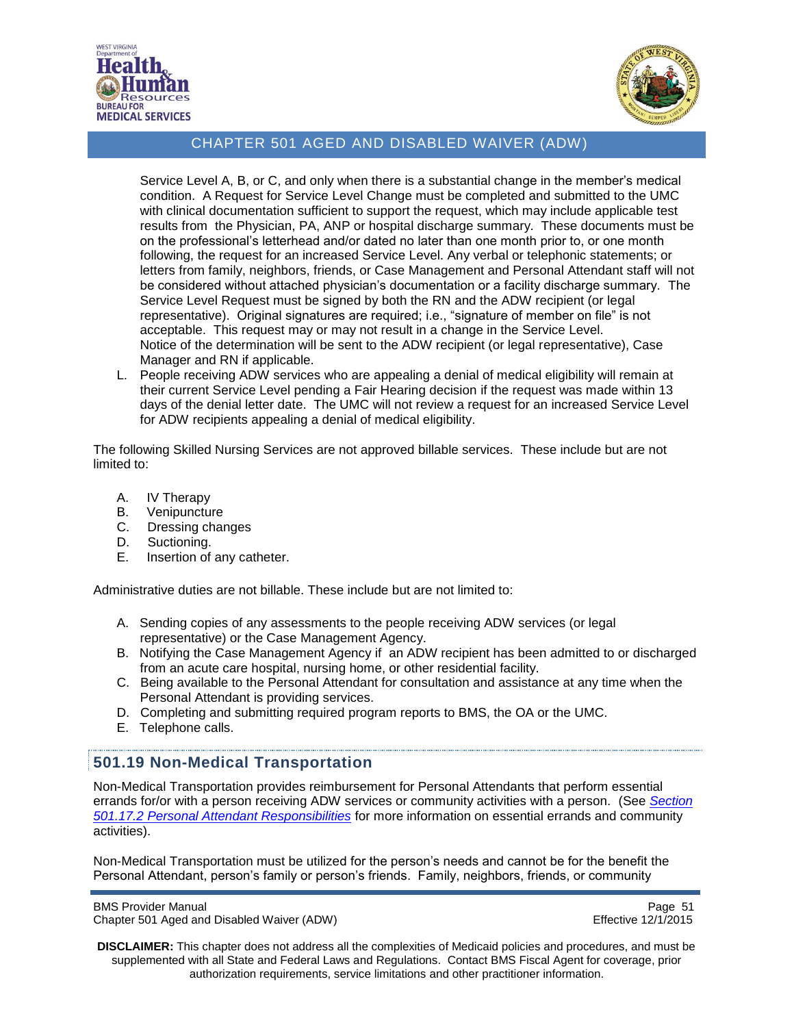Service Level A, B, or C, and only when there is a substantial change in the member's medical condition. A Request for Service Level Change must be completed and submitted to the UMC with clinical documentation sufficient to support the request, which may include applicable test results from the Physician, PA, ANP or hospital discharge summary. These documents must be on the professional's letterhead and/or dated no later than one month prior to, or one month following, the request for an increased Service Level. Any verbal or telephonic statements; or letters from family, neighbors, friends, or Case Management and Personal Attendant staff will not be considered without attached physician's documentation or a facility discharge summary. The Service Level Request must be signed by both the RN and the ADW recipient (or legal representative). Original signatures are required; i.e., "signature of member on file" is not acceptable. This request may or may not result in a change in the Service Level. Notice of the determination will be sent to the ADW recipient (or legal representative), Case Manager and RN if applicable.

L. People receiving ADW services who are appealing a denial of medical eligibility will remain at their current Service Level pending a Fair Hearing decision if the request was made within 13 days of the denial letter date. The UMC will not review a request for an increased Service Level for ADW recipients appealing a denial of medical eligibility.

The following Skilled Nursing Services are not approved billable services. These include but are not limited to:

A. IV Therapy
B. Venipuncture
C. Dressing changes
D. Suctioning.
E. Insertion of any catheter.

Administrative duties are not billable. These include but are not limited to:

A. Sending copies of any assessments to the people receiving ADW services (or legal representative) or the Case Management Agency.
B. Notifying the Case Management Agency if an ADW recipient has been admitted to or discharged from an acute care hospital, nursing home, or other residential facility.
C. Being available to the Personal Attendant for consultation and assistance at any time when the Personal Attendant is providing services.
D. Completing and submitting required program reports to BMS, the OA or the UMC.
E. Telephone calls.

## 501.19 Non-Medical Transportation

Non-Medical Transportation provides reimbursement for Personal Attendants that perform essential errands for/or with a person receiving ADW services or community activities with a person. (See *Section 501.17.2 Personal Attendant Responsibilities* for more information on essential errands and community activities).

Non-Medical Transportation must be utilized for the person's needs and cannot be for the benefit the Personal Attendant, person's family or person's friends. Family, neighbors, friends, or community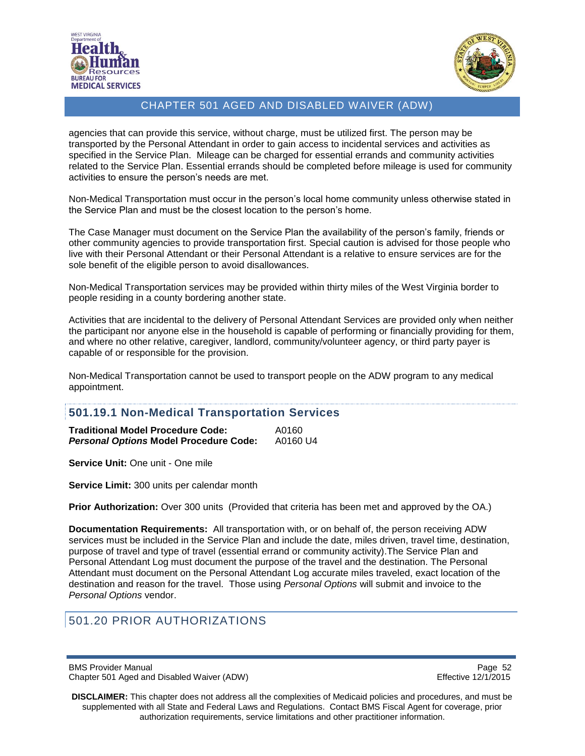agencies that can provide this service, without charge, must be utilized first. The person may be transported by the Personal Attendant in order to gain access to incidental services and activities as specified in the Service Plan. Mileage can be charged for essential errands and community activities related to the Service Plan. Essential errands should be completed before mileage is used for community activities to ensure the person's needs are met.

Non-Medical Transportation must occur in the person's local home community unless otherwise stated in the Service Plan and must be the closest location to the person's home.

The Case Manager must document on the Service Plan the availability of the person's family, friends or other community agencies to provide transportation first. Special caution is advised for those people who live with their Personal Attendant or their Personal Attendant is a relative to ensure services are for the sole benefit of the eligible person to avoid disallowances.

Non-Medical Transportation services may be provided within thirty miles of the West Virginia border to people residing in a county bordering another state.

Activities that are incidental to the delivery of Personal Attendant Services are provided only when neither the participant nor anyone else in the household is capable of performing or financially providing for them, and where no other relative, caregiver, landlord, community/volunteer agency, or third party payer is capable of or responsible for the provision.

Non-Medical Transportation cannot be used to transport people on the ADW program to any medical appointment.

### 501.19.1 Non-Medical Transportation Services

**Traditional Model Procedure Code:** A0160
***Personal Options* Model Procedure Code:** A0160 U4

**Service Unit:** One unit - One mile

**Service Limit:** 300 units per calendar month

**Prior Authorization:** Over 300 units (Provided that criteria has been met and approved by the OA.)

**Documentation Requirements:** All transportation with, or on behalf of, the person receiving ADW services must be included in the Service Plan and include the date, miles driven, travel time, destination, purpose of travel and type of travel (essential errand or community activity).The Service Plan and Personal Attendant Log must document the purpose of the travel and the destination. The Personal Attendant must document on the Personal Attendant Log accurate miles traveled, exact location of the destination and reason for the travel. Those using *Personal Options* will submit and invoice to the *Personal Options* vendor.

## 501.20 PRIOR AUTHORIZATIONS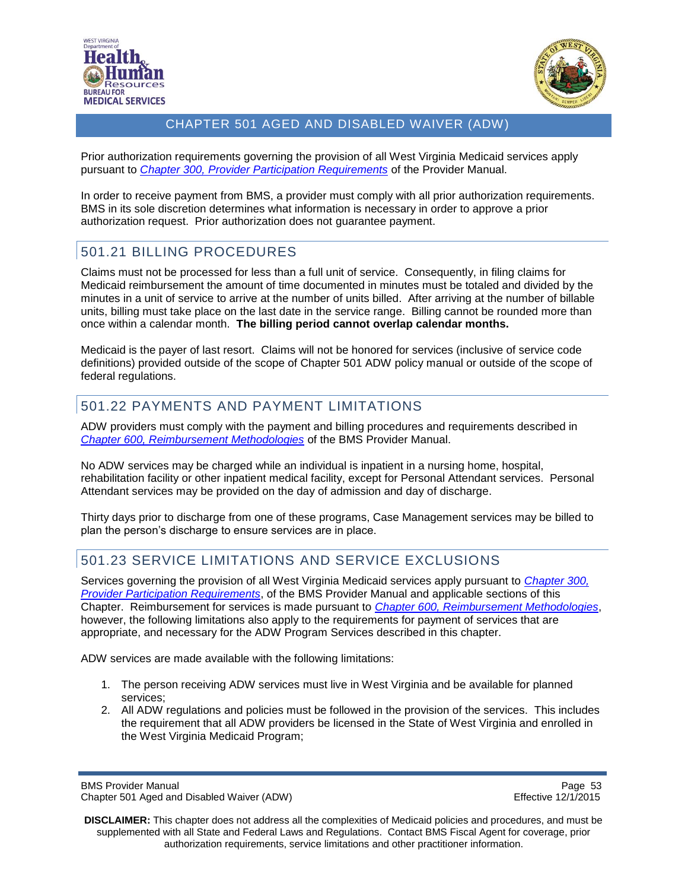Prior authorization requirements governing the provision of all West Virginia Medicaid services apply pursuant to *Chapter 300, Provider Participation Requirements* of the Provider Manual.

In order to receive payment from BMS, a provider must comply with all prior authorization requirements. BMS in its sole discretion determines what information is necessary in order to approve a prior authorization request. Prior authorization does not guarantee payment.

## 501.21 BILLING PROCEDURES

Claims must not be processed for less than a full unit of service. Consequently, in filing claims for Medicaid reimbursement the amount of time documented in minutes must be totaled and divided by the minutes in a unit of service to arrive at the number of units billed. After arriving at the number of billable units, billing must take place on the last date in the service range. Billing cannot be rounded more than once within a calendar month. **The billing period cannot overlap calendar months.**

Medicaid is the payer of last resort. Claims will not be honored for services (inclusive of service code definitions) provided outside of the scope of Chapter 501 ADW policy manual or outside of the scope of federal regulations.

## 501.22 PAYMENTS AND PAYMENT LIMITATIONS

ADW providers must comply with the payment and billing procedures and requirements described in *Chapter 600, Reimbursement Methodologies* of the BMS Provider Manual.

No ADW services may be charged while an individual is inpatient in a nursing home, hospital, rehabilitation facility or other inpatient medical facility, except for Personal Attendant services. Personal Attendant services may be provided on the day of admission and day of discharge.

Thirty days prior to discharge from one of these programs, Case Management services may be billed to plan the person's discharge to ensure services are in place.

## 501.23 SERVICE LIMITATIONS AND SERVICE EXCLUSIONS

Services governing the provision of all West Virginia Medicaid services apply pursuant to *Chapter 300, Provider Participation Requirements*, of the BMS Provider Manual and applicable sections of this Chapter. Reimbursement for services is made pursuant to *Chapter 600, Reimbursement Methodologies*, however, the following limitations also apply to the requirements for payment of services that are appropriate, and necessary for the ADW Program Services described in this chapter.

ADW services are made available with the following limitations:

1. The person receiving ADW services must live in West Virginia and be available for planned services;
2. All ADW regulations and policies must be followed in the provision of the services. This includes the requirement that all ADW providers be licensed in the State of West Virginia and enrolled in the West Virginia Medicaid Program;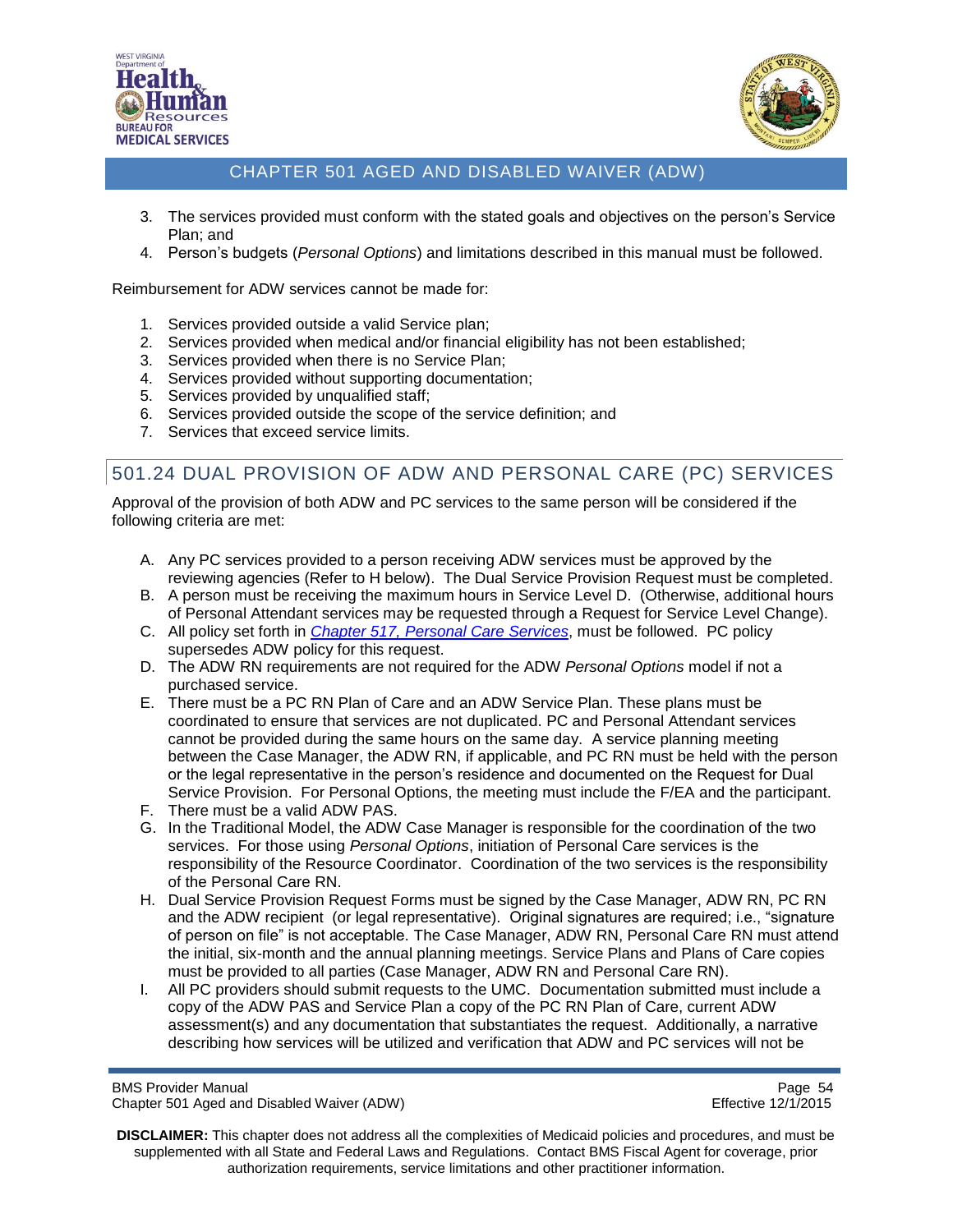3. The services provided must conform with the stated goals and objectives on the person's Service Plan; and
4. Person's budgets (*Personal Options*) and limitations described in this manual must be followed.

Reimbursement for ADW services cannot be made for:

1. Services provided outside a valid Service plan;
2. Services provided when medical and/or financial eligibility has not been established;
3. Services provided when there is no Service Plan;
4. Services provided without supporting documentation;
5. Services provided by unqualified staff;
6. Services provided outside the scope of the service definition; and
7. Services that exceed service limits.

## 501.24 DUAL PROVISION OF ADW AND PERSONAL CARE (PC) SERVICES

Approval of the provision of both ADW and PC services to the same person will be considered if the following criteria are met:

A. Any PC services provided to a person receiving ADW services must be approved by the reviewing agencies (Refer to H below). The Dual Service Provision Request must be completed.
B. A person must be receiving the maximum hours in Service Level D. (Otherwise, additional hours of Personal Attendant services may be requested through a Request for Service Level Change).
C. All policy set forth in *Chapter 517, Personal Care Services*, must be followed. PC policy supersedes ADW policy for this request.
D. The ADW RN requirements are not required for the ADW *Personal Options* model if not a purchased service.
E. There must be a PC RN Plan of Care and an ADW Service Plan. These plans must be coordinated to ensure that services are not duplicated. PC and Personal Attendant services cannot be provided during the same hours on the same day. A service planning meeting between the Case Manager, the ADW RN, if applicable, and PC RN must be held with the person or the legal representative in the person's residence and documented on the Request for Dual Service Provision. For Personal Options, the meeting must include the F/EA and the participant.
F. There must be a valid ADW PAS.
G. In the Traditional Model, the ADW Case Manager is responsible for the coordination of the two services. For those using *Personal Options*, initiation of Personal Care services is the responsibility of the Resource Coordinator. Coordination of the two services is the responsibility of the Personal Care RN.
H. Dual Service Provision Request Forms must be signed by the Case Manager, ADW RN, PC RN and the ADW recipient (or legal representative). Original signatures are required; i.e., "signature of person on file" is not acceptable. The Case Manager, ADW RN, Personal Care RN must attend the initial, six-month and the annual planning meetings. Service Plans and Plans of Care copies must be provided to all parties (Case Manager, ADW RN and Personal Care RN).
I. All PC providers should submit requests to the UMC. Documentation submitted must include a copy of the ADW PAS and Service Plan a copy of the PC RN Plan of Care, current ADW assessment(s) and any documentation that substantiates the request. Additionally, a narrative describing how services will be utilized and verification that ADW and PC services will not be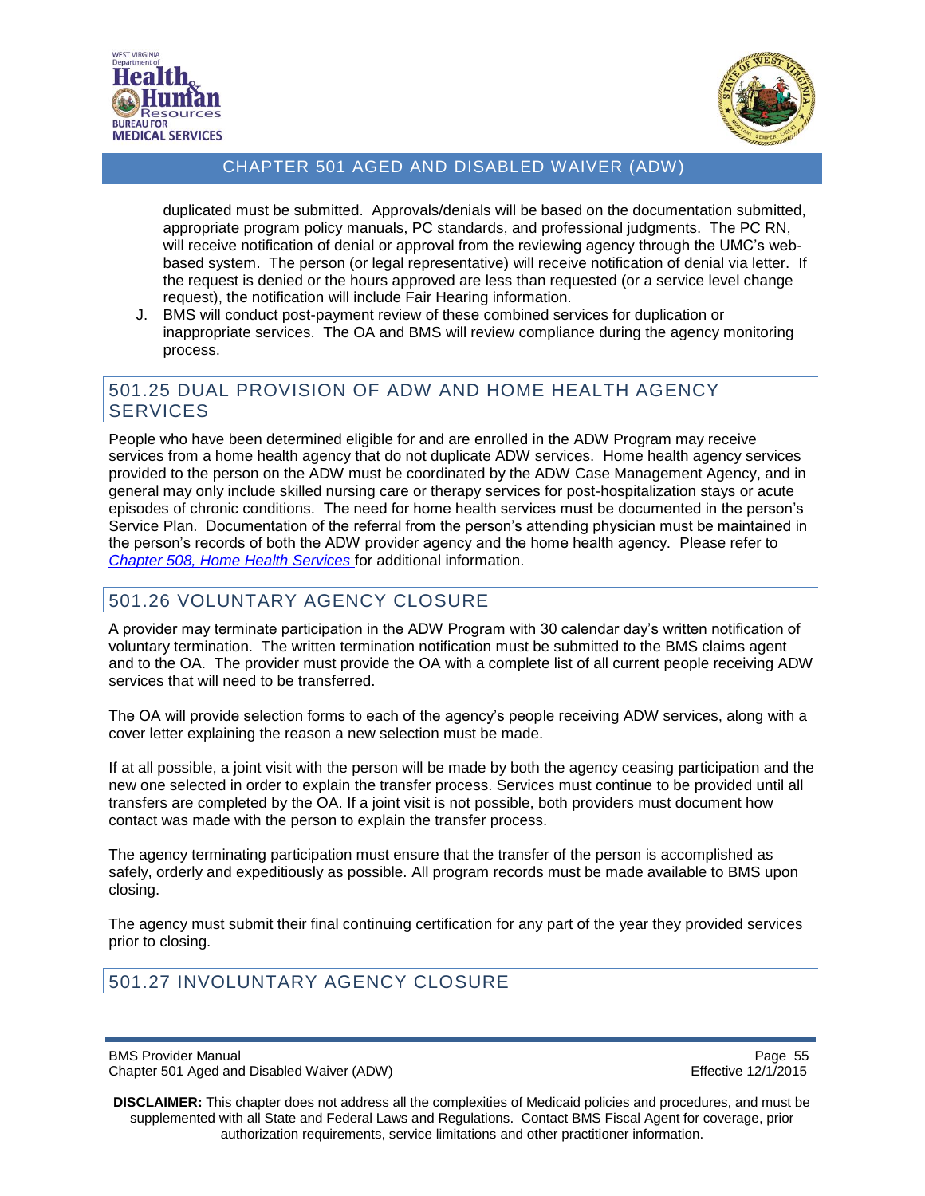duplicated must be submitted. Approvals/denials will be based on the documentation submitted, appropriate program policy manuals, PC standards, and professional judgments. The PC RN, will receive notification of denial or approval from the reviewing agency through the UMC's web-based system. The person (or legal representative) will receive notification of denial via letter. If the request is denied or the hours approved are less than requested (or a service level change request), the notification will include Fair Hearing information.

J. BMS will conduct post-payment review of these combined services for duplication or inappropriate services. The OA and BMS will review compliance during the agency monitoring process.

## 501.25 DUAL PROVISION OF ADW AND HOME HEALTH AGENCY SERVICES

People who have been determined eligible for and are enrolled in the ADW Program may receive services from a home health agency that do not duplicate ADW services. Home health agency services provided to the person on the ADW must be coordinated by the ADW Case Management Agency, and in general may only include skilled nursing care or therapy services for post-hospitalization stays or acute episodes of chronic conditions. The need for home health services must be documented in the person's Service Plan. Documentation of the referral from the person's attending physician must be maintained in the person's records of both the ADW provider agency and the home health agency. Please refer to *Chapter 508, Home Health Services* for additional information.

## 501.26 VOLUNTARY AGENCY CLOSURE

A provider may terminate participation in the ADW Program with 30 calendar day's written notification of voluntary termination. The written termination notification must be submitted to the BMS claims agent and to the OA. The provider must provide the OA with a complete list of all current people receiving ADW services that will need to be transferred.

The OA will provide selection forms to each of the agency's people receiving ADW services, along with a cover letter explaining the reason a new selection must be made.

If at all possible, a joint visit with the person will be made by both the agency ceasing participation and the new one selected in order to explain the transfer process. Services must continue to be provided until all transfers are completed by the OA. If a joint visit is not possible, both providers must document how contact was made with the person to explain the transfer process.

The agency terminating participation must ensure that the transfer of the person is accomplished as safely, orderly and expeditiously as possible. All program records must be made available to BMS upon closing.

The agency must submit their final continuing certification for any part of the year they provided services prior to closing.

## 501.27 INVOLUNTARY AGENCY CLOSURE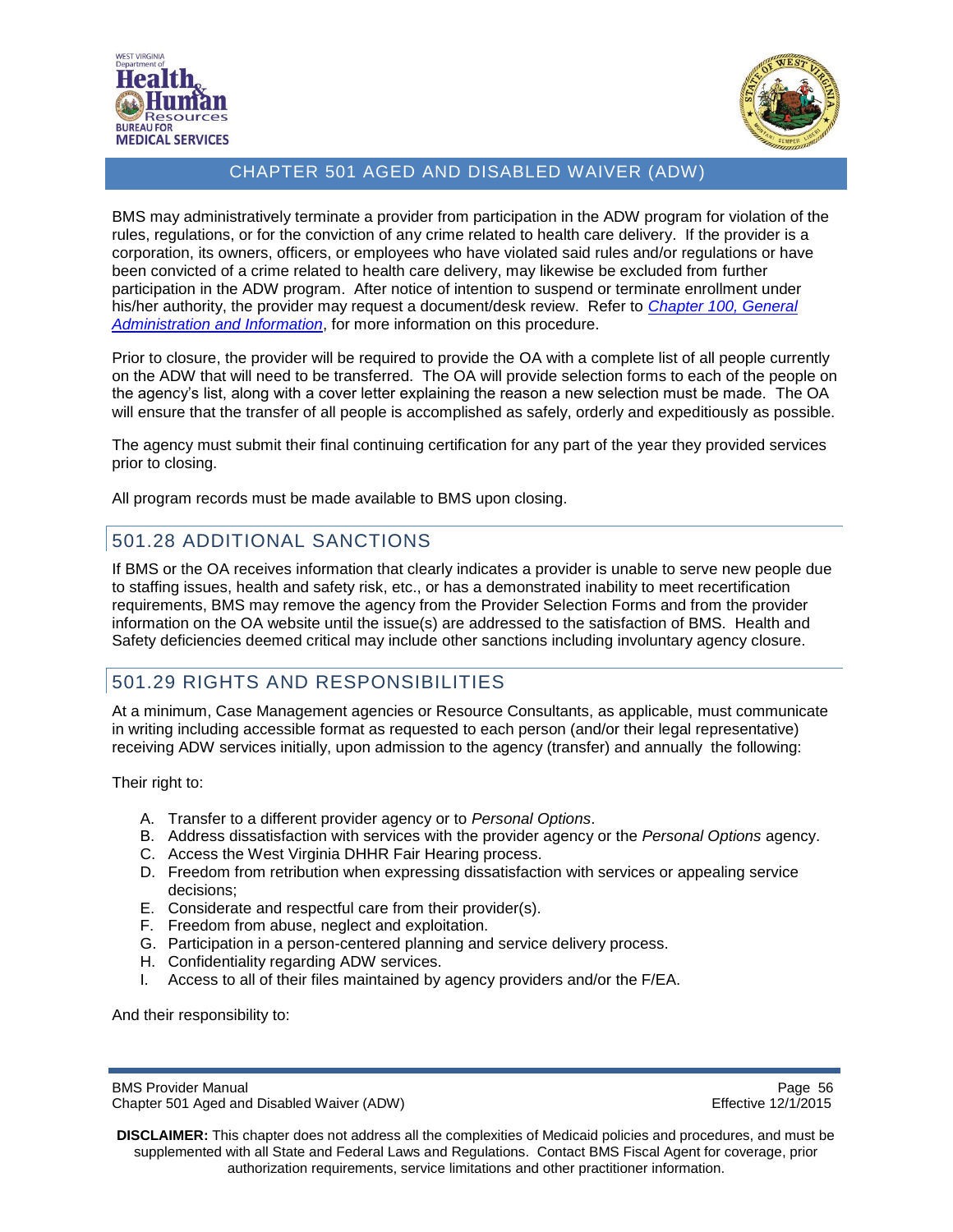BMS may administratively terminate a provider from participation in the ADW program for violation of the rules, regulations, or for the conviction of any crime related to health care delivery. If the provider is a corporation, its owners, officers, or employees who have violated said rules and/or regulations or have been convicted of a crime related to health care delivery, may likewise be excluded from further participation in the ADW program. After notice of intention to suspend or terminate enrollment under his/her authority, the provider may request a document/desk review. Refer to *Chapter 100, General Administration and Information*, for more information on this procedure.

Prior to closure, the provider will be required to provide the OA with a complete list of all people currently on the ADW that will need to be transferred. The OA will provide selection forms to each of the people on the agency's list, along with a cover letter explaining the reason a new selection must be made. The OA will ensure that the transfer of all people is accomplished as safely, orderly and expeditiously as possible.

The agency must submit their final continuing certification for any part of the year they provided services prior to closing.

All program records must be made available to BMS upon closing.

## 501.28 ADDITIONAL SANCTIONS

If BMS or the OA receives information that clearly indicates a provider is unable to serve new people due to staffing issues, health and safety risk, etc., or has a demonstrated inability to meet recertification requirements, BMS may remove the agency from the Provider Selection Forms and from the provider information on the OA website until the issue(s) are addressed to the satisfaction of BMS. Health and Safety deficiencies deemed critical may include other sanctions including involuntary agency closure.

## 501.29 RIGHTS AND RESPONSIBILITIES

At a minimum, Case Management agencies or Resource Consultants, as applicable, must communicate in writing including accessible format as requested to each person (and/or their legal representative) receiving ADW services initially, upon admission to the agency (transfer) and annually the following:

Their right to:

A. Transfer to a different provider agency or to *Personal Options*.
B. Address dissatisfaction with services with the provider agency or the *Personal Options* agency.
C. Access the West Virginia DHHR Fair Hearing process.
D. Freedom from retribution when expressing dissatisfaction with services or appealing service decisions;
E. Considerate and respectful care from their provider(s).
F. Freedom from abuse, neglect and exploitation.
G. Participation in a person-centered planning and service delivery process.
H. Confidentiality regarding ADW services.
I. Access to all of their files maintained by agency providers and/or the F/EA.

And their responsibility to: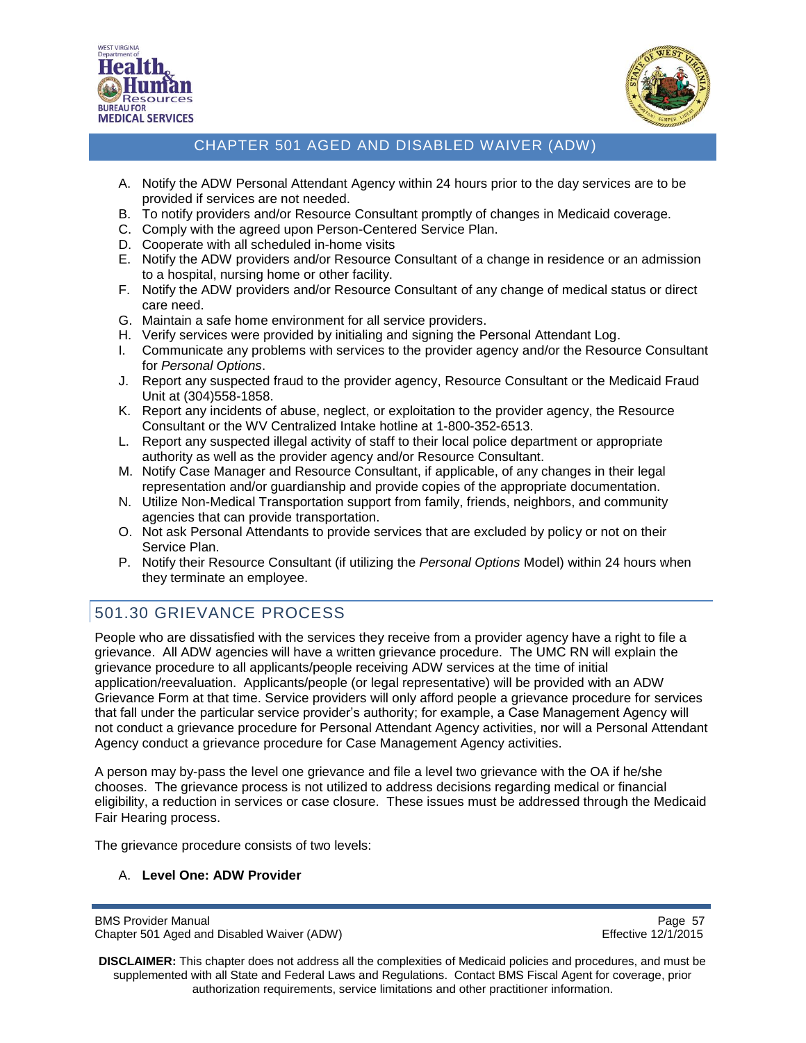A. Notify the ADW Personal Attendant Agency within 24 hours prior to the day services are to be provided if services are not needed.
B. To notify providers and/or Resource Consultant promptly of changes in Medicaid coverage.
C. Comply with the agreed upon Person-Centered Service Plan.
D. Cooperate with all scheduled in-home visits
E. Notify the ADW providers and/or Resource Consultant of a change in residence or an admission to a hospital, nursing home or other facility.
F. Notify the ADW providers and/or Resource Consultant of any change of medical status or direct care need.
G. Maintain a safe home environment for all service providers.
H. Verify services were provided by initialing and signing the Personal Attendant Log.
I. Communicate any problems with services to the provider agency and/or the Resource Consultant for *Personal Options*.
J. Report any suspected fraud to the provider agency, Resource Consultant or the Medicaid Fraud Unit at (304)558-1858.
K. Report any incidents of abuse, neglect, or exploitation to the provider agency, the Resource Consultant or the WV Centralized Intake hotline at 1-800-352-6513.
L. Report any suspected illegal activity of staff to their local police department or appropriate authority as well as the provider agency and/or Resource Consultant.
M. Notify Case Manager and Resource Consultant, if applicable, of any changes in their legal representation and/or guardianship and provide copies of the appropriate documentation.
N. Utilize Non-Medical Transportation support from family, friends, neighbors, and community agencies that can provide transportation.
O. Not ask Personal Attendants to provide services that are excluded by policy or not on their Service Plan.
P. Notify their Resource Consultant (if utilizing the *Personal Options* Model) within 24 hours when they terminate an employee.

## 501.30 GRIEVANCE PROCESS

People who are dissatisfied with the services they receive from a provider agency have a right to file a grievance. All ADW agencies will have a written grievance procedure. The UMC RN will explain the grievance procedure to all applicants/people receiving ADW services at the time of initial application/reevaluation. Applicants/people (or legal representative) will be provided with an ADW Grievance Form at that time. Service providers will only afford people a grievance procedure for services that fall under the particular service provider's authority; for example, a Case Management Agency will not conduct a grievance procedure for Personal Attendant Agency activities, nor will a Personal Attendant Agency conduct a grievance procedure for Case Management Agency activities.

A person may by-pass the level one grievance and file a level two grievance with the OA if he/she chooses. The grievance process is not utilized to address decisions regarding medical or financial eligibility, a reduction in services or case closure. These issues must be addressed through the Medicaid Fair Hearing process.

The grievance procedure consists of two levels:

A. **Level One: ADW Provider**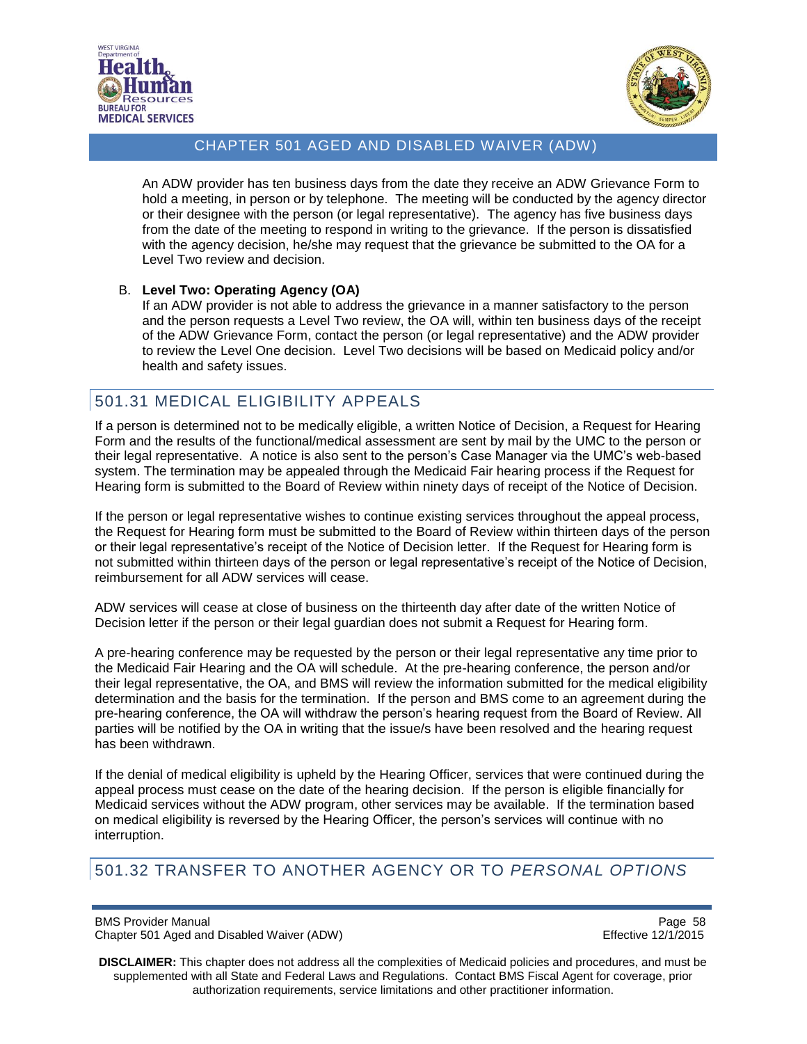An ADW provider has ten business days from the date they receive an ADW Grievance Form to hold a meeting, in person or by telephone. The meeting will be conducted by the agency director or their designee with the person (or legal representative). The agency has five business days from the date of the meeting to respond in writing to the grievance. If the person is dissatisfied with the agency decision, he/she may request that the grievance be submitted to the OA for a Level Two review and decision.

B. **Level Two: Operating Agency (OA)**
   If an ADW provider is not able to address the grievance in a manner satisfactory to the person and the person requests a Level Two review, the OA will, within ten business days of the receipt of the ADW Grievance Form, contact the person (or legal representative) and the ADW provider to review the Level One decision. Level Two decisions will be based on Medicaid policy and/or health and safety issues.

## 501.31 MEDICAL ELIGIBILITY APPEALS

If a person is determined not to be medically eligible, a written Notice of Decision, a Request for Hearing Form and the results of the functional/medical assessment are sent by mail by the UMC to the person or their legal representative. A notice is also sent to the person's Case Manager via the UMC's web-based system. The termination may be appealed through the Medicaid Fair hearing process if the Request for Hearing form is submitted to the Board of Review within ninety days of receipt of the Notice of Decision.

If the person or legal representative wishes to continue existing services throughout the appeal process, the Request for Hearing form must be submitted to the Board of Review within thirteen days of the person or their legal representative's receipt of the Notice of Decision letter. If the Request for Hearing form is not submitted within thirteen days of the person or legal representative's receipt of the Notice of Decision, reimbursement for all ADW services will cease.

ADW services will cease at close of business on the thirteenth day after date of the written Notice of Decision letter if the person or their legal guardian does not submit a Request for Hearing form.

A pre-hearing conference may be requested by the person or their legal representative any time prior to the Medicaid Fair Hearing and the OA will schedule. At the pre-hearing conference, the person and/or their legal representative, the OA, and BMS will review the information submitted for the medical eligibility determination and the basis for the termination. If the person and BMS come to an agreement during the pre-hearing conference, the OA will withdraw the person's hearing request from the Board of Review. All parties will be notified by the OA in writing that the issue/s have been resolved and the hearing request has been withdrawn.

If the denial of medical eligibility is upheld by the Hearing Officer, services that were continued during the appeal process must cease on the date of the hearing decision. If the person is eligible financially for Medicaid services without the ADW program, other services may be available. If the termination based on medical eligibility is reversed by the Hearing Officer, the person's services will continue with no interruption.

## 501.32 TRANSFER TO ANOTHER AGENCY OR TO *PERSONAL OPTIONS*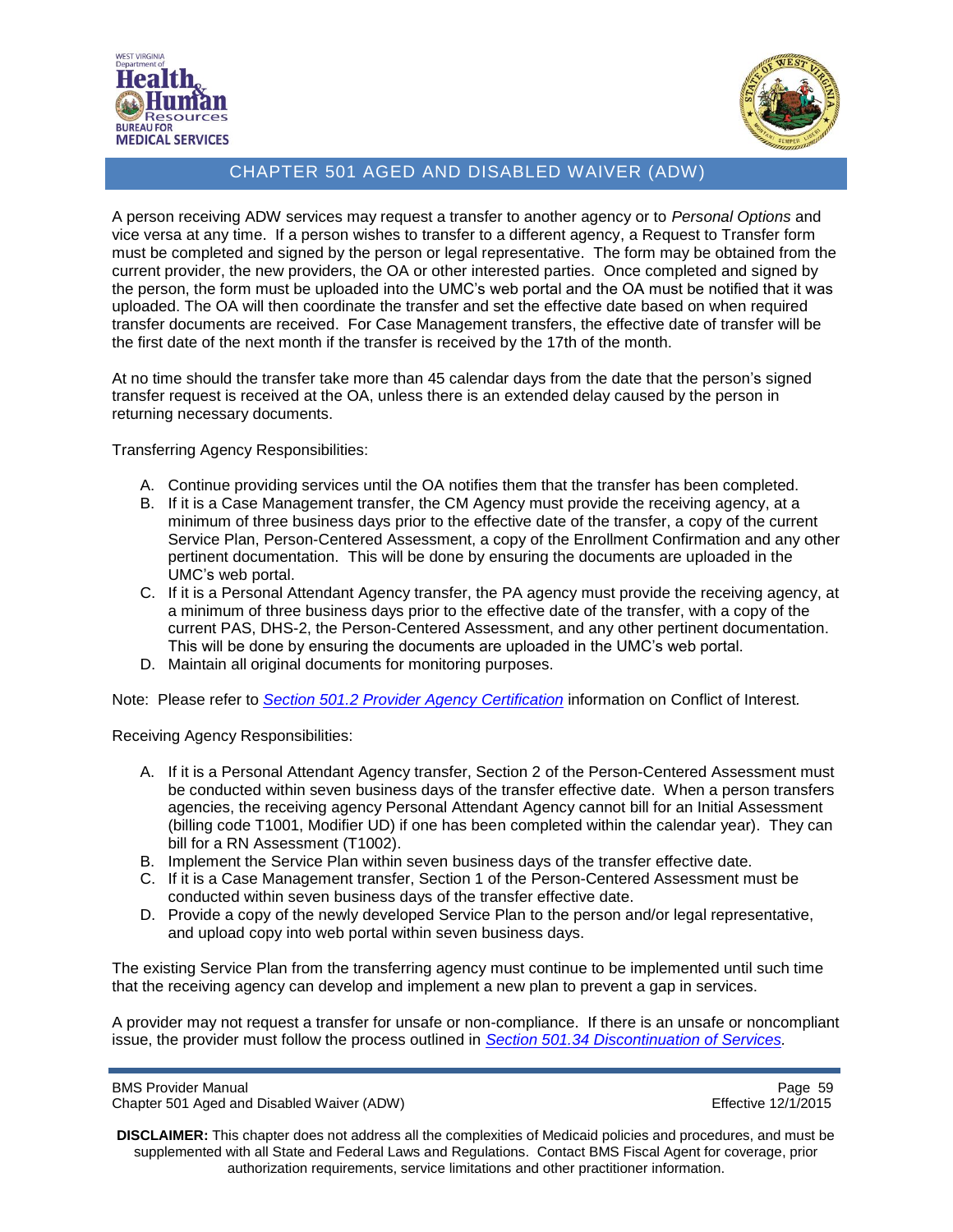A person receiving ADW services may request a transfer to another agency or to *Personal Options* and vice versa at any time. If a person wishes to transfer to a different agency, a Request to Transfer form must be completed and signed by the person or legal representative. The form may be obtained from the current provider, the new providers, the OA or other interested parties. Once completed and signed by the person, the form must be uploaded into the UMC's web portal and the OA must be notified that it was uploaded. The OA will then coordinate the transfer and set the effective date based on when required transfer documents are received. For Case Management transfers, the effective date of transfer will be the first date of the next month if the transfer is received by the 17th of the month.

At no time should the transfer take more than 45 calendar days from the date that the person's signed transfer request is received at the OA, unless there is an extended delay caused by the person in returning necessary documents.

Transferring Agency Responsibilities:

A. Continue providing services until the OA notifies them that the transfer has been completed.
B. If it is a Case Management transfer, the CM Agency must provide the receiving agency, at a minimum of three business days prior to the effective date of the transfer, a copy of the current Service Plan, Person-Centered Assessment, a copy of the Enrollment Confirmation and any other pertinent documentation. This will be done by ensuring the documents are uploaded in the UMC's web portal.
C. If it is a Personal Attendant Agency transfer, the PA agency must provide the receiving agency, at a minimum of three business days prior to the effective date of the transfer, with a copy of the current PAS, DHS-2, the Person-Centered Assessment, and any other pertinent documentation. This will be done by ensuring the documents are uploaded in the UMC's web portal.
D. Maintain all original documents for monitoring purposes.

Note: Please refer to *Section 501.2 Provider Agency Certification* information on Conflict of Interest.

Receiving Agency Responsibilities:

A. If it is a Personal Attendant Agency transfer, Section 2 of the Person-Centered Assessment must be conducted within seven business days of the transfer effective date. When a person transfers agencies, the receiving agency Personal Attendant Agency cannot bill for an Initial Assessment (billing code T1001, Modifier UD) if one has been completed within the calendar year). They can bill for a RN Assessment (T1002).
B. Implement the Service Plan within seven business days of the transfer effective date.
C. If it is a Case Management transfer, Section 1 of the Person-Centered Assessment must be conducted within seven business days of the transfer effective date.
D. Provide a copy of the newly developed Service Plan to the person and/or legal representative, and upload copy into web portal within seven business days.

The existing Service Plan from the transferring agency must continue to be implemented until such time that the receiving agency can develop and implement a new plan to prevent a gap in services.

A provider may not request a transfer for unsafe or non-compliance. If there is an unsafe or noncompliant issue, the provider must follow the process outlined in *Section 501.34 Discontinuation of Services*.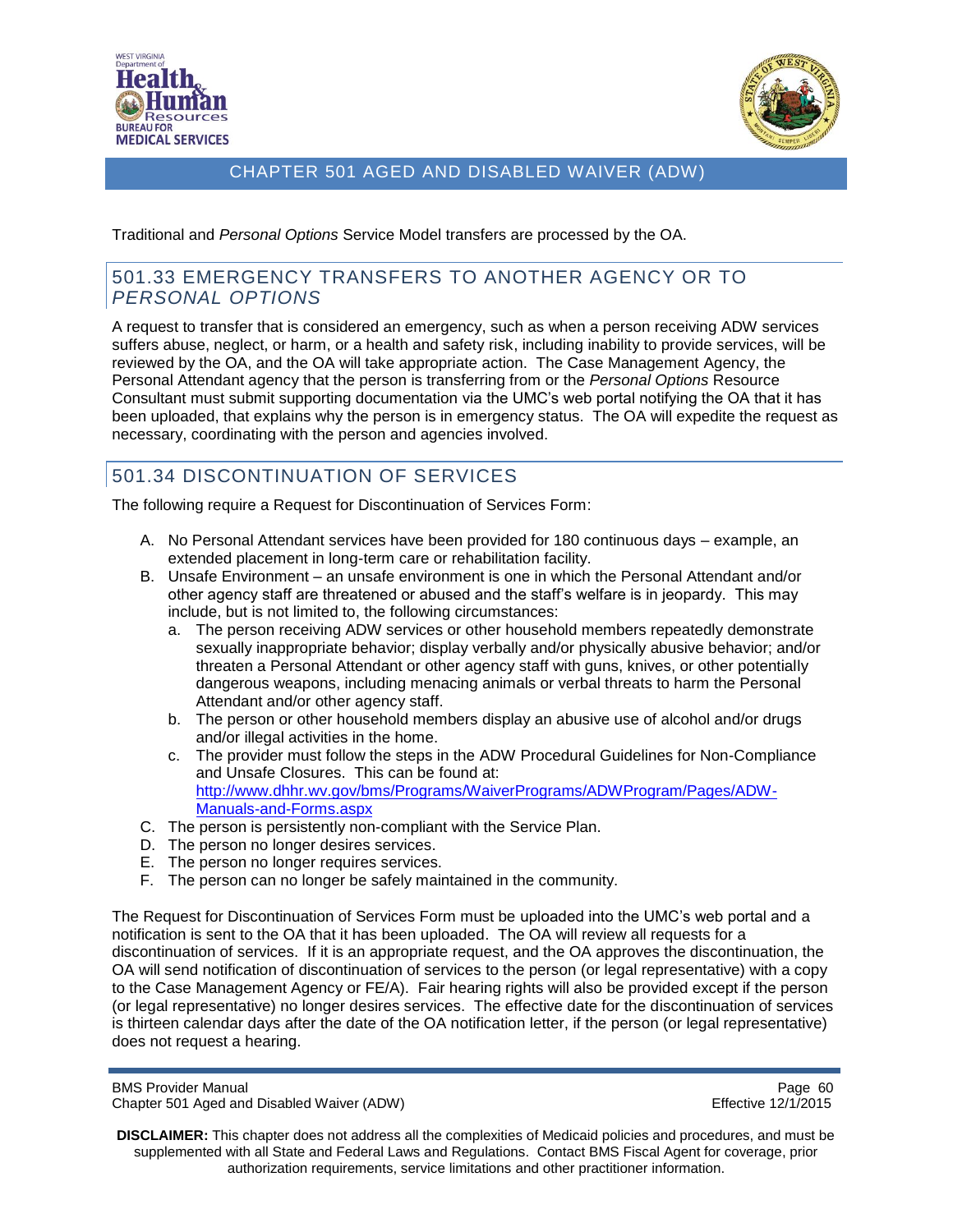Traditional and *Personal Options* Service Model transfers are processed by the OA.

## 501.33 EMERGENCY TRANSFERS TO ANOTHER AGENCY OR TO *PERSONAL OPTIONS*

A request to transfer that is considered an emergency, such as when a person receiving ADW services suffers abuse, neglect, or harm, or a health and safety risk, including inability to provide services, will be reviewed by the OA, and the OA will take appropriate action. The Case Management Agency, the Personal Attendant agency that the person is transferring from or the *Personal Options* Resource Consultant must submit supporting documentation via the UMC's web portal notifying the OA that it has been uploaded, that explains why the person is in emergency status. The OA will expedite the request as necessary, coordinating with the person and agencies involved.

## 501.34 DISCONTINUATION OF SERVICES

The following require a Request for Discontinuation of Services Form:

A. No Personal Attendant services have been provided for 180 continuous days – example, an extended placement in long-term care or rehabilitation facility.
B. Unsafe Environment – an unsafe environment is one in which the Personal Attendant and/or other agency staff are threatened or abused and the staff's welfare is in jeopardy. This may include, but is not limited to, the following circumstances:
   a. The person receiving ADW services or other household members repeatedly demonstrate sexually inappropriate behavior; display verbally and/or physically abusive behavior; and/or threaten a Personal Attendant or other agency staff with guns, knives, or other potentially dangerous weapons, including menacing animals or verbal threats to harm the Personal Attendant and/or other agency staff.
   b. The person or other household members display an abusive use of alcohol and/or drugs and/or illegal activities in the home.
   c. The provider must follow the steps in the ADW Procedural Guidelines for Non-Compliance and Unsafe Closures. This can be found at: [http://www.dhhr.wv.gov/bms/Programs/WaiverPrograms/ADWProgram/Pages/ADW-Manuals-and-Forms.aspx](http://www.dhhr.wv.gov/bms/Programs/WaiverPrograms/ADWProgram/Pages/ADW-Manuals-and-Forms.aspx)
C. The person is persistently non-compliant with the Service Plan.
D. The person no longer desires services.
E. The person no longer requires services.
F. The person can no longer be safely maintained in the community.

The Request for Discontinuation of Services Form must be uploaded into the UMC's web portal and a notification is sent to the OA that it has been uploaded. The OA will review all requests for a discontinuation of services. If it is an appropriate request, and the OA approves the discontinuation, the OA will send notification of discontinuation of services to the person (or legal representative) with a copy to the Case Management Agency or FE/A). Fair hearing rights will also be provided except if the person (or legal representative) no longer desires services. The effective date for the discontinuation of services is thirteen calendar days after the date of the OA notification letter, if the person (or legal representative) does not request a hearing.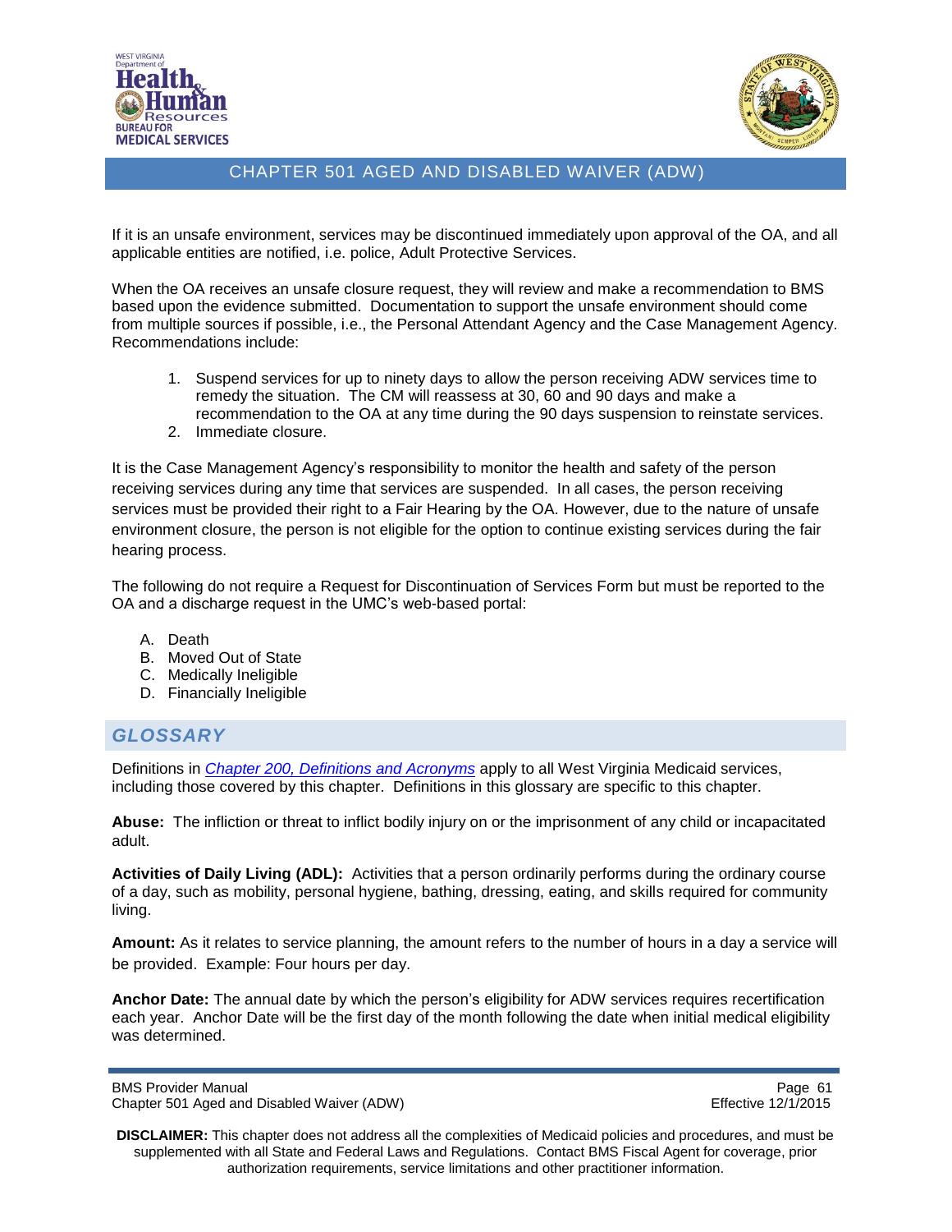If it is an unsafe environment, services may be discontinued immediately upon approval of the OA, and all applicable entities are notified, i.e. police, Adult Protective Services.

When the OA receives an unsafe closure request, they will review and make a recommendation to BMS based upon the evidence submitted. Documentation to support the unsafe environment should come from multiple sources if possible, i.e., the Personal Attendant Agency and the Case Management Agency. Recommendations include:

1. Suspend services for up to ninety days to allow the person receiving ADW services time to remedy the situation. The CM will reassess at 30, 60 and 90 days and make a recommendation to the OA at any time during the 90 days suspension to reinstate services.
2. Immediate closure.

It is the Case Management Agency's responsibility to monitor the health and safety of the person receiving services during any time that services are suspended. In all cases, the person receiving services must be provided their right to a Fair Hearing by the OA. However, due to the nature of unsafe environment closure, the person is not eligible for the option to continue existing services during the fair hearing process.

The following do not require a Request for Discontinuation of Services Form but must be reported to the OA and a discharge request in the UMC's web-based portal:

A. Death
B. Moved Out of State
C. Medically Ineligible
D. Financially Ineligible

## GLOSSARY

Definitions in *Chapter 200, Definitions and Acronyms* apply to all West Virginia Medicaid services, including those covered by this chapter. Definitions in this glossary are specific to this chapter.

**Abuse:** The infliction or threat to inflict bodily injury on or the imprisonment of any child or incapacitated adult.

**Activities of Daily Living (ADL):** Activities that a person ordinarily performs during the ordinary course of a day, such as mobility, personal hygiene, bathing, dressing, eating, and skills required for community living.

**Amount:** As it relates to service planning, the amount refers to the number of hours in a day a service will be provided. Example: Four hours per day.

**Anchor Date:** The annual date by which the person's eligibility for ADW services requires recertification each year. Anchor Date will be the first day of the month following the date when initial medical eligibility was determined.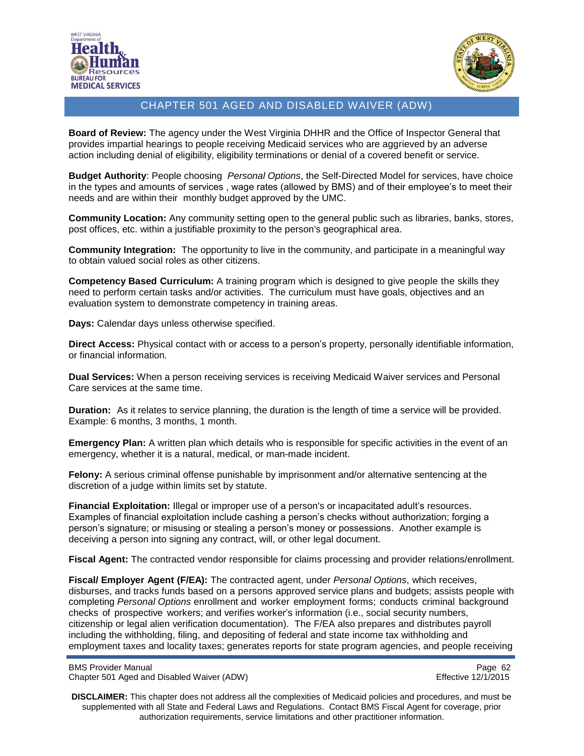**Board of Review:** The agency under the West Virginia DHHR and the Office of Inspector General that provides impartial hearings to people receiving Medicaid services who are aggrieved by an adverse action including denial of eligibility, eligibility terminations or denial of a covered benefit or service.

**Budget Authority**: People choosing *Personal Options*, the Self-Directed Model for services, have choice in the types and amounts of services , wage rates (allowed by BMS) and of their employee's to meet their needs and are within their monthly budget approved by the UMC.

**Community Location:** Any community setting open to the general public such as libraries, banks, stores, post offices, etc. within a justifiable proximity to the person's geographical area.

**Community Integration:** The opportunity to live in the community, and participate in a meaningful way to obtain valued social roles as other citizens.

**Competency Based Curriculum:** A training program which is designed to give people the skills they need to perform certain tasks and/or activities. The curriculum must have goals, objectives and an evaluation system to demonstrate competency in training areas.

**Days:** Calendar days unless otherwise specified.

**Direct Access:** Physical contact with or access to a person's property, personally identifiable information, or financial information.

**Dual Services:** When a person receiving services is receiving Medicaid Waiver services and Personal Care services at the same time.

**Duration:** As it relates to service planning, the duration is the length of time a service will be provided. Example: 6 months, 3 months, 1 month.

**Emergency Plan:** A written plan which details who is responsible for specific activities in the event of an emergency, whether it is a natural, medical, or man-made incident.

**Felony:** A serious criminal offense punishable by imprisonment and/or alternative sentencing at the discretion of a judge within limits set by statute.

**Financial Exploitation:** Illegal or improper use of a person's or incapacitated adult's resources. Examples of financial exploitation include cashing a person's checks without authorization; forging a person's signature; or misusing or stealing a person's money or possessions. Another example is deceiving a person into signing any contract, will, or other legal document.

**Fiscal Agent:** The contracted vendor responsible for claims processing and provider relations/enrollment.

**Fiscal/ Employer Agent (F/EA):** The contracted agent, under *Personal Options*, which receives, disburses, and tracks funds based on a persons approved service plans and budgets; assists people with completing *Personal Options* enrollment and worker employment forms; conducts criminal background checks of prospective workers; and verifies worker's information (i.e., social security numbers, citizenship or legal alien verification documentation). The F/EA also prepares and distributes payroll including the withholding, filing, and depositing of federal and state income tax withholding and employment taxes and locality taxes; generates reports for state program agencies, and people receiving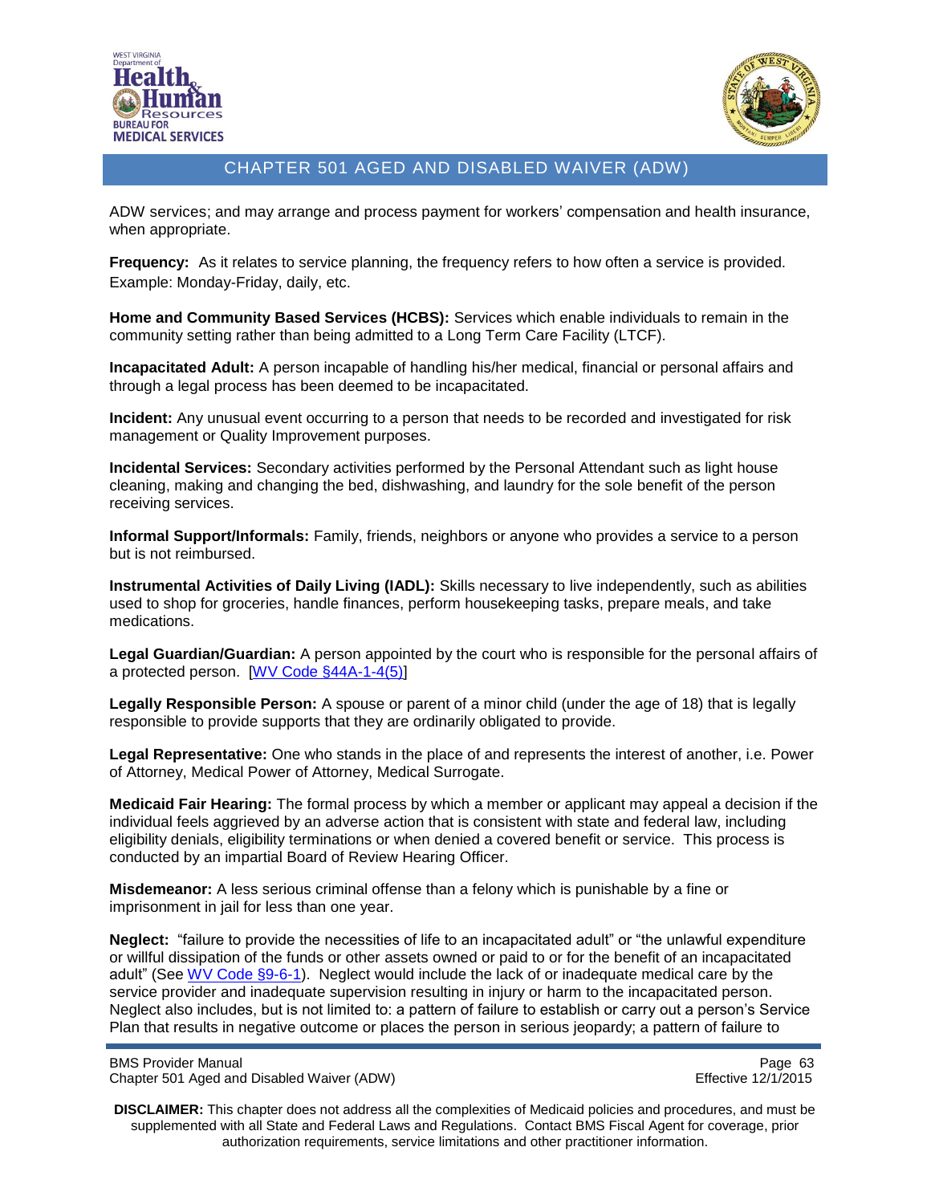ADW services; and may arrange and process payment for workers' compensation and health insurance, when appropriate.

**Frequency:** As it relates to service planning, the frequency refers to how often a service is provided. Example: Monday-Friday, daily, etc.

**Home and Community Based Services (HCBS):** Services which enable individuals to remain in the community setting rather than being admitted to a Long Term Care Facility (LTCF).

**Incapacitated Adult:** A person incapable of handling his/her medical, financial or personal affairs and through a legal process has been deemed to be incapacitated.

**Incident:** Any unusual event occurring to a person that needs to be recorded and investigated for risk management or Quality Improvement purposes.

**Incidental Services:** Secondary activities performed by the Personal Attendant such as light house cleaning, making and changing the bed, dishwashing, and laundry for the sole benefit of the person receiving services.

**Informal Support/Informals:** Family, friends, neighbors or anyone who provides a service to a person but is not reimbursed.

**Instrumental Activities of Daily Living (IADL):** Skills necessary to live independently, such as abilities used to shop for groceries, handle finances, perform housekeeping tasks, prepare meals, and take medications.

**Legal Guardian/Guardian:** A person appointed by the court who is responsible for the personal affairs of a protected person. [WV Code §44A-1-4(5)]

**Legally Responsible Person:** A spouse or parent of a minor child (under the age of 18) that is legally responsible to provide supports that they are ordinarily obligated to provide.

**Legal Representative:** One who stands in the place of and represents the interest of another, i.e. Power of Attorney, Medical Power of Attorney, Medical Surrogate.

**Medicaid Fair Hearing:** The formal process by which a member or applicant may appeal a decision if the individual feels aggrieved by an adverse action that is consistent with state and federal law, including eligibility denials, eligibility terminations or when denied a covered benefit or service. This process is conducted by an impartial Board of Review Hearing Officer.

**Misdemeanor:** A less serious criminal offense than a felony which is punishable by a fine or imprisonment in jail for less than one year.

**Neglect:** "failure to provide the necessities of life to an incapacitated adult" or "the unlawful expenditure or willful dissipation of the funds or other assets owned or paid to or for the benefit of an incapacitated adult" (See WV Code §9-6-1). Neglect would include the lack of or inadequate medical care by the service provider and inadequate supervision resulting in injury or harm to the incapacitated person. Neglect also includes, but is not limited to: a pattern of failure to establish or carry out a person's Service Plan that results in negative outcome or places the person in serious jeopardy; a pattern of failure to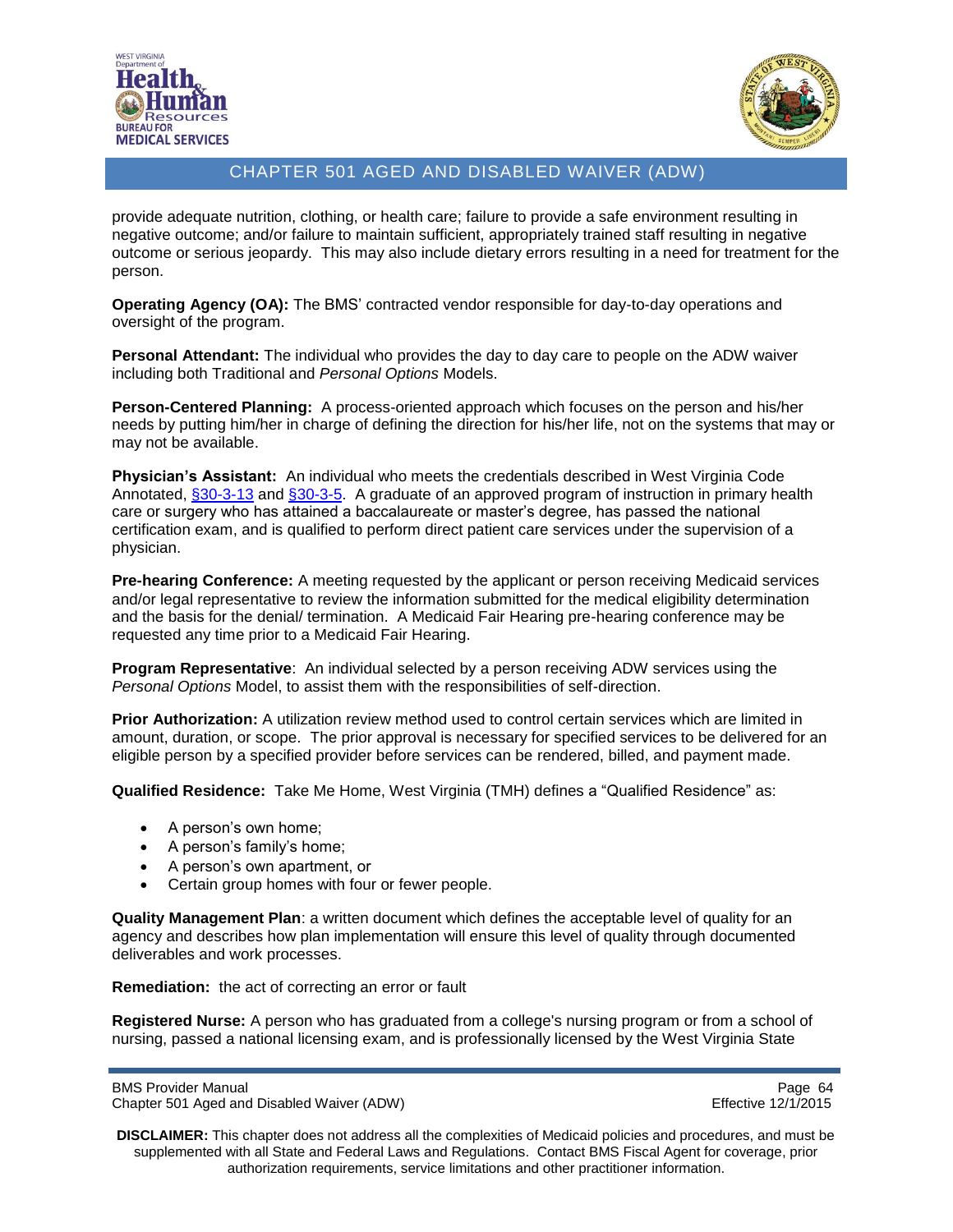provide adequate nutrition, clothing, or health care; failure to provide a safe environment resulting in negative outcome; and/or failure to maintain sufficient, appropriately trained staff resulting in negative outcome or serious jeopardy. This may also include dietary errors resulting in a need for treatment for the person.

**Operating Agency (OA):** The BMS' contracted vendor responsible for day-to-day operations and oversight of the program.

**Personal Attendant:** The individual who provides the day to day care to people on the ADW waiver including both Traditional and *Personal Options* Models.

**Person-Centered Planning:** A process-oriented approach which focuses on the person and his/her needs by putting him/her in charge of defining the direction for his/her life, not on the systems that may or may not be available.

**Physician's Assistant:** An individual who meets the credentials described in West Virginia Code Annotated, §30-3-13 and §30-3-5. A graduate of an approved program of instruction in primary health care or surgery who has attained a baccalaureate or master's degree, has passed the national certification exam, and is qualified to perform direct patient care services under the supervision of a physician.

**Pre-hearing Conference:** A meeting requested by the applicant or person receiving Medicaid services and/or legal representative to review the information submitted for the medical eligibility determination and the basis for the denial/ termination. A Medicaid Fair Hearing pre-hearing conference may be requested any time prior to a Medicaid Fair Hearing.

**Program Representative**: An individual selected by a person receiving ADW services using the *Personal Options* Model, to assist them with the responsibilities of self-direction.

**Prior Authorization:** A utilization review method used to control certain services which are limited in amount, duration, or scope. The prior approval is necessary for specified services to be delivered for an eligible person by a specified provider before services can be rendered, billed, and payment made.

**Qualified Residence:** Take Me Home, West Virginia (TMH) defines a "Qualified Residence" as:

- A person's own home;
- A person's family's home;
- A person's own apartment, or
- Certain group homes with four or fewer people.

**Quality Management Plan**: a written document which defines the acceptable level of quality for an agency and describes how plan implementation will ensure this level of quality through documented deliverables and work processes.

**Remediation:** the act of correcting an error or fault

**Registered Nurse:** A person who has graduated from a college's nursing program or from a school of nursing, passed a national licensing exam, and is professionally licensed by the West Virginia State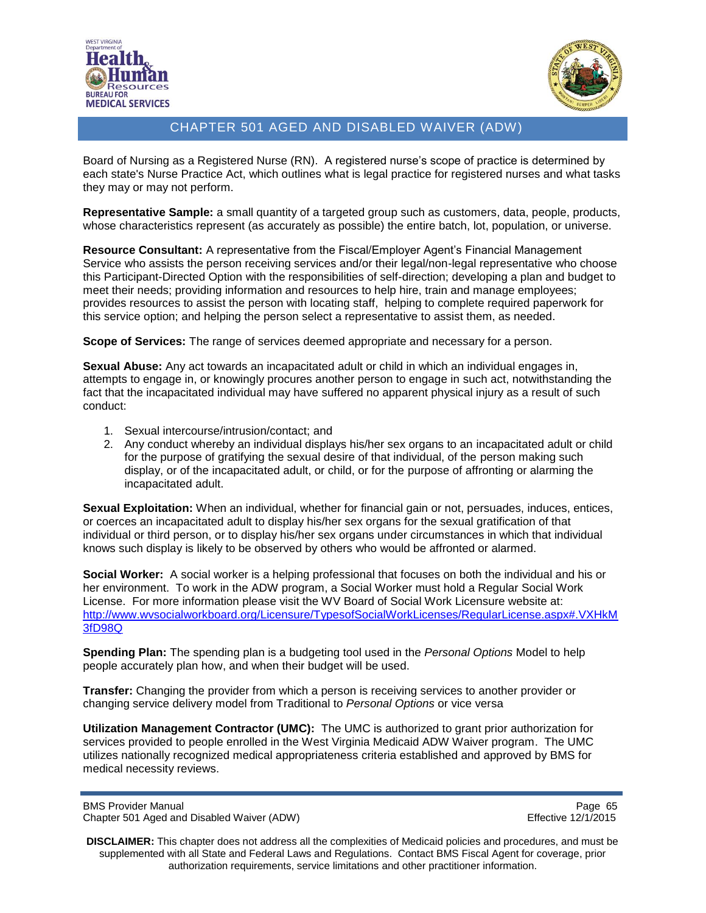Board of Nursing as a Registered Nurse (RN). A registered nurse's scope of practice is determined by each state's Nurse Practice Act, which outlines what is legal practice for registered nurses and what tasks they may or may not perform.

**Representative Sample:** a small quantity of a targeted group such as customers, data, people, products, whose characteristics represent (as accurately as possible) the entire batch, lot, population, or universe.

**Resource Consultant:** A representative from the Fiscal/Employer Agent's Financial Management Service who assists the person receiving services and/or their legal/non-legal representative who choose this Participant-Directed Option with the responsibilities of self-direction; developing a plan and budget to meet their needs; providing information and resources to help hire, train and manage employees; provides resources to assist the person with locating staff, helping to complete required paperwork for this service option; and helping the person select a representative to assist them, as needed.

**Scope of Services:** The range of services deemed appropriate and necessary for a person.

**Sexual Abuse:** Any act towards an incapacitated adult or child in which an individual engages in, attempts to engage in, or knowingly procures another person to engage in such act, notwithstanding the fact that the incapacitated individual may have suffered no apparent physical injury as a result of such conduct:

1. Sexual intercourse/intrusion/contact; and
2. Any conduct whereby an individual displays his/her sex organs to an incapacitated adult or child for the purpose of gratifying the sexual desire of that individual, of the person making such display, or of the incapacitated adult, or child, or for the purpose of affronting or alarming the incapacitated adult.

**Sexual Exploitation:** When an individual, whether for financial gain or not, persuades, induces, entices, or coerces an incapacitated adult to display his/her sex organs for the sexual gratification of that individual or third person, or to display his/her sex organs under circumstances in which that individual knows such display is likely to be observed by others who would be affronted or alarmed.

**Social Worker:** A social worker is a helping professional that focuses on both the individual and his or her environment. To work in the ADW program, a Social Worker must hold a Regular Social Work License. For more information please visit the WV Board of Social Work Licensure website at: [http://www.wvsocialworkboard.org/Licensure/TypesofSocialWorkLicenses/RegularLicense.aspx#.VXHkM3fD98Q](http://www.wvsocialworkboard.org/Licensure/TypesofSocialWorkLicenses/RegularLicense.aspx#.VXHkM3fD98Q)

**Spending Plan:** The spending plan is a budgeting tool used in the *Personal Options* Model to help people accurately plan how, and when their budget will be used.

**Transfer:** Changing the provider from which a person is receiving services to another provider or changing service delivery model from Traditional to *Personal Options* or vice versa

**Utilization Management Contractor (UMC):** The UMC is authorized to grant prior authorization for services provided to people enrolled in the West Virginia Medicaid ADW Waiver program. The UMC utilizes nationally recognized medical appropriateness criteria established and approved by BMS for medical necessity reviews.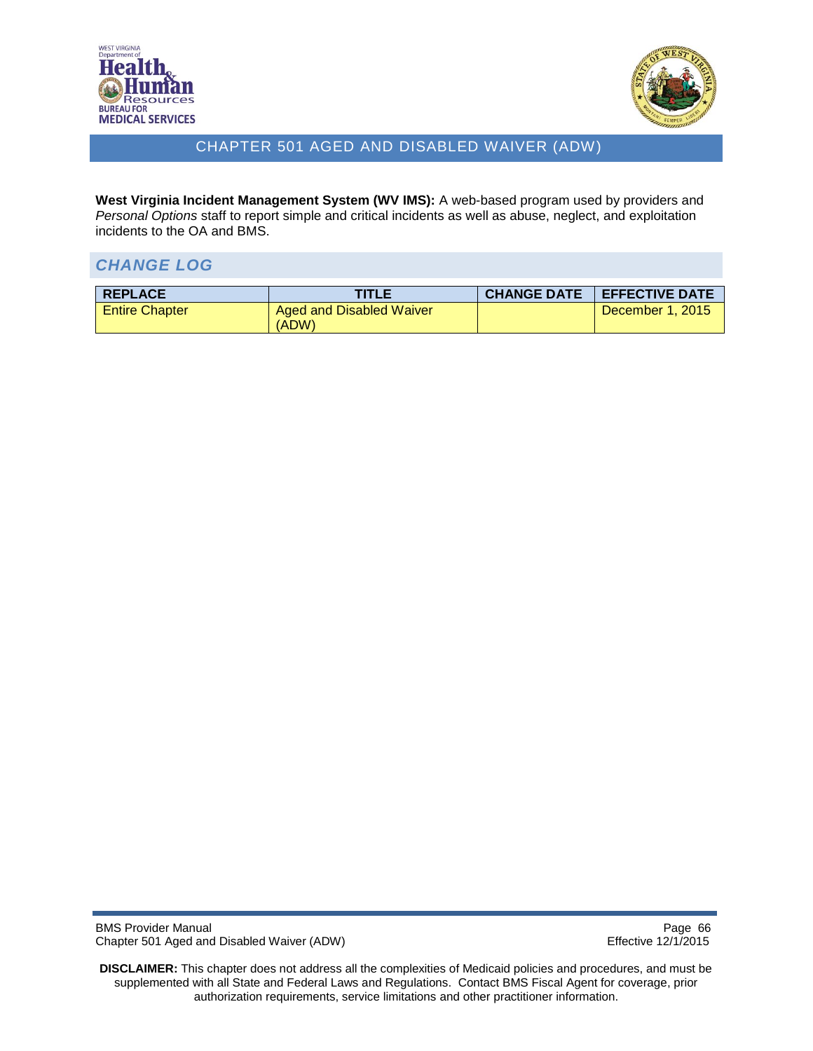**West Virginia Incident Management System (WV IMS):** A web-based program used by providers and *Personal Options* staff to report simple and critical incidents as well as abuse, neglect, and exploitation incidents to the OA and BMS.

## CHANGE LOG

| REPLACE | TITLE | CHANGE DATE | EFFECTIVE DATE |
|---|---|---|---|
| Entire Chapter | Aged and Disabled Waiver (ADW) | | December 1, 2015 |

**DISCLAIMER:** This chapter does not address all the complexities of Medicaid policies and procedures, and must be supplemented with all State and Federal Laws and Regulations. Contact BMS Fiscal Agent for coverage, prior authorization requirements, service limitations and other practitioner information.